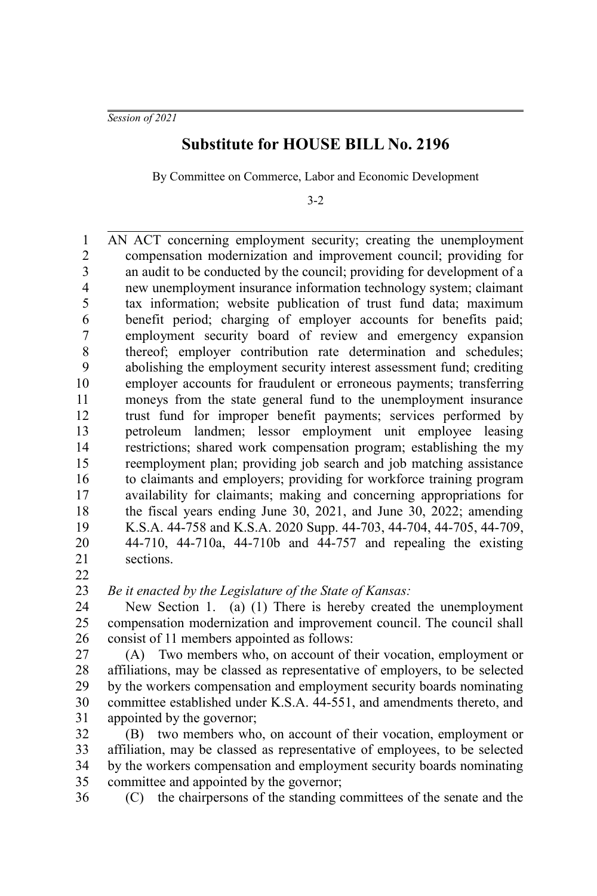*Session of 2021*

# Substitute for HOUSE BILL No. 2196

By Committee on Commerce, Labor and Economic Development

3-2

AN ACT concerning employment security; creating the unemployment compensation modernization and improvement council; providing for an audit to be conducted by the council; providing for development of a new unemployment insurance information technology system; claimant tax information; website publication of trust fund data; maximum benefit period; charging of employer accounts for benefits paid; employment security board of review and emergency expansion thereof; employer contribution rate determination and schedules; abolishing the employment security interest assessment fund; crediting employer accounts for fraudulent or erroneous payments; transferring moneys from the state general fund to the unemployment insurance trust fund for improper benefit payments; services performed by petroleum landmen; lessor employment unit employee leasing restrictions; shared work compensation program; establishing the my reemployment plan; providing job search and job matching assistance to claimants and employers; providing for workforce training program availability for claimants; making and concerning appropriations for the fiscal years ending June 30, 2021, and June 30, 2022; amending K.S.A. 44-758 and K.S.A. 2020 Supp. 44-703, 44-704, 44-705, 44-709, 44-710, 44-710a, 44-710b and 44-757 and repealing the existing sections.

*Be it enacted by the Legislature of the State of Kansas:*

New Section 1. (a) (1) There is hereby created the unemployment compensation modernization and improvement council. The council shall consist of 11 members appointed as follows:

(A) Two members who, on account of their vocation, employment or affiliations, may be classed as representative of employers, to be selected by the workers compensation and employment security boards nominating committee established under K.S.A. 44-551, and amendments thereto, and appointed by the governor;

(B) two members who, on account of their vocation, employment or affiliation, may be classed as representative of employees, to be selected by the workers compensation and employment security boards nominating committee and appointed by the governor;

(C) the chairpersons of the standing committees of the senate and the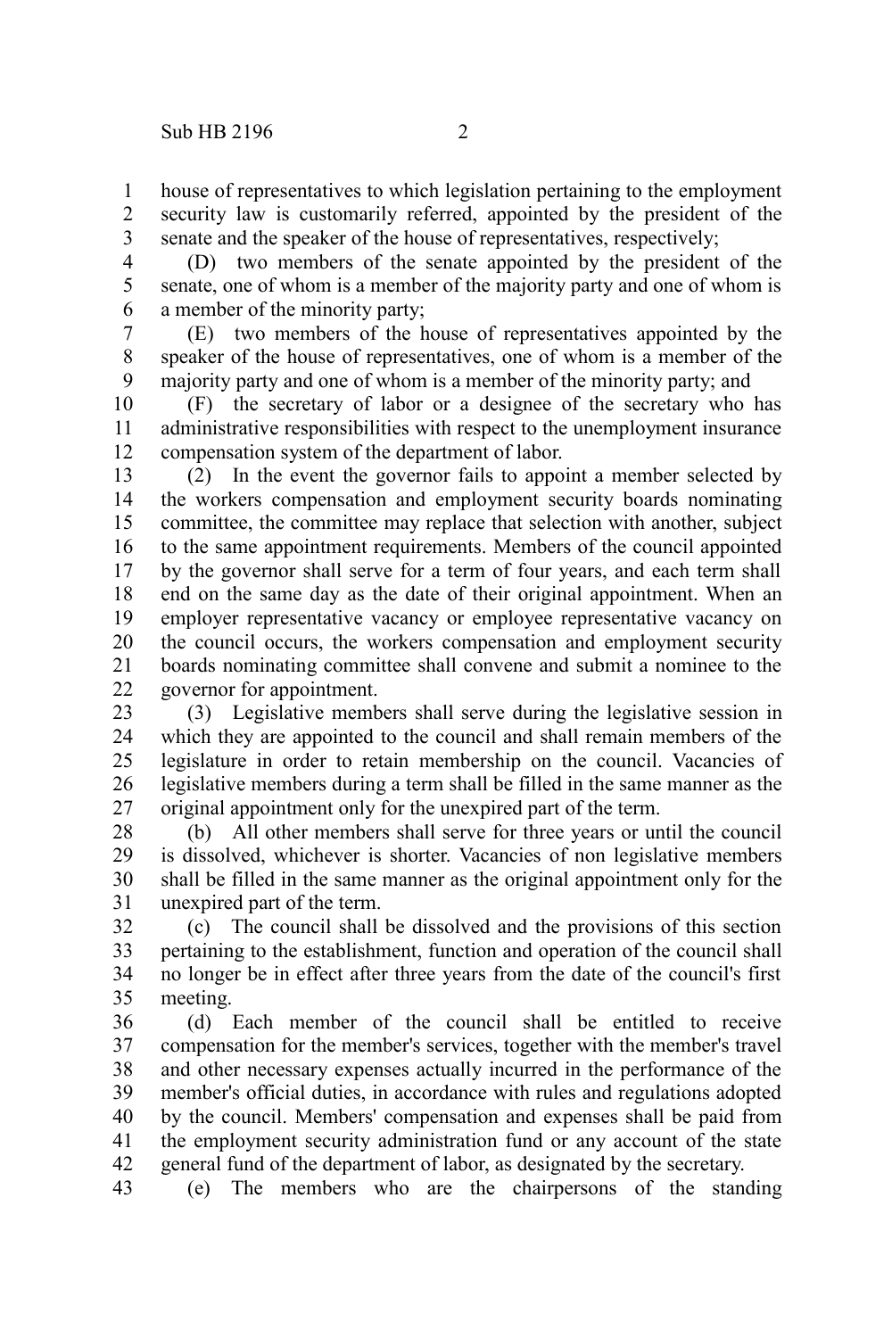house of representatives to which legislation pertaining to the employment security law is customarily referred, appointed by the president of the senate and the speaker of the house of representatives, respectively;

(D) two members of the senate appointed by the president of the senate, one of whom is a member of the majority party and one of whom is a member of the minority party;

(E) two members of the house of representatives appointed by the speaker of the house of representatives, one of whom is a member of the majority party and one of whom is a member of the minority party; and

(F) the secretary of labor or a designee of the secretary who has administrative responsibilities with respect to the unemployment insurance compensation system of the department of labor.

(2) In the event the governor fails to appoint a member selected by the workers compensation and employment security boards nominating committee, the committee may replace that selection with another, subject to the same appointment requirements. Members of the council appointed by the governor shall serve for a term of four years, and each term shall end on the same day as the date of their original appointment. When an employer representative vacancy or employee representative vacancy on the council occurs, the workers compensation and employment security boards nominating committee shall convene and submit a nominee to the governor for appointment.

(3) Legislative members shall serve during the legislative session in which they are appointed to the council and shall remain members of the legislature in order to retain membership on the council. Vacancies of legislative members during a term shall be filled in the same manner as the original appointment only for the unexpired part of the term.

(b) All other members shall serve for three years or until the council is dissolved, whichever is shorter. Vacancies of non legislative members shall be filled in the same manner as the original appointment only for the unexpired part of the term.

(c) The council shall be dissolved and the provisions of this section pertaining to the establishment, function and operation of the council shall no longer be in effect after three years from the date of the council's first meeting.

(d) Each member of the council shall be entitled to receive compensation for the member's services, together with the member's travel and other necessary expenses actually incurred in the performance of the member's official duties, in accordance with rules and regulations adopted by the council. Members' compensation and expenses shall be paid from the employment security administration fund or any account of the state general fund of the department of labor, as designated by the secretary.

(e) The members who are the chairpersons of the standing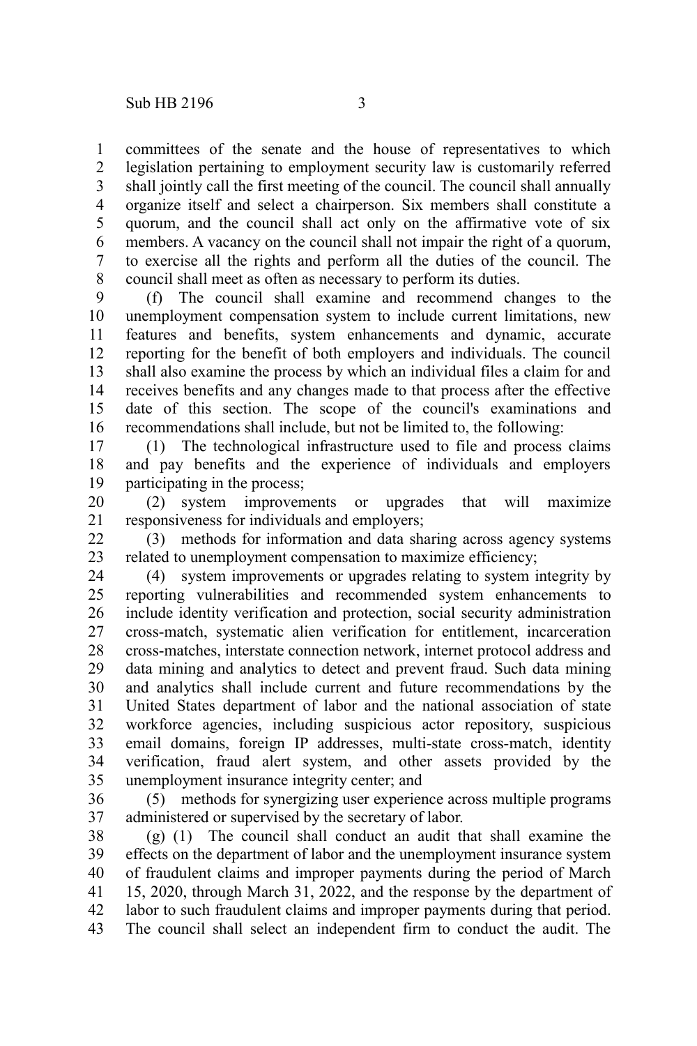committees of the senate and the house of representatives to which legislation pertaining to employment security law is customarily referred shall jointly call the first meeting of the council. The council shall annually organize itself and select a chairperson. Six members shall constitute a quorum, and the council shall act only on the affirmative vote of six members. A vacancy on the council shall not impair the right of a quorum, to exercise all the rights and perform all the duties of the council. The council shall meet as often as necessary to perform its duties.

(f) The council shall examine and recommend changes to the unemployment compensation system to include current limitations, new features and benefits, system enhancements and dynamic, accurate reporting for the benefit of both employers and individuals. The council shall also examine the process by which an individual files a claim for and receives benefits and any changes made to that process after the effective date of this section. The scope of the council's examinations and recommendations shall include, but not be limited to, the following:

(1) The technological infrastructure used to file and process claims and pay benefits and the experience of individuals and employers participating in the process;

(2) system improvements or upgrades that will maximize responsiveness for individuals and employers;

(3) methods for information and data sharing across agency systems related to unemployment compensation to maximize efficiency;

(4) system improvements or upgrades relating to system integrity by reporting vulnerabilities and recommended system enhancements to include identity verification and protection, social security administration cross-match, systematic alien verification for entitlement, incarceration cross-matches, interstate connection network, internet protocol address and data mining and analytics to detect and prevent fraud. Such data mining and analytics shall include current and future recommendations by the United States department of labor and the national association of state workforce agencies, including suspicious actor repository, suspicious email domains, foreign IP addresses, multi-state cross-match, identity verification, fraud alert system, and other assets provided by the unemployment insurance integrity center; and

(5) methods for synergizing user experience across multiple programs administered or supervised by the secretary of labor.

(g) (1) The council shall conduct an audit that shall examine the effects on the department of labor and the unemployment insurance system of fraudulent claims and improper payments during the period of March 15, 2020, through March 31, 2022, and the response by the department of labor to such fraudulent claims and improper payments during that period. The council shall select an independent firm to conduct the audit. The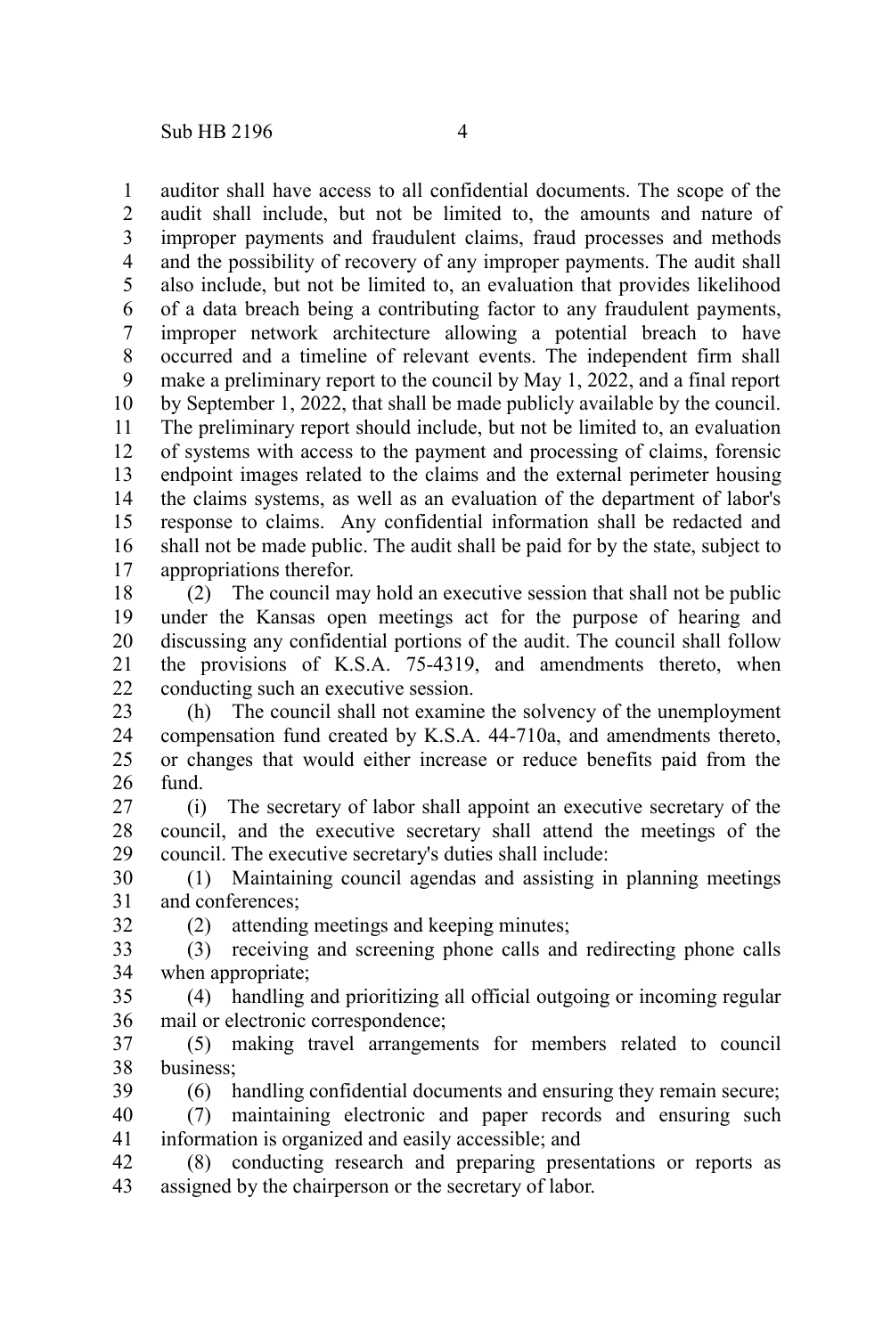auditor shall have access to all confidential documents. The scope of the audit shall include, but not be limited to, the amounts and nature of improper payments and fraudulent claims, fraud processes and methods and the possibility of recovery of any improper payments. The audit shall also include, but not be limited to, an evaluation that provides likelihood of a data breach being a contributing factor to any fraudulent payments, improper network architecture allowing a potential breach to have occurred and a timeline of relevant events. The independent firm shall make a preliminary report to the council by May 1, 2022, and a final report by September 1, 2022, that shall be made publicly available by the council. The preliminary report should include, but not be limited to, an evaluation of systems with access to the payment and processing of claims, forensic endpoint images related to the claims and the external perimeter housing the claims systems, as well as an evaluation of the department of labor's response to claims. Any confidential information shall be redacted and shall not be made public. The audit shall be paid for by the state, subject to appropriations therefor.

(2) The council may hold an executive session that shall not be public under the Kansas open meetings act for the purpose of hearing and discussing any confidential portions of the audit. The council shall follow the provisions of K.S.A. 75-4319, and amendments thereto, when conducting such an executive session.

(h) The council shall not examine the solvency of the unemployment compensation fund created by K.S.A. 44-710a, and amendments thereto, or changes that would either increase or reduce benefits paid from the fund.

(i) The secretary of labor shall appoint an executive secretary of the council, and the executive secretary shall attend the meetings of the council. The executive secretary's duties shall include:

(1) Maintaining council agendas and assisting in planning meetings and conferences;

(2) attending meetings and keeping minutes;

(3) receiving and screening phone calls and redirecting phone calls when appropriate;

(4) handling and prioritizing all official outgoing or incoming regular mail or electronic correspondence;

(5) making travel arrangements for members related to council business;

(6) handling confidential documents and ensuring they remain secure;

(7) maintaining electronic and paper records and ensuring such information is organized and easily accessible; and

(8) conducting research and preparing presentations or reports as assigned by the chairperson or the secretary of labor.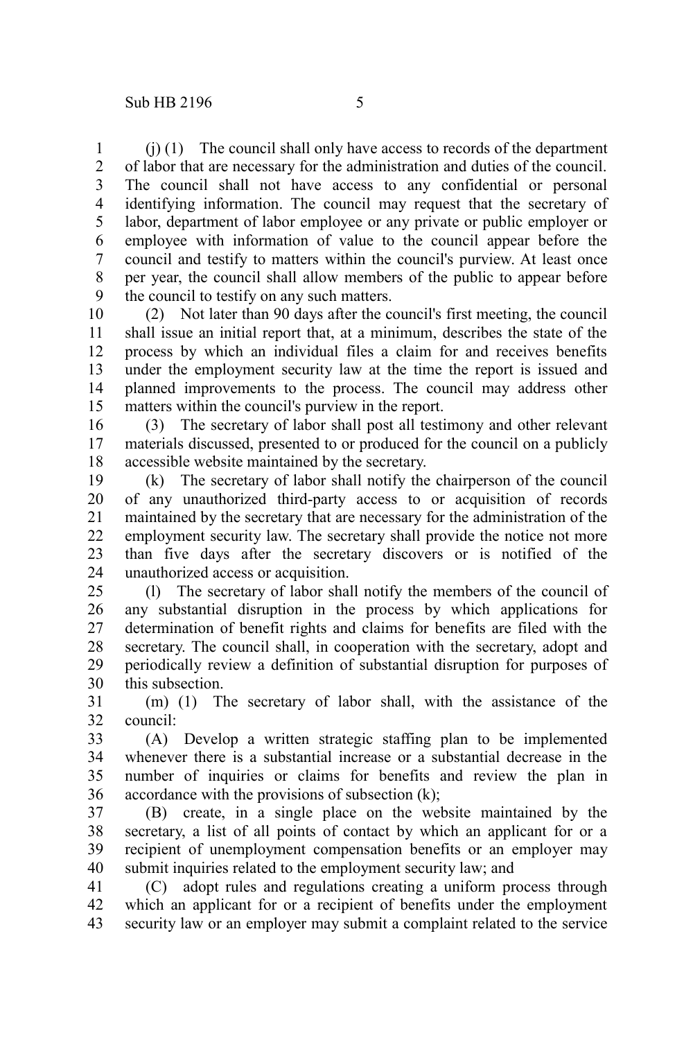(j) (1) The council shall only have access to records of the department of labor that are necessary for the administration and duties of the council. The council shall not have access to any confidential or personal identifying information. The council may request that the secretary of labor, department of labor employee or any private or public employer or employee with information of value to the council appear before the council and testify to matters within the council's purview. At least once per year, the council shall allow members of the public to appear before the council to testify on any such matters.

(2) Not later than 90 days after the council's first meeting, the council shall issue an initial report that, at a minimum, describes the state of the process by which an individual files a claim for and receives benefits under the employment security law at the time the report is issued and planned improvements to the process. The council may address other matters within the council's purview in the report.

(3) The secretary of labor shall post all testimony and other relevant materials discussed, presented to or produced for the council on a publicly accessible website maintained by the secretary.

(k) The secretary of labor shall notify the chairperson of the council of any unauthorized third-party access to or acquisition of records maintained by the secretary that are necessary for the administration of the employment security law. The secretary shall provide the notice not more than five days after the secretary discovers or is notified of the unauthorized access or acquisition.

(l) The secretary of labor shall notify the members of the council of any substantial disruption in the process by which applications for determination of benefit rights and claims for benefits are filed with the secretary. The council shall, in cooperation with the secretary, adopt and periodically review a definition of substantial disruption for purposes of this subsection.

(m) (1) The secretary of labor shall, with the assistance of the council:

(A) Develop a written strategic staffing plan to be implemented whenever there is a substantial increase or a substantial decrease in the number of inquiries or claims for benefits and review the plan in accordance with the provisions of subsection (k);

(B) create, in a single place on the website maintained by the secretary, a list of all points of contact by which an applicant for or a recipient of unemployment compensation benefits or an employer may submit inquiries related to the employment security law; and

(C) adopt rules and regulations creating a uniform process through which an applicant for or a recipient of benefits under the employment security law or an employer may submit a complaint related to the service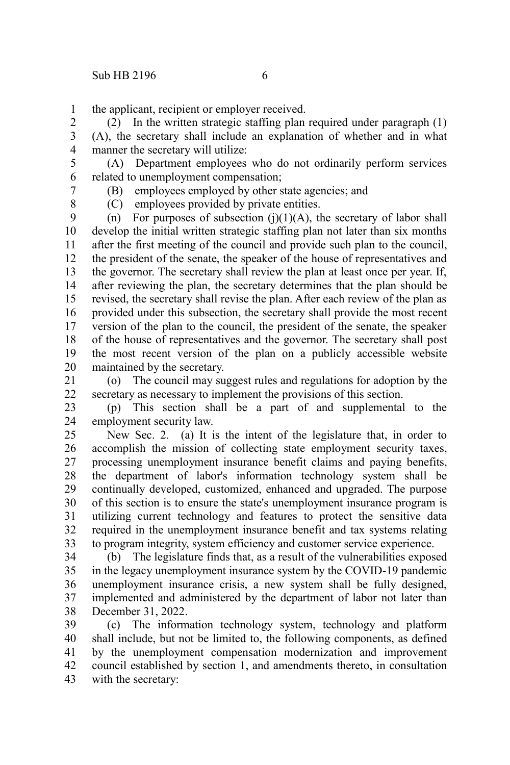the applicant, recipient or employer received.

(2) In the written strategic staffing plan required under paragraph (1) (A), the secretary shall include an explanation of whether and in what manner the secretary will utilize:

(A) Department employees who do not ordinarily perform services related to unemployment compensation;

(B) employees employed by other state agencies; and

(C) employees provided by private entities.

(n) For purposes of subsection (j)(1)(A), the secretary of labor shall develop the initial written strategic staffing plan not later than six months after the first meeting of the council and provide such plan to the council, the president of the senate, the speaker of the house of representatives and the governor. The secretary shall review the plan at least once per year. If, after reviewing the plan, the secretary determines that the plan should be revised, the secretary shall revise the plan. After each review of the plan as provided under this subsection, the secretary shall provide the most recent version of the plan to the council, the president of the senate, the speaker of the house of representatives and the governor. The secretary shall post the most recent version of the plan on a publicly accessible website maintained by the secretary.

(o) The council may suggest rules and regulations for adoption by the secretary as necessary to implement the provisions of this section.

(p) This section shall be a part of and supplemental to the employment security law.

New Sec. 2. (a) It is the intent of the legislature that, in order to accomplish the mission of collecting state employment security taxes, processing unemployment insurance benefit claims and paying benefits, the department of labor's information technology system shall be continually developed, customized, enhanced and upgraded. The purpose of this section is to ensure the state's unemployment insurance program is utilizing current technology and features to protect the sensitive data required in the unemployment insurance benefit and tax systems relating to program integrity, system efficiency and customer service experience.

(b) The legislature finds that, as a result of the vulnerabilities exposed in the legacy unemployment insurance system by the COVID-19 pandemic unemployment insurance crisis, a new system shall be fully designed, implemented and administered by the department of labor not later than December 31, 2022.

(c) The information technology system, technology and platform shall include, but not be limited to, the following components, as defined by the unemployment compensation modernization and improvement council established by section 1, and amendments thereto, in consultation with the secretary: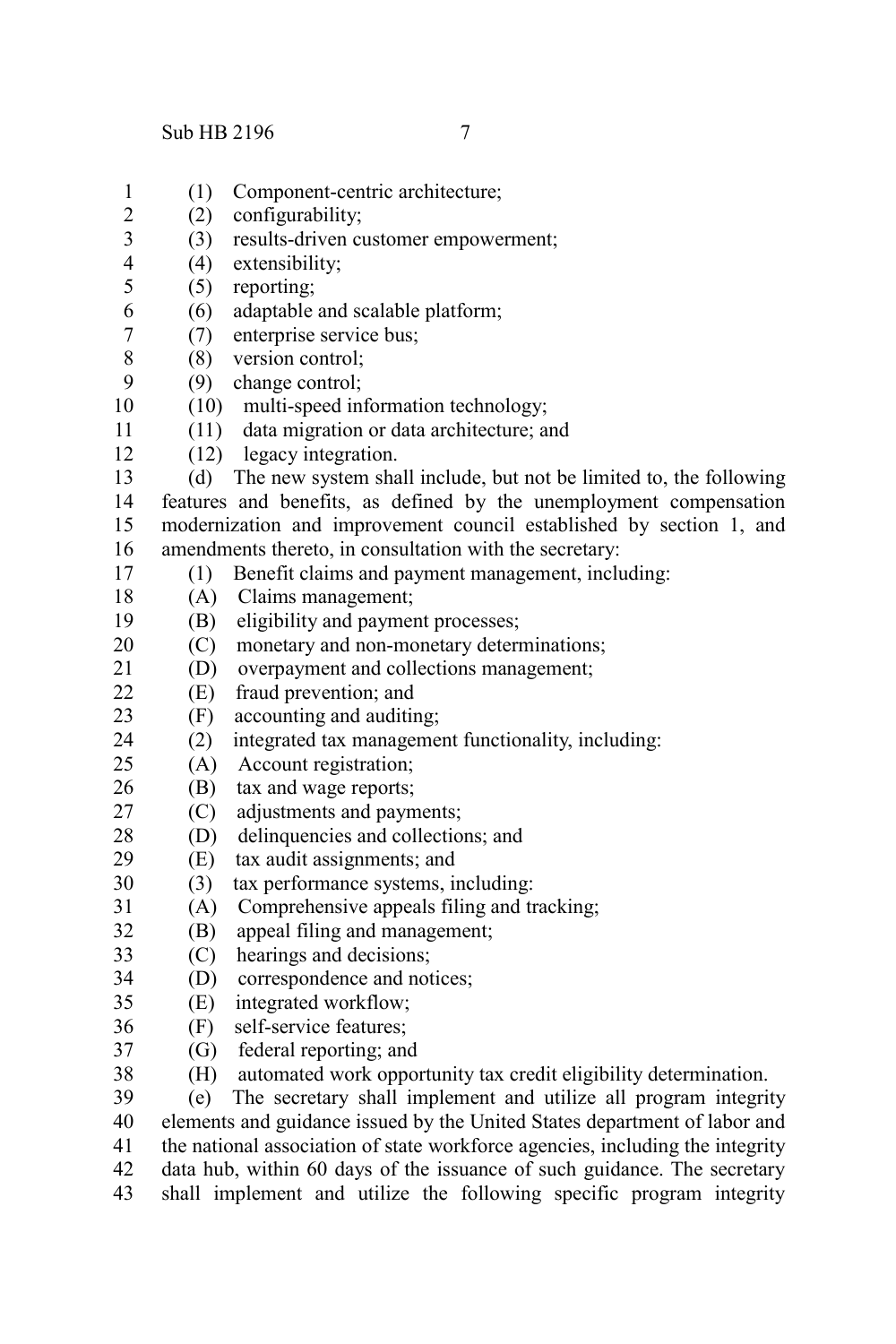(1) Component-centric architecture;

(2) configurability;

(3) results-driven customer empowerment;

(4) extensibility;

(5) reporting;

(6) adaptable and scalable platform;

(7) enterprise service bus;

(8) version control;

(9) change control;

(10) multi-speed information technology;

(11) data migration or data architecture; and

(12) legacy integration.

(d) The new system shall include, but not be limited to, the following features and benefits, as defined by the unemployment compensation modernization and improvement council established by section 1, and amendments thereto, in consultation with the secretary:

(1) Benefit claims and payment management, including:

(A) Claims management;

(B) eligibility and payment processes;

(C) monetary and non-monetary determinations;

(D) overpayment and collections management;

(E) fraud prevention; and

(F) accounting and auditing;

(2) integrated tax management functionality, including:

(A) Account registration;

(B) tax and wage reports;

(C) adjustments and payments;

(D) delinquencies and collections; and

(E) tax audit assignments; and

(3) tax performance systems, including:

(A) Comprehensive appeals filing and tracking;

(B) appeal filing and management;

(C) hearings and decisions;

(D) correspondence and notices;

(E) integrated workflow;

(F) self-service features;

(G) federal reporting; and

(H) automated work opportunity tax credit eligibility determination.

(e) The secretary shall implement and utilize all program integrity elements and guidance issued by the United States department of labor and the national association of state workforce agencies, including the integrity data hub, within 60 days of the issuance of such guidance. The secretary shall implement and utilize the following specific program integrity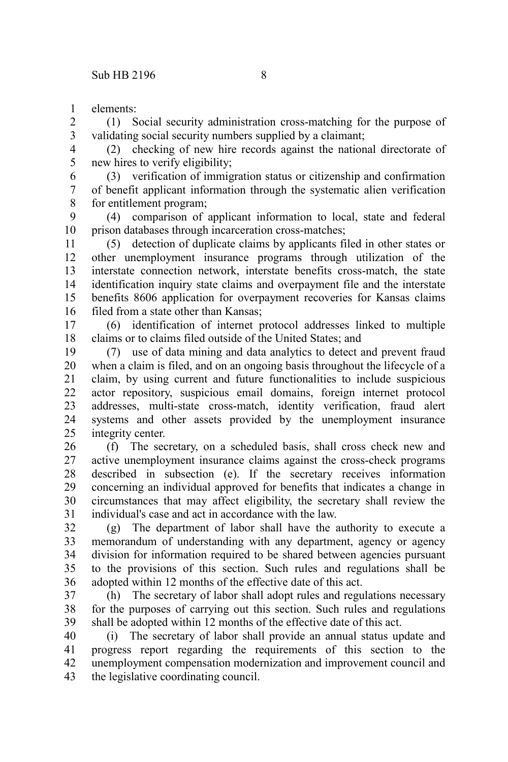elements:

(1) Social security administration cross-matching for the purpose of validating social security numbers supplied by a claimant;

(2) checking of new hire records against the national directorate of new hires to verify eligibility;

(3) verification of immigration status or citizenship and confirmation of benefit applicant information through the systematic alien verification for entitlement program;

(4) comparison of applicant information to local, state and federal prison databases through incarceration cross-matches;

(5) detection of duplicate claims by applicants filed in other states or other unemployment insurance programs through utilization of the interstate connection network, interstate benefits cross-match, the state identification inquiry state claims and overpayment file and the interstate benefits 8606 application for overpayment recoveries for Kansas claims filed from a state other than Kansas;

(6) identification of internet protocol addresses linked to multiple claims or to claims filed outside of the United States; and

(7) use of data mining and data analytics to detect and prevent fraud when a claim is filed, and on an ongoing basis throughout the lifecycle of a claim, by using current and future functionalities to include suspicious actor repository, suspicious email domains, foreign internet protocol addresses, multi-state cross-match, identity verification, fraud alert systems and other assets provided by the unemployment insurance integrity center.

(f) The secretary, on a scheduled basis, shall cross check new and active unemployment insurance claims against the cross-check programs described in subsection (e). If the secretary receives information concerning an individual approved for benefits that indicates a change in circumstances that may affect eligibility, the secretary shall review the individual's case and act in accordance with the law.

(g) The department of labor shall have the authority to execute a memorandum of understanding with any department, agency or agency division for information required to be shared between agencies pursuant to the provisions of this section. Such rules and regulations shall be adopted within 12 months of the effective date of this act.

(h) The secretary of labor shall adopt rules and regulations necessary for the purposes of carrying out this section. Such rules and regulations shall be adopted within 12 months of the effective date of this act.

(i) The secretary of labor shall provide an annual status update and progress report regarding the requirements of this section to the unemployment compensation modernization and improvement council and the legislative coordinating council.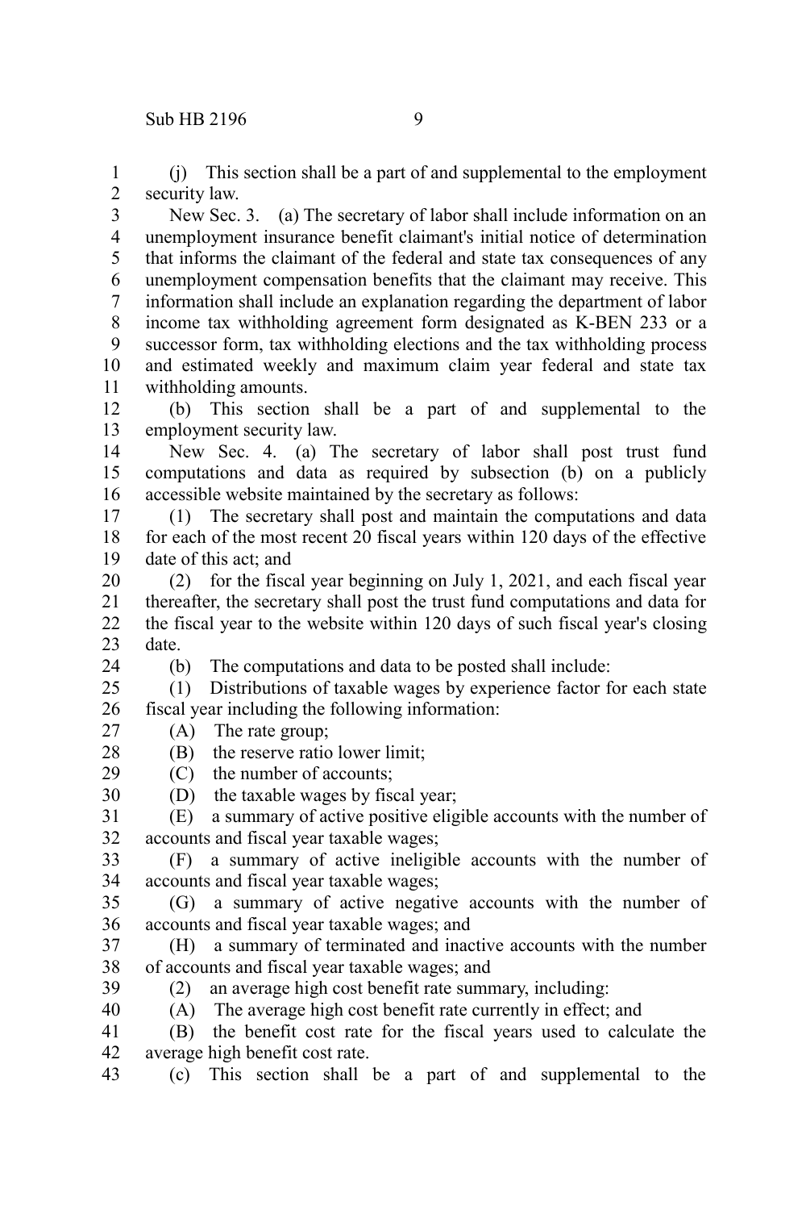(j) This section shall be a part of and supplemental to the employment security law.

New Sec. 3. (a) The secretary of labor shall include information on an unemployment insurance benefit claimant's initial notice of determination that informs the claimant of the federal and state tax consequences of any unemployment compensation benefits that the claimant may receive. This information shall include an explanation regarding the department of labor income tax withholding agreement form designated as K-BEN 233 or a successor form, tax withholding elections and the tax withholding process and estimated weekly and maximum claim year federal and state tax withholding amounts.

(b) This section shall be a part of and supplemental to the employment security law.

New Sec. 4. (a) The secretary of labor shall post trust fund computations and data as required by subsection (b) on a publicly accessible website maintained by the secretary as follows:

(1) The secretary shall post and maintain the computations and data for each of the most recent 20 fiscal years within 120 days of the effective date of this act; and

(2) for the fiscal year beginning on July 1, 2021, and each fiscal year thereafter, the secretary shall post the trust fund computations and data for the fiscal year to the website within 120 days of such fiscal year's closing date.

(b) The computations and data to be posted shall include:

(1) Distributions of taxable wages by experience factor for each state fiscal year including the following information:

(A) The rate group;

(B) the reserve ratio lower limit;

(C) the number of accounts;

(D) the taxable wages by fiscal year;

(E) a summary of active positive eligible accounts with the number of accounts and fiscal year taxable wages;

(F) a summary of active ineligible accounts with the number of accounts and fiscal year taxable wages;

(G) a summary of active negative accounts with the number of accounts and fiscal year taxable wages; and

(H) a summary of terminated and inactive accounts with the number of accounts and fiscal year taxable wages; and

(2) an average high cost benefit rate summary, including:

(A) The average high cost benefit rate currently in effect; and

(B) the benefit cost rate for the fiscal years used to calculate the average high benefit cost rate.

(c) This section shall be a part of and supplemental to the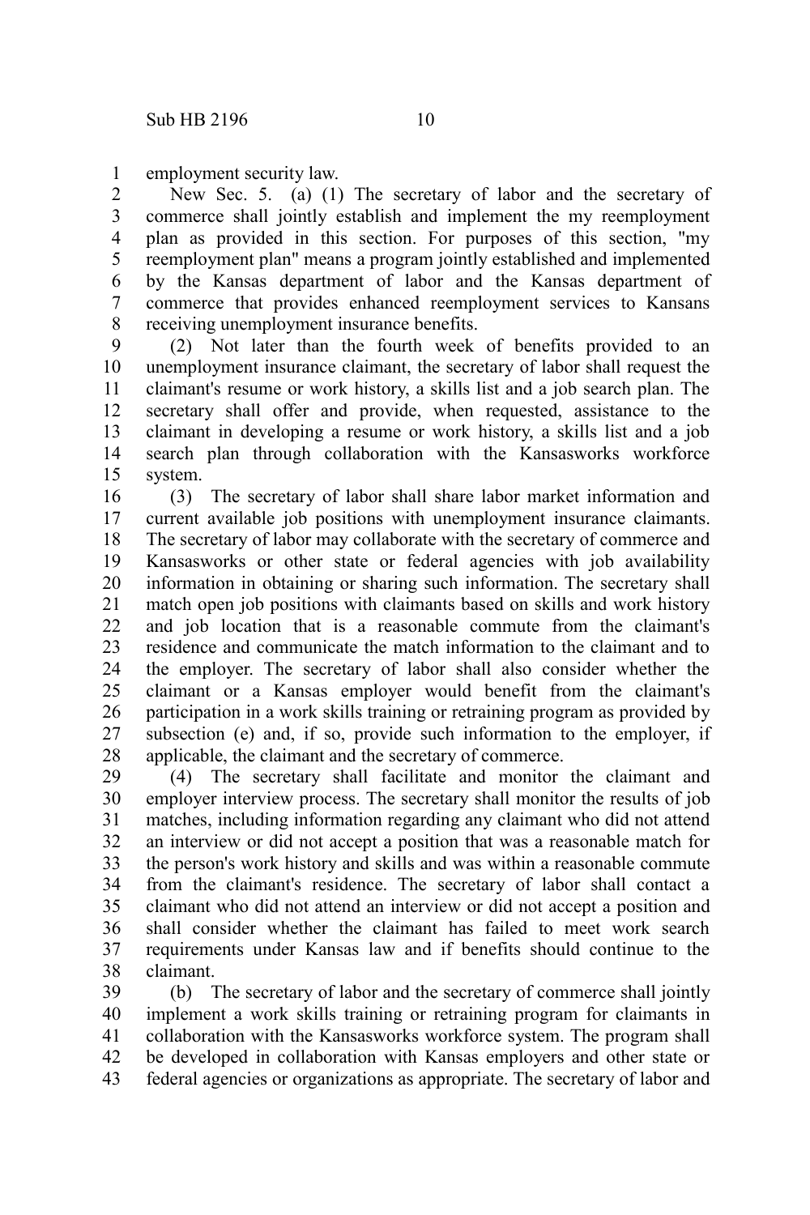employment security law.

New Sec. 5. (a) (1) The secretary of labor and the secretary of commerce shall jointly establish and implement the my reemployment plan as provided in this section. For purposes of this section, "my reemployment plan" means a program jointly established and implemented by the Kansas department of labor and the Kansas department of commerce that provides enhanced reemployment services to Kansans receiving unemployment insurance benefits.

(2) Not later than the fourth week of benefits provided to an unemployment insurance claimant, the secretary of labor shall request the claimant's resume or work history, a skills list and a job search plan. The secretary shall offer and provide, when requested, assistance to the claimant in developing a resume or work history, a skills list and a job search plan through collaboration with the Kansasworks workforce system.

(3) The secretary of labor shall share labor market information and current available job positions with unemployment insurance claimants. The secretary of labor may collaborate with the secretary of commerce and Kansasworks or other state or federal agencies with job availability information in obtaining or sharing such information. The secretary shall match open job positions with claimants based on skills and work history and job location that is a reasonable commute from the claimant's residence and communicate the match information to the claimant and to the employer. The secretary of labor shall also consider whether the claimant or a Kansas employer would benefit from the claimant's participation in a work skills training or retraining program as provided by subsection (e) and, if so, provide such information to the employer, if applicable, the claimant and the secretary of commerce.

(4) The secretary shall facilitate and monitor the claimant and employer interview process. The secretary shall monitor the results of job matches, including information regarding any claimant who did not attend an interview or did not accept a position that was a reasonable match for the person's work history and skills and was within a reasonable commute from the claimant's residence. The secretary of labor shall contact a claimant who did not attend an interview or did not accept a position and shall consider whether the claimant has failed to meet work search requirements under Kansas law and if benefits should continue to the claimant.

(b) The secretary of labor and the secretary of commerce shall jointly implement a work skills training or retraining program for claimants in collaboration with the Kansasworks workforce system. The program shall be developed in collaboration with Kansas employers and other state or federal agencies or organizations as appropriate. The secretary of labor and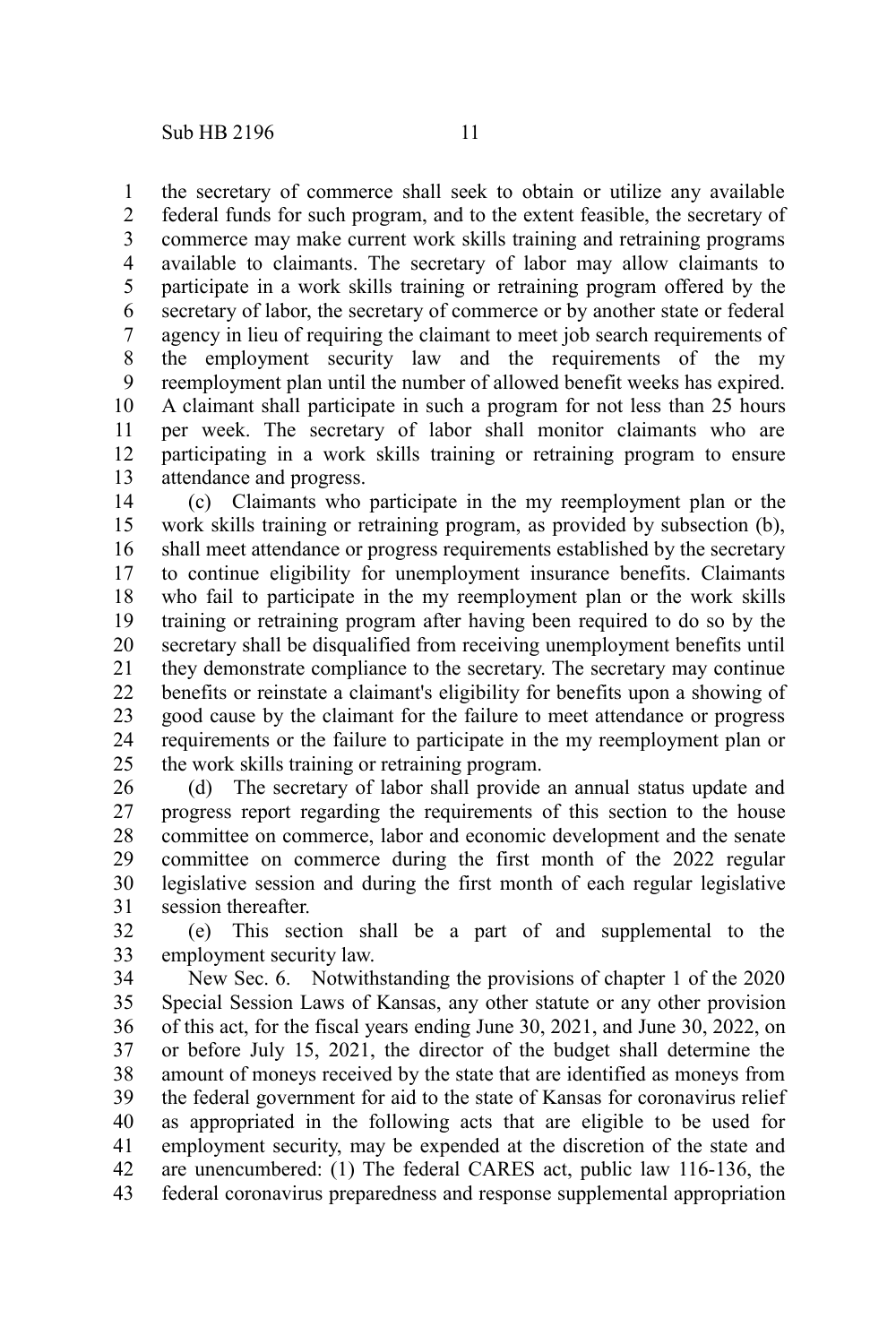the secretary of commerce shall seek to obtain or utilize any available federal funds for such program, and to the extent feasible, the secretary of commerce may make current work skills training and retraining programs available to claimants. The secretary of labor may allow claimants to participate in a work skills training or retraining program offered by the secretary of labor, the secretary of commerce or by another state or federal agency in lieu of requiring the claimant to meet job search requirements of the employment security law and the requirements of the my reemployment plan until the number of allowed benefit weeks has expired. A claimant shall participate in such a program for not less than 25 hours per week. The secretary of labor shall monitor claimants who are participating in a work skills training or retraining program to ensure attendance and progress.

(c) Claimants who participate in the my reemployment plan or the work skills training or retraining program, as provided by subsection (b), shall meet attendance or progress requirements established by the secretary to continue eligibility for unemployment insurance benefits. Claimants who fail to participate in the my reemployment plan or the work skills training or retraining program after having been required to do so by the secretary shall be disqualified from receiving unemployment benefits until they demonstrate compliance to the secretary. The secretary may continue benefits or reinstate a claimant's eligibility for benefits upon a showing of good cause by the claimant for the failure to meet attendance or progress requirements or the failure to participate in the my reemployment plan or the work skills training or retraining program.

(d) The secretary of labor shall provide an annual status update and progress report regarding the requirements of this section to the house committee on commerce, labor and economic development and the senate committee on commerce during the first month of the 2022 regular legislative session and during the first month of each regular legislative session thereafter.

(e) This section shall be a part of and supplemental to the employment security law.

New Sec. 6. Notwithstanding the provisions of chapter 1 of the 2020 Special Session Laws of Kansas, any other statute or any other provision of this act, for the fiscal years ending June 30, 2021, and June 30, 2022, on or before July 15, 2021, the director of the budget shall determine the amount of moneys received by the state that are identified as moneys from the federal government for aid to the state of Kansas for coronavirus relief as appropriated in the following acts that are eligible to be used for employment security, may be expended at the discretion of the state and are unencumbered: (1) The federal CARES act, public law 116-136, the federal coronavirus preparedness and response supplemental appropriation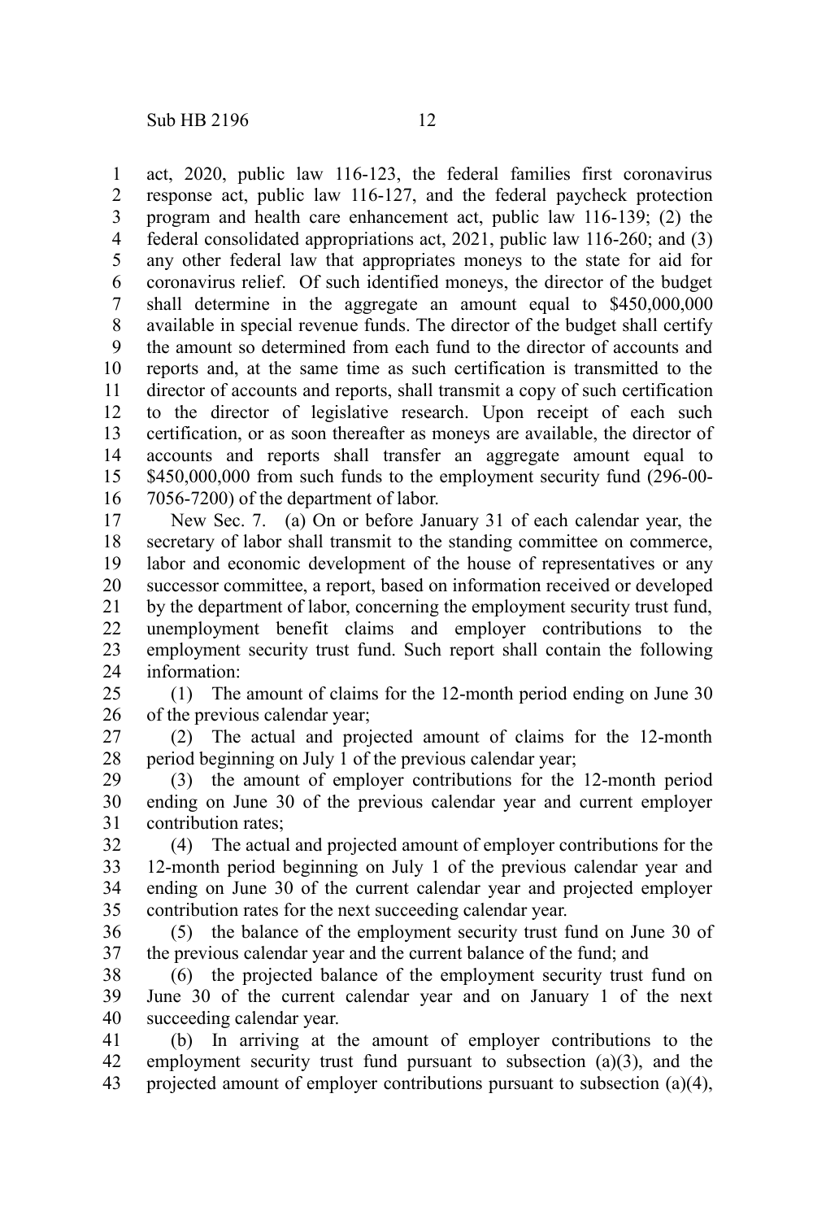act, 2020, public law 116-123, the federal families first coronavirus response act, public law 116-127, and the federal paycheck protection program and health care enhancement act, public law 116-139; (2) the federal consolidated appropriations act, 2021, public law 116-260; and (3) any other federal law that appropriates moneys to the state for aid for coronavirus relief. Of such identified moneys, the director of the budget shall determine in the aggregate an amount equal to $450,000,000 available in special revenue funds. The director of the budget shall certify the amount so determined from each fund to the director of accounts and reports and, at the same time as such certification is transmitted to the director of accounts and reports, shall transmit a copy of such certification to the director of legislative research. Upon receipt of each such certification, or as soon thereafter as moneys are available, the director of accounts and reports shall transfer an aggregate amount equal to $450,000,000 from such funds to the employment security fund (296-00-7056-7200) of the department of labor.

New Sec. 7. (a) On or before January 31 of each calendar year, the secretary of labor shall transmit to the standing committee on commerce, labor and economic development of the house of representatives or any successor committee, a report, based on information received or developed by the department of labor, concerning the employment security trust fund, unemployment benefit claims and employer contributions to the employment security trust fund. Such report shall contain the following information:

(1) The amount of claims for the 12-month period ending on June 30 of the previous calendar year;

(2) The actual and projected amount of claims for the 12-month period beginning on July 1 of the previous calendar year;

(3) the amount of employer contributions for the 12-month period ending on June 30 of the previous calendar year and current employer contribution rates;

(4) The actual and projected amount of employer contributions for the 12-month period beginning on July 1 of the previous calendar year and ending on June 30 of the current calendar year and projected employer contribution rates for the next succeeding calendar year.

(5) the balance of the employment security trust fund on June 30 of the previous calendar year and the current balance of the fund; and

(6) the projected balance of the employment security trust fund on June 30 of the current calendar year and on January 1 of the next succeeding calendar year.

(b) In arriving at the amount of employer contributions to the employment security trust fund pursuant to subsection (a)(3), and the projected amount of employer contributions pursuant to subsection (a)(4),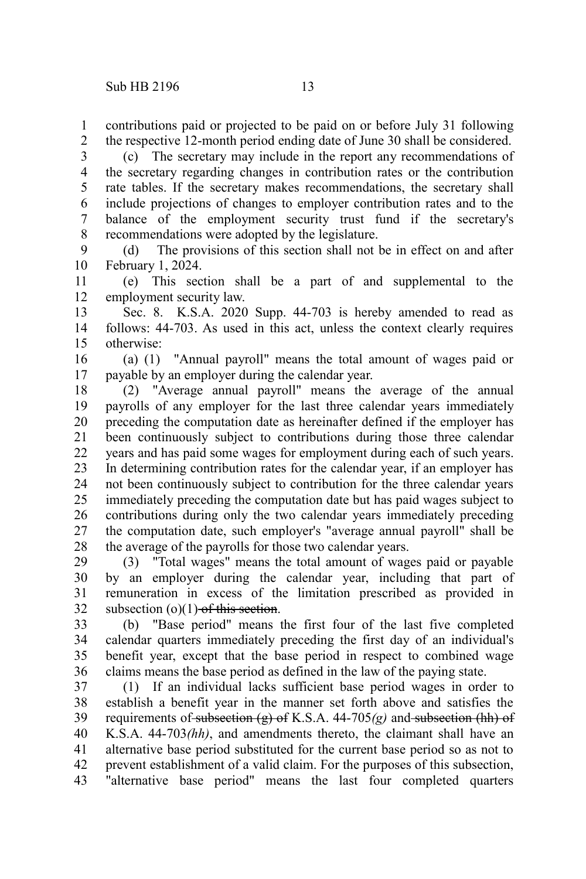contributions paid or projected to be paid on or before July 31 following the respective 12-month period ending date of June 30 shall be considered.

(c) The secretary may include in the report any recommendations of the secretary regarding changes in contribution rates or the contribution rate tables. If the secretary makes recommendations, the secretary shall include projections of changes to employer contribution rates and to the balance of the employment security trust fund if the secretary's recommendations were adopted by the legislature.

(d) The provisions of this section shall not be in effect on and after February 1, 2024.

(e) This section shall be a part of and supplemental to the employment security law.

Sec. 8. K.S.A. 2020 Supp. 44-703 is hereby amended to read as follows: 44-703. As used in this act, unless the context clearly requires otherwise:

(a) (1) "Annual payroll" means the total amount of wages paid or payable by an employer during the calendar year.

(2) "Average annual payroll" means the average of the annual payrolls of any employer for the last three calendar years immediately preceding the computation date as hereinafter defined if the employer has been continuously subject to contributions during those three calendar years and has paid some wages for employment during each of such years. In determining contribution rates for the calendar year, if an employer has not been continuously subject to contribution for the three calendar years immediately preceding the computation date but has paid wages subject to contributions during only the two calendar years immediately preceding the computation date, such employer's "average annual payroll" shall be the average of the payrolls for those two calendar years.

(3) "Total wages" means the total amount of wages paid or payable by an employer during the calendar year, including that part of remuneration in excess of the limitation prescribed as provided in subsection (o)(1) ~~of this section~~.

(b) "Base period" means the first four of the last five completed calendar quarters immediately preceding the first day of an individual's benefit year, except that the base period in respect to combined wage claims means the base period as defined in the law of the paying state.

(1) If an individual lacks sufficient base period wages in order to establish a benefit year in the manner set forth above and satisfies the requirements of ~~subsection (g) of~~ K.S.A. 44-705*(g)* and ~~subsection (hh) of~~ K.S.A. 44-703*(hh)*, and amendments thereto, the claimant shall have an alternative base period substituted for the current base period so as not to prevent establishment of a valid claim. For the purposes of this subsection, "alternative base period" means the last four completed quarters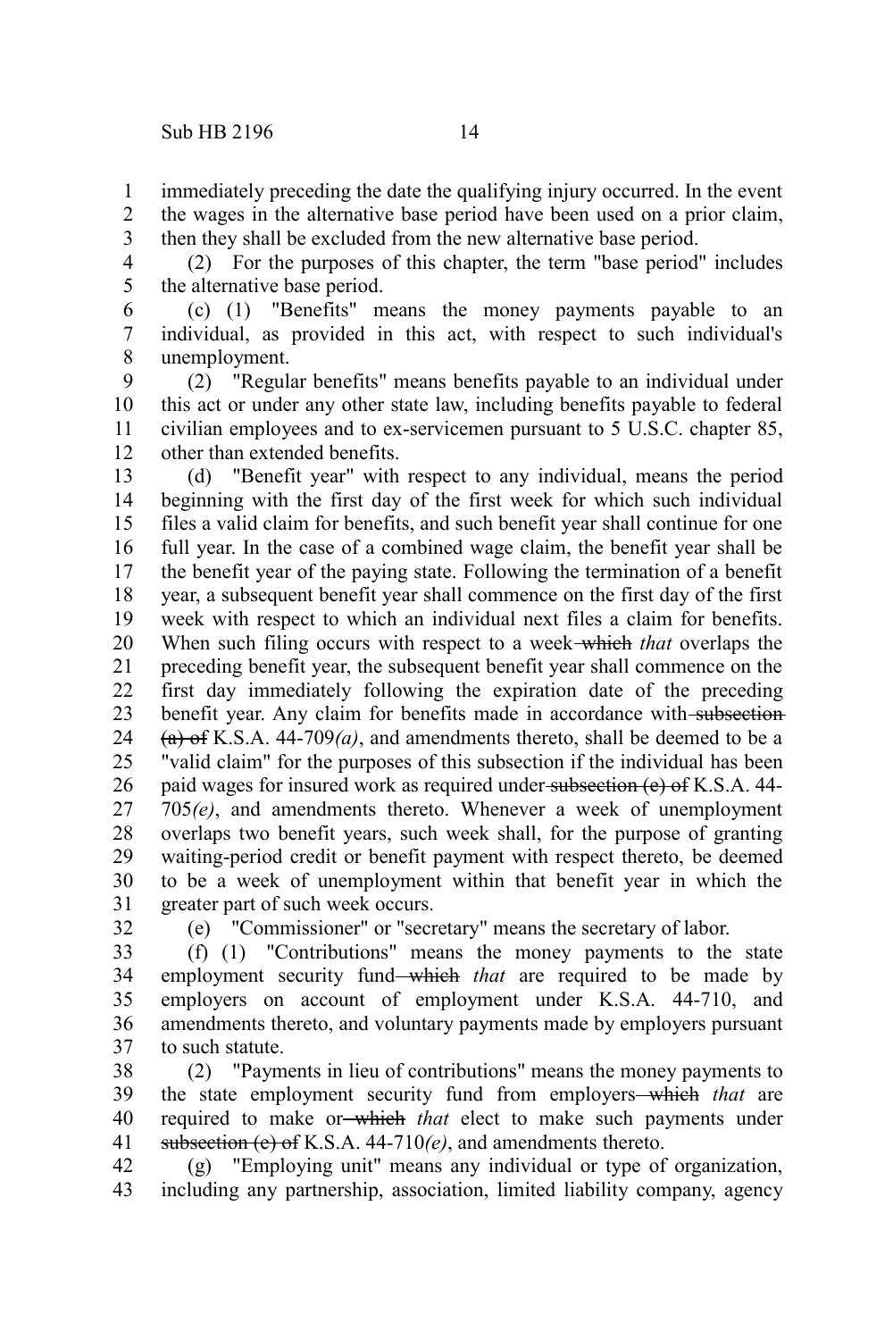immediately preceding the date the qualifying injury occurred. In the event the wages in the alternative base period have been used on a prior claim, then they shall be excluded from the new alternative base period.

(2) For the purposes of this chapter, the term "base period" includes the alternative base period.

(c) (1) "Benefits" means the money payments payable to an individual, as provided in this act, with respect to such individual's unemployment.

(2) "Regular benefits" means benefits payable to an individual under this act or under any other state law, including benefits payable to federal civilian employees and to ex-servicemen pursuant to 5 U.S.C. chapter 85, other than extended benefits.

(d) "Benefit year" with respect to any individual, means the period beginning with the first day of the first week for which such individual files a valid claim for benefits, and such benefit year shall continue for one full year. In the case of a combined wage claim, the benefit year shall be the benefit year of the paying state. Following the termination of a benefit year, a subsequent benefit year shall commence on the first day of the first week with respect to which an individual next files a claim for benefits. When such filing occurs with respect to a week ~~which~~ *that* overlaps the preceding benefit year, the subsequent benefit year shall commence on the first day immediately following the expiration date of the preceding benefit year. Any claim for benefits made in accordance with ~~subsection (a) of~~ K.S.A. 44-709*(a)*, and amendments thereto, shall be deemed to be a "valid claim" for the purposes of this subsection if the individual has been paid wages for insured work as required under ~~subsection (e) of~~ K.S.A. 44-705*(e)*, and amendments thereto. Whenever a week of unemployment overlaps two benefit years, such week shall, for the purpose of granting waiting-period credit or benefit payment with respect thereto, be deemed to be a week of unemployment within that benefit year in which the greater part of such week occurs.

(e) "Commissioner" or "secretary" means the secretary of labor.

(f) (1) "Contributions" means the money payments to the state employment security fund ~~which~~ *that* are required to be made by employers on account of employment under K.S.A. 44-710, and amendments thereto, and voluntary payments made by employers pursuant to such statute.

(2) "Payments in lieu of contributions" means the money payments to the state employment security fund from employers ~~which~~ *that* are required to make or ~~which~~ *that* elect to make such payments under ~~subsection (e) of~~ K.S.A. 44-710*(e)*, and amendments thereto.

(g) "Employing unit" means any individual or type of organization, including any partnership, association, limited liability company, agency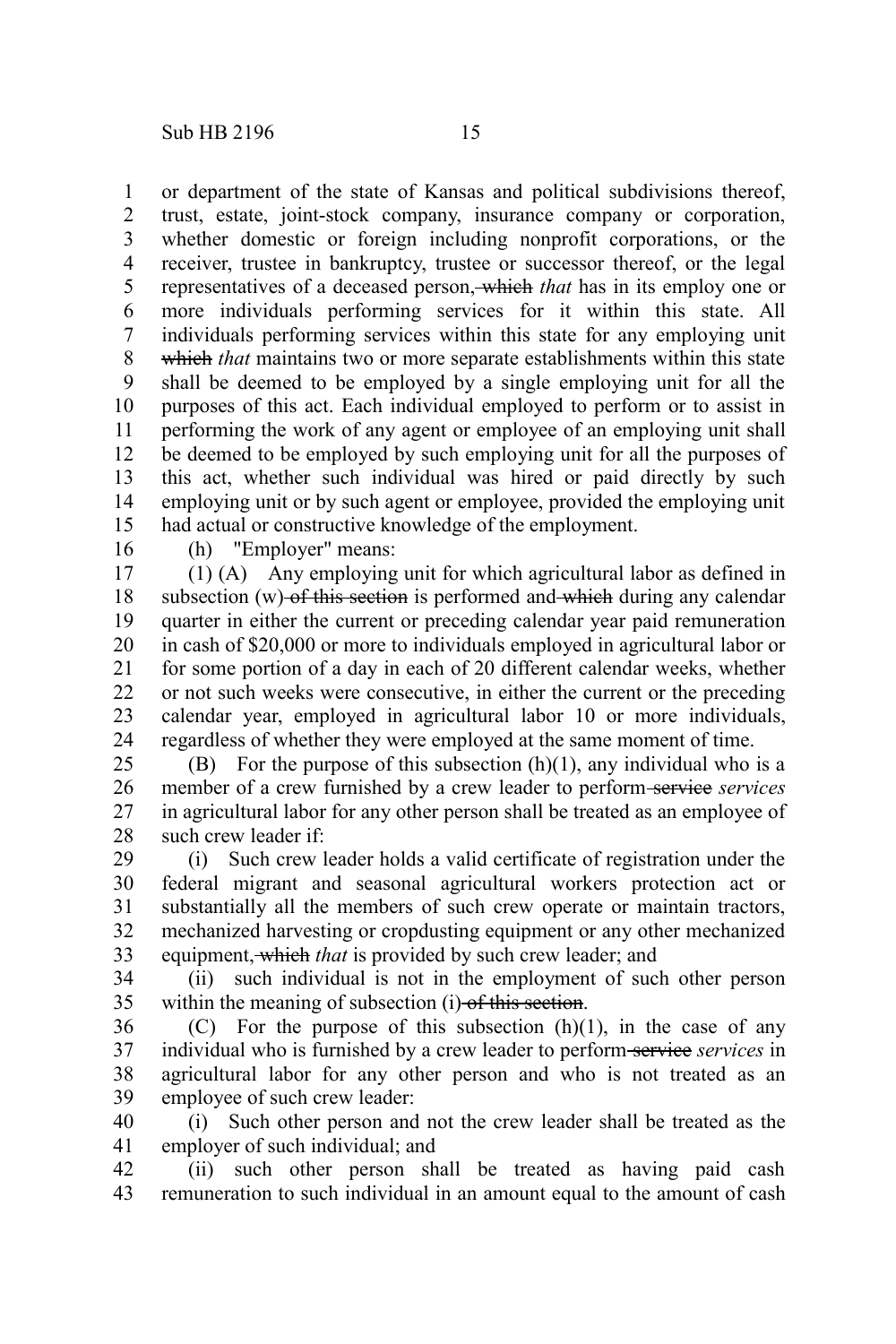or department of the state of Kansas and political subdivisions thereof, trust, estate, joint-stock company, insurance company or corporation, whether domestic or foreign including nonprofit corporations, or the receiver, trustee in bankruptcy, trustee or successor thereof, or the legal representatives of a deceased person, ~~which~~ *that* has in its employ one or more individuals performing services for it within this state. All individuals performing services within this state for any employing unit ~~which~~ *that* maintains two or more separate establishments within this state shall be deemed to be employed by a single employing unit for all the purposes of this act. Each individual employed to perform or to assist in performing the work of any agent or employee of an employing unit shall be deemed to be employed by such employing unit for all the purposes of this act, whether such individual was hired or paid directly by such employing unit or by such agent or employee, provided the employing unit had actual or constructive knowledge of the employment.

(h) "Employer" means:

(1) (A) Any employing unit for which agricultural labor as defined in subsection (w) ~~of this section~~ is performed and ~~which~~ during any calendar quarter in either the current or preceding calendar year paid remuneration in cash of $20,000 or more to individuals employed in agricultural labor or for some portion of a day in each of 20 different calendar weeks, whether or not such weeks were consecutive, in either the current or the preceding calendar year, employed in agricultural labor 10 or more individuals, regardless of whether they were employed at the same moment of time.

(B) For the purpose of this subsection (h)(1), any individual who is a member of a crew furnished by a crew leader to perform ~~service~~ *services* in agricultural labor for any other person shall be treated as an employee of such crew leader if:

(i) Such crew leader holds a valid certificate of registration under the federal migrant and seasonal agricultural workers protection act or substantially all the members of such crew operate or maintain tractors, mechanized harvesting or cropdusting equipment or any other mechanized equipment, ~~which~~ *that* is provided by such crew leader; and

(ii) such individual is not in the employment of such other person within the meaning of subsection (i) ~~of this section~~.

(C) For the purpose of this subsection (h)(1), in the case of any individual who is furnished by a crew leader to perform ~~service~~ *services* in agricultural labor for any other person and who is not treated as an employee of such crew leader:

(i) Such other person and not the crew leader shall be treated as the employer of such individual; and

(ii) such other person shall be treated as having paid cash remuneration to such individual in an amount equal to the amount of cash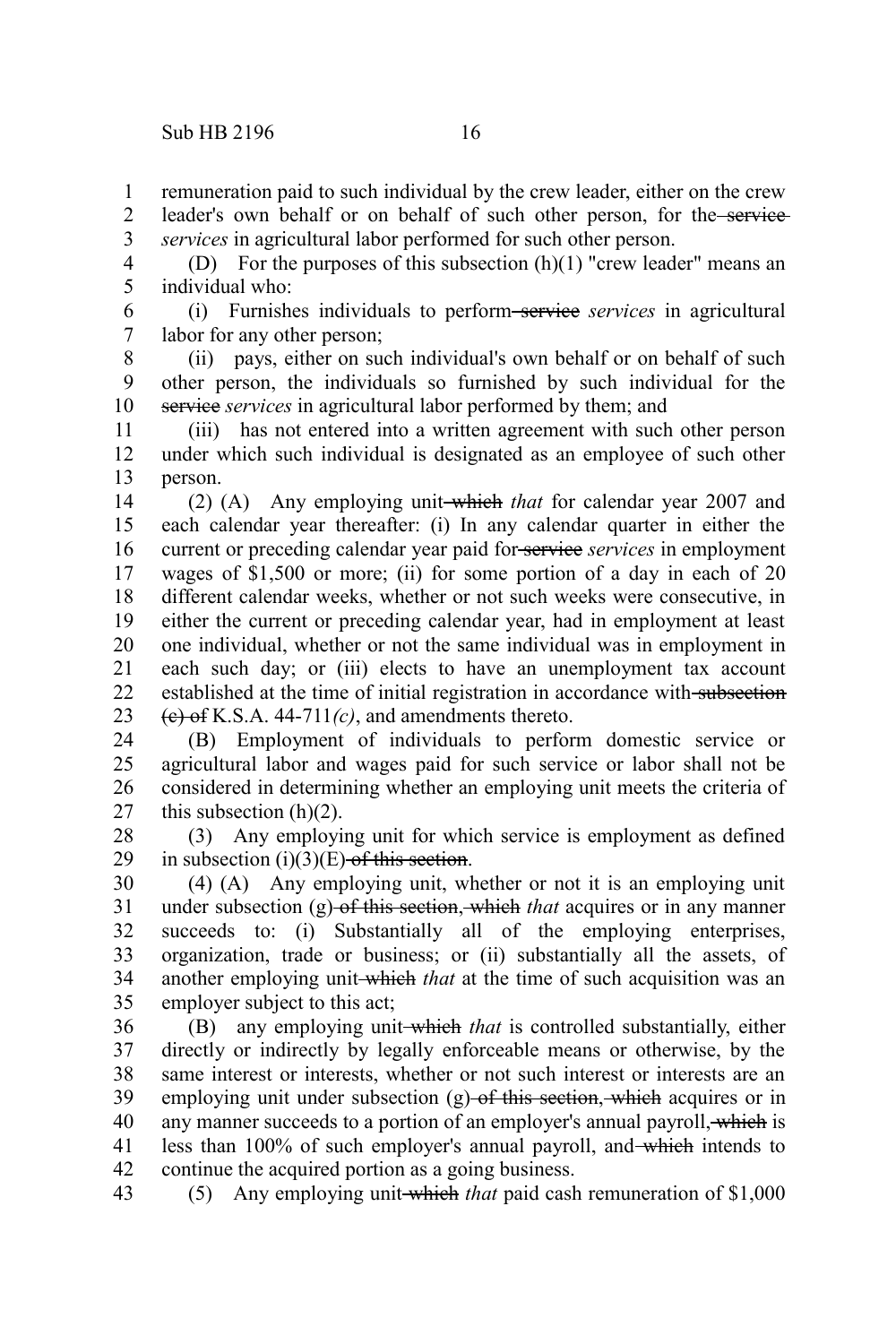remuneration paid to such individual by the crew leader, either on the crew leader's own behalf or on behalf of such other person, for the ~~service~~ *services* in agricultural labor performed for such other person.

(D) For the purposes of this subsection (h)(1) "crew leader" means an individual who:

(i) Furnishes individuals to perform ~~service~~ *services* in agricultural labor for any other person;

(ii) pays, either on such individual's own behalf or on behalf of such other person, the individuals so furnished by such individual for the ~~service~~ *services* in agricultural labor performed by them; and

(iii) has not entered into a written agreement with such other person under which such individual is designated as an employee of such other person.

(2) (A) Any employing unit ~~which~~ *that* for calendar year 2007 and each calendar year thereafter: (i) In any calendar quarter in either the current or preceding calendar year paid for ~~service~~ *services* in employment wages of $1,500 or more; (ii) for some portion of a day in each of 20 different calendar weeks, whether or not such weeks were consecutive, in either the current or preceding calendar year, had in employment at least one individual, whether or not the same individual was in employment in each such day; or (iii) elects to have an unemployment tax account established at the time of initial registration in accordance with ~~subsection (c) of~~ K.S.A. 44-711*(c)*, and amendments thereto.

(B) Employment of individuals to perform domestic service or agricultural labor and wages paid for such service or labor shall not be considered in determining whether an employing unit meets the criteria of this subsection (h)(2).

(3) Any employing unit for which service is employment as defined in subsection (i)(3)(E) ~~of this section~~.

(4) (A) Any employing unit, whether or not it is an employing unit under subsection (g) ~~of this section, which~~ *that* acquires or in any manner succeeds to: (i) Substantially all of the employing enterprises, organization, trade or business; or (ii) substantially all the assets, of another employing unit ~~which~~ *that* at the time of such acquisition was an employer subject to this act;

(B) any employing unit ~~which~~ *that* is controlled substantially, either directly or indirectly by legally enforceable means or otherwise, by the same interest or interests, whether or not such interest or interests are an employing unit under subsection (g) ~~of this section, which~~ acquires or in any manner succeeds to a portion of an employer's annual payroll, ~~which~~ is less than 100% of such employer's annual payroll, and ~~which~~ intends to continue the acquired portion as a going business.

(5) Any employing unit ~~which~~ *that* paid cash remuneration of $1,000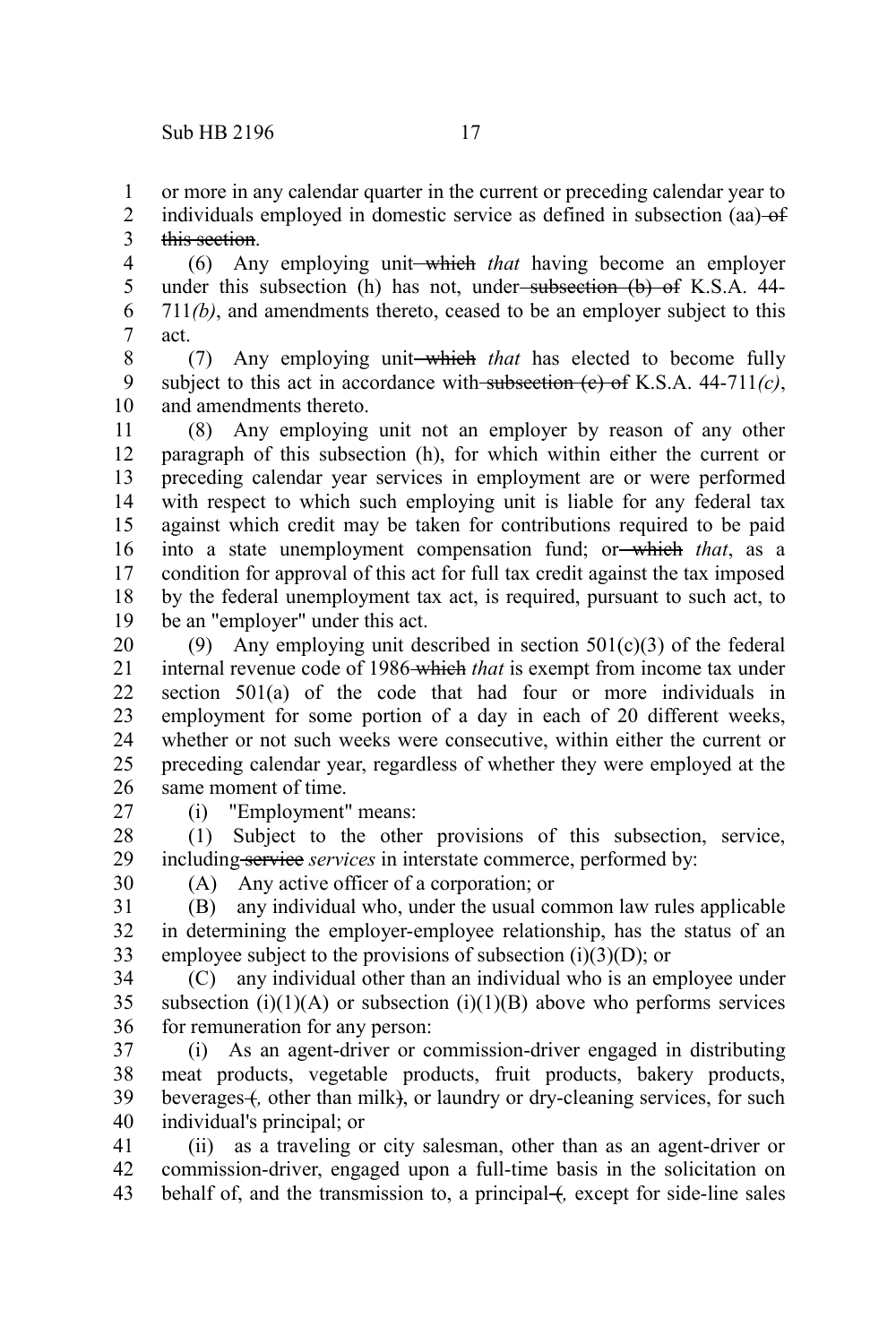or more in any calendar quarter in the current or preceding calendar year to individuals employed in domestic service as defined in subsection (aa) ~~of this section~~.

(6) Any employing unit ~~which~~ *that* having become an employer under this subsection (h) has not, under ~~subsection (b) of~~ K.S.A. 44-711*(b)*, and amendments thereto, ceased to be an employer subject to this act.

(7) Any employing unit ~~which~~ *that* has elected to become fully subject to this act in accordance with ~~subsection (c) of~~ K.S.A. 44-711*(c)*, and amendments thereto.

(8) Any employing unit not an employer by reason of any other paragraph of this subsection (h), for which within either the current or preceding calendar year services in employment are or were performed with respect to which such employing unit is liable for any federal tax against which credit may be taken for contributions required to be paid into a state unemployment compensation fund; or ~~which~~ *that*, as a condition for approval of this act for full tax credit against the tax imposed by the federal unemployment tax act, is required, pursuant to such act, to be an "employer" under this act.

(9) Any employing unit described in section 501(c)(3) of the federal internal revenue code of 1986 ~~which~~ *that* is exempt from income tax under section 501(a) of the code that had four or more individuals in employment for some portion of a day in each of 20 different weeks, whether or not such weeks were consecutive, within either the current or preceding calendar year, regardless of whether they were employed at the same moment of time.

(i) "Employment" means:

(1) Subject to the other provisions of this subsection, service, including ~~service~~ *services* in interstate commerce, performed by:

(A) Any active officer of a corporation; or

(B) any individual who, under the usual common law rules applicable in determining the employer-employee relationship, has the status of an employee subject to the provisions of subsection (i)(3)(D); or

(C) any individual other than an individual who is an employee under subsection (i)(1)(A) or subsection (i)(1)(B) above who performs services for remuneration for any person:

(i) As an agent-driver or commission-driver engaged in distributing meat products, vegetable products, fruit products, bakery products, beverages ~~(~~*,* other than milk~~)~~, or laundry or dry-cleaning services, for such individual's principal; or

(ii) as a traveling or city salesman, other than as an agent-driver or commission-driver, engaged upon a full-time basis in the solicitation on behalf of, and the transmission to, a principal ~~(~~*,* except for side-line sales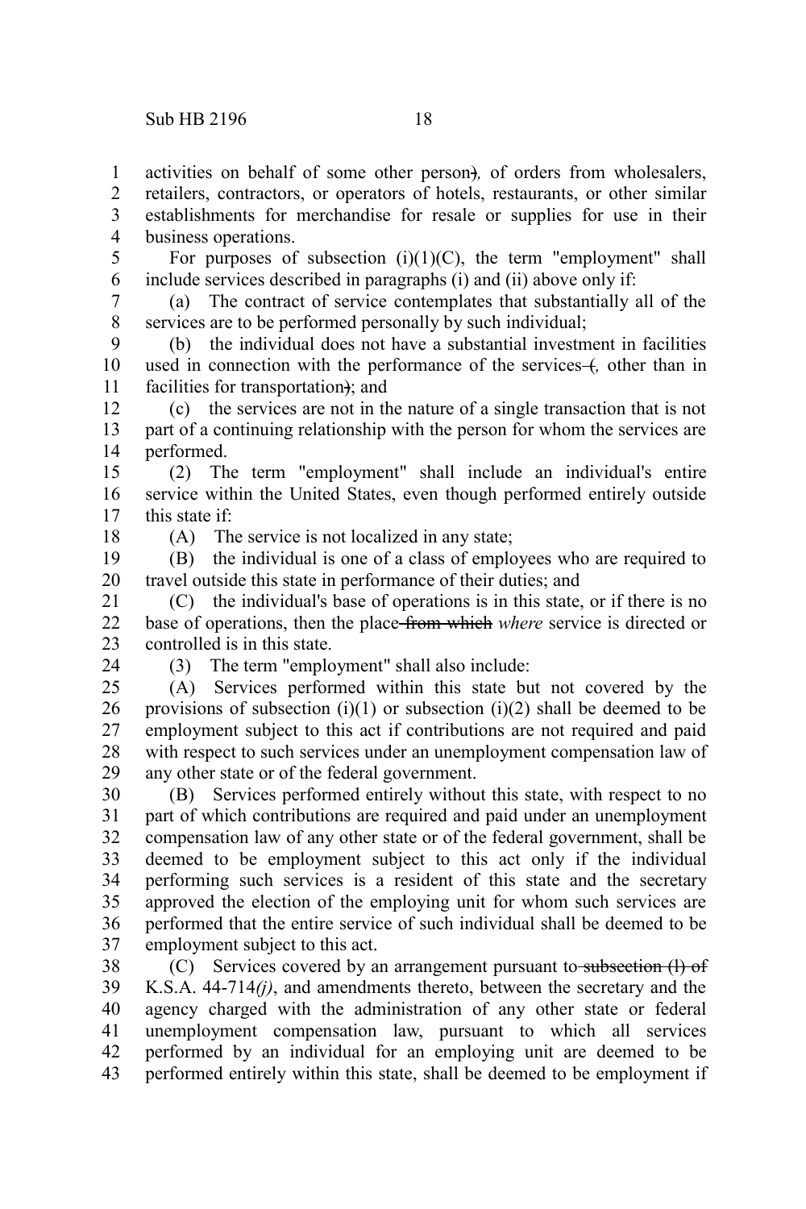activities on behalf of some other person~~)~~*,* of orders from wholesalers, retailers, contractors, or operators of hotels, restaurants, or other similar establishments for merchandise for resale or supplies for use in their business operations.

For purposes of subsection (i)(1)(C), the term "employment" shall include services described in paragraphs (i) and (ii) above only if:

(a) The contract of service contemplates that substantially all of the services are to be performed personally by such individual;

(b) the individual does not have a substantial investment in facilities used in connection with the performance of the services ~~(~~*,* other than in facilities for transportation~~)~~; and

(c) the services are not in the nature of a single transaction that is not part of a continuing relationship with the person for whom the services are performed.

(2) The term "employment" shall include an individual's entire service within the United States, even though performed entirely outside this state if:

(A) The service is not localized in any state;

(B) the individual is one of a class of employees who are required to travel outside this state in performance of their duties; and

(C) the individual's base of operations is in this state, or if there is no base of operations, then the place ~~from which~~ *where* service is directed or controlled is in this state.

(3) The term "employment" shall also include:

(A) Services performed within this state but not covered by the provisions of subsection (i)(1) or subsection (i)(2) shall be deemed to be employment subject to this act if contributions are not required and paid with respect to such services under an unemployment compensation law of any other state or of the federal government.

(B) Services performed entirely without this state, with respect to no part of which contributions are required and paid under an unemployment compensation law of any other state or of the federal government, shall be deemed to be employment subject to this act only if the individual performing such services is a resident of this state and the secretary approved the election of the employing unit for whom such services are performed that the entire service of such individual shall be deemed to be employment subject to this act.

(C) Services covered by an arrangement pursuant to ~~subsection (l) of~~ K.S.A. 44-714*(j)*, and amendments thereto, between the secretary and the agency charged with the administration of any other state or federal unemployment compensation law, pursuant to which all services performed by an individual for an employing unit are deemed to be performed entirely within this state, shall be deemed to be employment if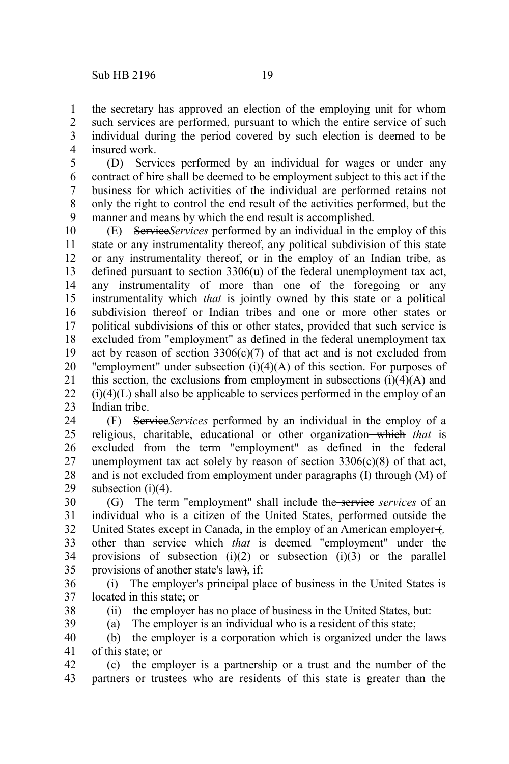the secretary has approved an election of the employing unit for whom such services are performed, pursuant to which the entire service of such individual during the period covered by such election is deemed to be insured work.

(D) Services performed by an individual for wages or under any contract of hire shall be deemed to be employment subject to this act if the business for which activities of the individual are performed retains not only the right to control the end result of the activities performed, but the manner and means by which the end result is accomplished.

(E) ~~Service~~*Services* performed by an individual in the employ of this state or any instrumentality thereof, any political subdivision of this state or any instrumentality thereof, or in the employ of an Indian tribe, as defined pursuant to section 3306(u) of the federal unemployment tax act, any instrumentality of more than one of the foregoing or any instrumentality ~~which~~ *that* is jointly owned by this state or a political subdivision thereof or Indian tribes and one or more other states or political subdivisions of this or other states, provided that such service is excluded from "employment" as defined in the federal unemployment tax act by reason of section 3306(c)(7) of that act and is not excluded from "employment" under subsection (i)(4)(A) of this section. For purposes of this section, the exclusions from employment in subsections (i)(4)(A) and (i)(4)(L) shall also be applicable to services performed in the employ of an Indian tribe.

(F) ~~Service~~*Services* performed by an individual in the employ of a religious, charitable, educational or other organization ~~which~~ *that* is excluded from the term "employment" as defined in the federal unemployment tax act solely by reason of section 3306(c)(8) of that act, and is not excluded from employment under paragraphs (I) through (M) of subsection (i)(4).

(G) The term "employment" shall include the ~~service~~ *services* of an individual who is a citizen of the United States, performed outside the United States except in Canada, in the employ of an American employer ~~(~~*,* other than service ~~which~~ *that* is deemed "employment" under the provisions of subsection (i)(2) or subsection (i)(3) or the parallel provisions of another state's law~~)~~, if:

(i) The employer's principal place of business in the United States is located in this state; or

(ii) the employer has no place of business in the United States, but:

(a) The employer is an individual who is a resident of this state;

(b) the employer is a corporation which is organized under the laws of this state; or

(c) the employer is a partnership or a trust and the number of the partners or trustees who are residents of this state is greater than the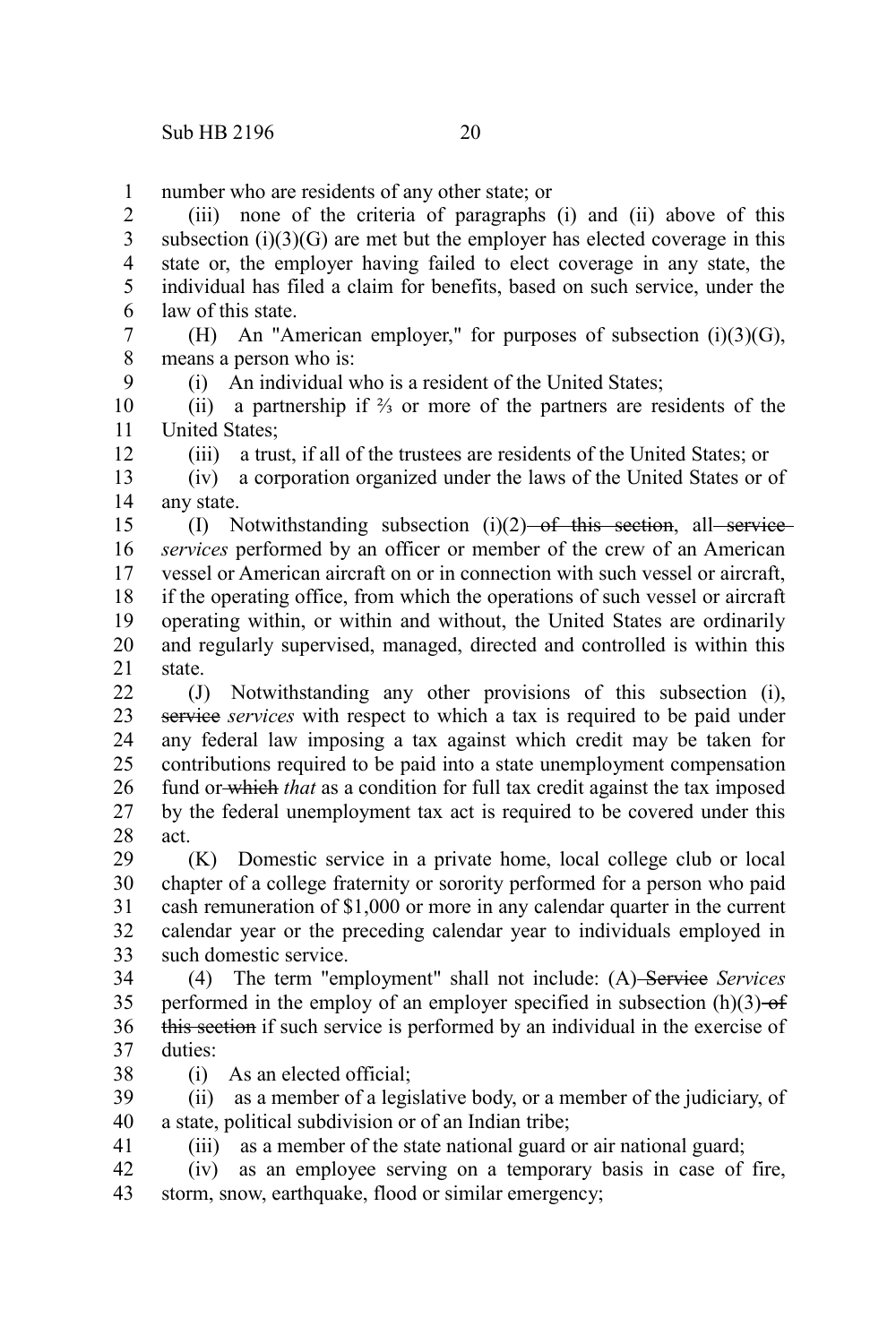number who are residents of any other state; or

(iii) none of the criteria of paragraphs (i) and (ii) above of this subsection (i)(3)(G) are met but the employer has elected coverage in this state or, the employer having failed to elect coverage in any state, the individual has filed a claim for benefits, based on such service, under the law of this state.

(H) An "American employer," for purposes of subsection (i)(3)(G), means a person who is:

(i) An individual who is a resident of the United States;

(ii) a partnership if ⅔ or more of the partners are residents of the United States;

(iii) a trust, if all of the trustees are residents of the United States; or

(iv) a corporation organized under the laws of the United States or of any state.

(I) Notwithstanding subsection (i)(2) ~~of this section~~, all ~~service~~ *services* performed by an officer or member of the crew of an American vessel or American aircraft on or in connection with such vessel or aircraft, if the operating office, from which the operations of such vessel or aircraft operating within, or within and without, the United States are ordinarily and regularly supervised, managed, directed and controlled is within this state.

(J) Notwithstanding any other provisions of this subsection (i), ~~service~~ *services* with respect to which a tax is required to be paid under any federal law imposing a tax against which credit may be taken for contributions required to be paid into a state unemployment compensation fund or ~~which~~ *that* as a condition for full tax credit against the tax imposed by the federal unemployment tax act is required to be covered under this act.

(K) Domestic service in a private home, local college club or local chapter of a college fraternity or sorority performed for a person who paid cash remuneration of $1,000 or more in any calendar quarter in the current calendar year or the preceding calendar year to individuals employed in such domestic service.

(4) The term "employment" shall not include: (A) ~~Service~~ *Services* performed in the employ of an employer specified in subsection (h)(3) ~~of this section~~ if such service is performed by an individual in the exercise of duties:

(i) As an elected official;

(ii) as a member of a legislative body, or a member of the judiciary, of a state, political subdivision or of an Indian tribe;

(iii) as a member of the state national guard or air national guard;

(iv) as an employee serving on a temporary basis in case of fire, storm, snow, earthquake, flood or similar emergency;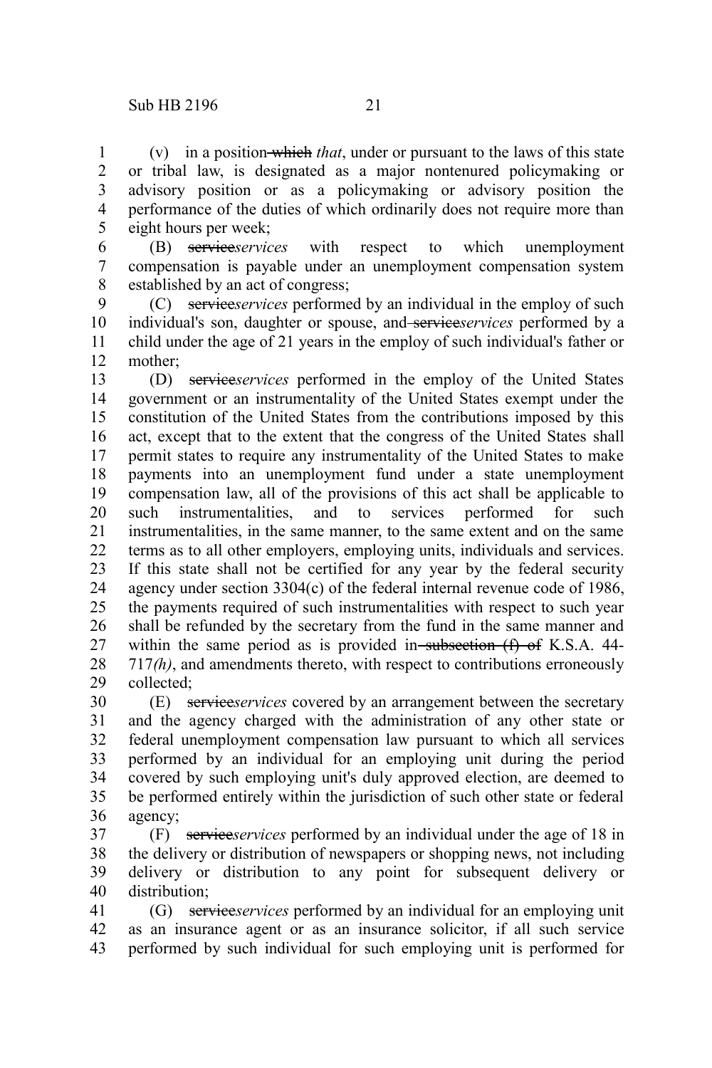(v) in a position ~~which~~ *that*, under or pursuant to the laws of this state or tribal law, is designated as a major nontenured policymaking or advisory position or as a policymaking or advisory position the performance of the duties of which ordinarily does not require more than eight hours per week;

(B) ~~service~~*services* with respect to which unemployment compensation is payable under an unemployment compensation system established by an act of congress;

(C) ~~service~~*services* performed by an individual in the employ of such individual's son, daughter or spouse, and ~~service~~*services* performed by a child under the age of 21 years in the employ of such individual's father or mother;

(D) ~~service~~*services* performed in the employ of the United States government or an instrumentality of the United States exempt under the constitution of the United States from the contributions imposed by this act, except that to the extent that the congress of the United States shall permit states to require any instrumentality of the United States to make payments into an unemployment fund under a state unemployment compensation law, all of the provisions of this act shall be applicable to such instrumentalities, and to services performed for such instrumentalities, in the same manner, to the same extent and on the same terms as to all other employers, employing units, individuals and services. If this state shall not be certified for any year by the federal security agency under section 3304(c) of the federal internal revenue code of 1986, the payments required of such instrumentalities with respect to such year shall be refunded by the secretary from the fund in the same manner and within the same period as is provided in ~~subsection (f) of~~ K.S.A. 44-717*(h)*, and amendments thereto, with respect to contributions erroneously collected;

(E) ~~service~~*services* covered by an arrangement between the secretary and the agency charged with the administration of any other state or federal unemployment compensation law pursuant to which all services performed by an individual for an employing unit during the period covered by such employing unit's duly approved election, are deemed to be performed entirely within the jurisdiction of such other state or federal agency;

(F) ~~service~~*services* performed by an individual under the age of 18 in the delivery or distribution of newspapers or shopping news, not including delivery or distribution to any point for subsequent delivery or distribution;

(G) ~~service~~*services* performed by an individual for an employing unit as an insurance agent or as an insurance solicitor, if all such service performed by such individual for such employing unit is performed for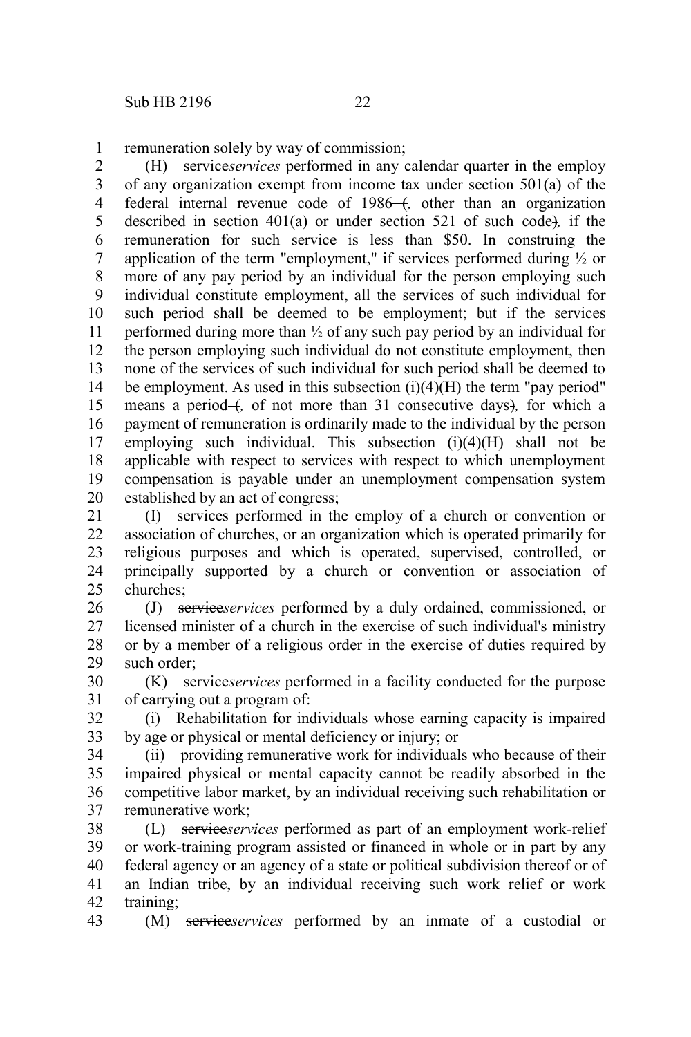remuneration solely by way of commission;

(H) ~~service~~*services* performed in any calendar quarter in the employ of any organization exempt from income tax under section 501(a) of the federal internal revenue code of 1986 ~~(~~*,* other than an organization described in section 401(a) or under section 521 of such code~~)~~*,* if the remuneration for such service is less than $50. In construing the application of the term "employment," if services performed during ½ or more of any pay period by an individual for the person employing such individual constitute employment, all the services of such individual for such period shall be deemed to be employment; but if the services performed during more than ½ of any such pay period by an individual for the person employing such individual do not constitute employment, then none of the services of such individual for such period shall be deemed to be employment. As used in this subsection (i)(4)(H) the term "pay period" means a period ~~(~~*,* of not more than 31 consecutive days~~)~~*,* for which a payment of remuneration is ordinarily made to the individual by the person employing such individual. This subsection (i)(4)(H) shall not be applicable with respect to services with respect to which unemployment compensation is payable under an unemployment compensation system established by an act of congress;

(I) services performed in the employ of a church or convention or association of churches, or an organization which is operated primarily for religious purposes and which is operated, supervised, controlled, or principally supported by a church or convention or association of churches;

(J) ~~service~~*services* performed by a duly ordained, commissioned, or licensed minister of a church in the exercise of such individual's ministry or by a member of a religious order in the exercise of duties required by such order;

(K) ~~service~~*services* performed in a facility conducted for the purpose of carrying out a program of:

(i) Rehabilitation for individuals whose earning capacity is impaired by age or physical or mental deficiency or injury; or

(ii) providing remunerative work for individuals who because of their impaired physical or mental capacity cannot be readily absorbed in the competitive labor market, by an individual receiving such rehabilitation or remunerative work;

(L) ~~service~~*services* performed as part of an employment work-relief or work-training program assisted or financed in whole or in part by any federal agency or an agency of a state or political subdivision thereof or of an Indian tribe, by an individual receiving such work relief or work training;

(M) ~~service~~*services* performed by an inmate of a custodial or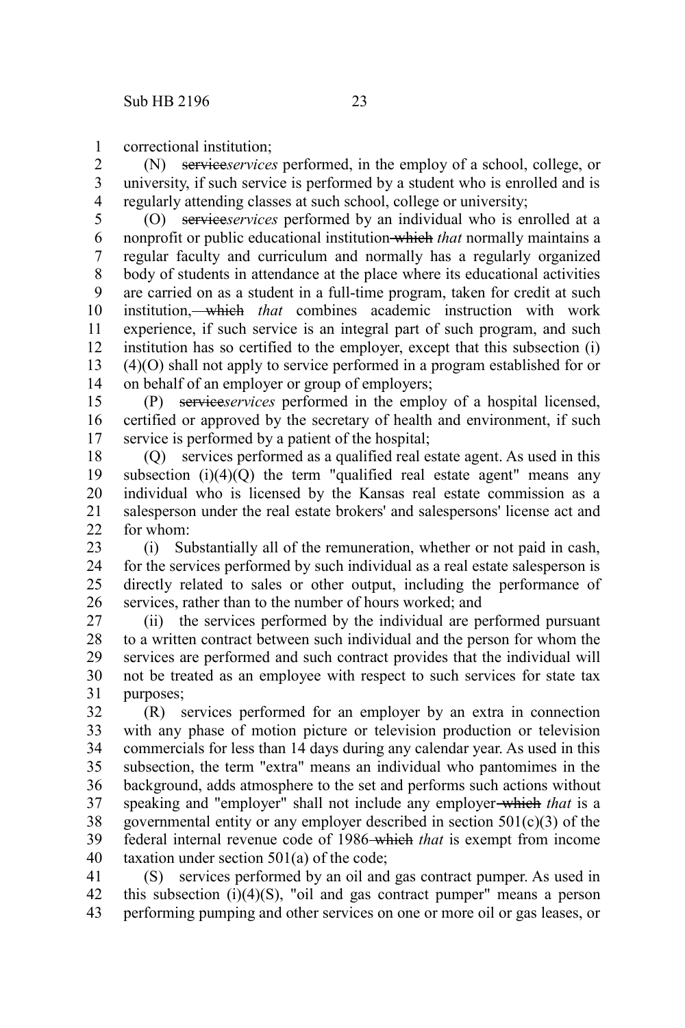correctional institution;

(N) ~~service~~*services* performed, in the employ of a school, college, or university, if such service is performed by a student who is enrolled and is regularly attending classes at such school, college or university;

(O) ~~service~~*services* performed by an individual who is enrolled at a nonprofit or public educational institution ~~which~~ *that* normally maintains a regular faculty and curriculum and normally has a regularly organized body of students in attendance at the place where its educational activities are carried on as a student in a full-time program, taken for credit at such institution, ~~which~~ *that* combines academic instruction with work experience, if such service is an integral part of such program, and such institution has so certified to the employer, except that this subsection (i)(4)(O) shall not apply to service performed in a program established for or on behalf of an employer or group of employers;

(P) ~~service~~*services* performed in the employ of a hospital licensed, certified or approved by the secretary of health and environment, if such service is performed by a patient of the hospital;

(Q) services performed as a qualified real estate agent. As used in this subsection (i)(4)(Q) the term "qualified real estate agent" means any individual who is licensed by the Kansas real estate commission as a salesperson under the real estate brokers' and salespersons' license act and for whom:

(i) Substantially all of the remuneration, whether or not paid in cash, for the services performed by such individual as a real estate salesperson is directly related to sales or other output, including the performance of services, rather than to the number of hours worked; and

(ii) the services performed by the individual are performed pursuant to a written contract between such individual and the person for whom the services are performed and such contract provides that the individual will not be treated as an employee with respect to such services for state tax purposes;

(R) services performed for an employer by an extra in connection with any phase of motion picture or television production or television commercials for less than 14 days during any calendar year. As used in this subsection, the term "extra" means an individual who pantomimes in the background, adds atmosphere to the set and performs such actions without speaking and "employer" shall not include any employer ~~which~~ *that* is a governmental entity or any employer described in section 501(c)(3) of the federal internal revenue code of 1986 ~~which~~ *that* is exempt from income taxation under section 501(a) of the code;

(S) services performed by an oil and gas contract pumper. As used in this subsection (i)(4)(S), "oil and gas contract pumper" means a person performing pumping and other services on one or more oil or gas leases, or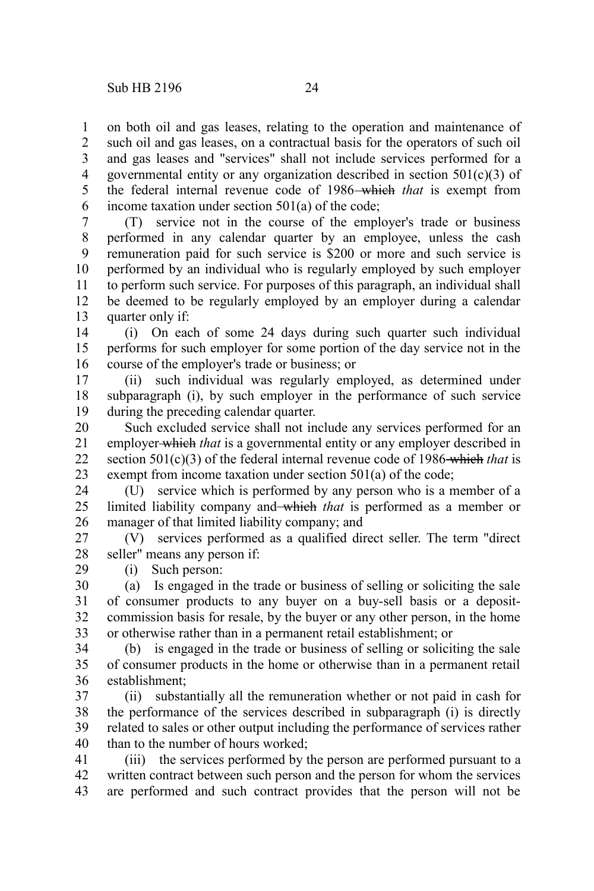on both oil and gas leases, relating to the operation and maintenance of such oil and gas leases, on a contractual basis for the operators of such oil and gas leases and "services" shall not include services performed for a governmental entity or any organization described in section 501(c)(3) of the federal internal revenue code of 1986 ~~which~~ *that* is exempt from income taxation under section 501(a) of the code;

(T) service not in the course of the employer's trade or business performed in any calendar quarter by an employee, unless the cash remuneration paid for such service is $200 or more and such service is performed by an individual who is regularly employed by such employer to perform such service. For purposes of this paragraph, an individual shall be deemed to be regularly employed by an employer during a calendar quarter only if:

(i) On each of some 24 days during such quarter such individual performs for such employer for some portion of the day service not in the course of the employer's trade or business; or

(ii) such individual was regularly employed, as determined under subparagraph (i), by such employer in the performance of such service during the preceding calendar quarter.

Such excluded service shall not include any services performed for an employer ~~which~~ *that* is a governmental entity or any employer described in section 501(c)(3) of the federal internal revenue code of 1986 ~~which~~ *that* is exempt from income taxation under section 501(a) of the code;

(U) service which is performed by any person who is a member of a limited liability company and ~~which~~ *that* is performed as a member or manager of that limited liability company; and

(V) services performed as a qualified direct seller. The term "direct seller" means any person if:

(i) Such person:

(a) Is engaged in the trade or business of selling or soliciting the sale of consumer products to any buyer on a buy-sell basis or a deposit-commission basis for resale, by the buyer or any other person, in the home or otherwise rather than in a permanent retail establishment; or

(b) is engaged in the trade or business of selling or soliciting the sale of consumer products in the home or otherwise than in a permanent retail establishment;

(ii) substantially all the remuneration whether or not paid in cash for the performance of the services described in subparagraph (i) is directly related to sales or other output including the performance of services rather than to the number of hours worked;

(iii) the services performed by the person are performed pursuant to a written contract between such person and the person for whom the services are performed and such contract provides that the person will not be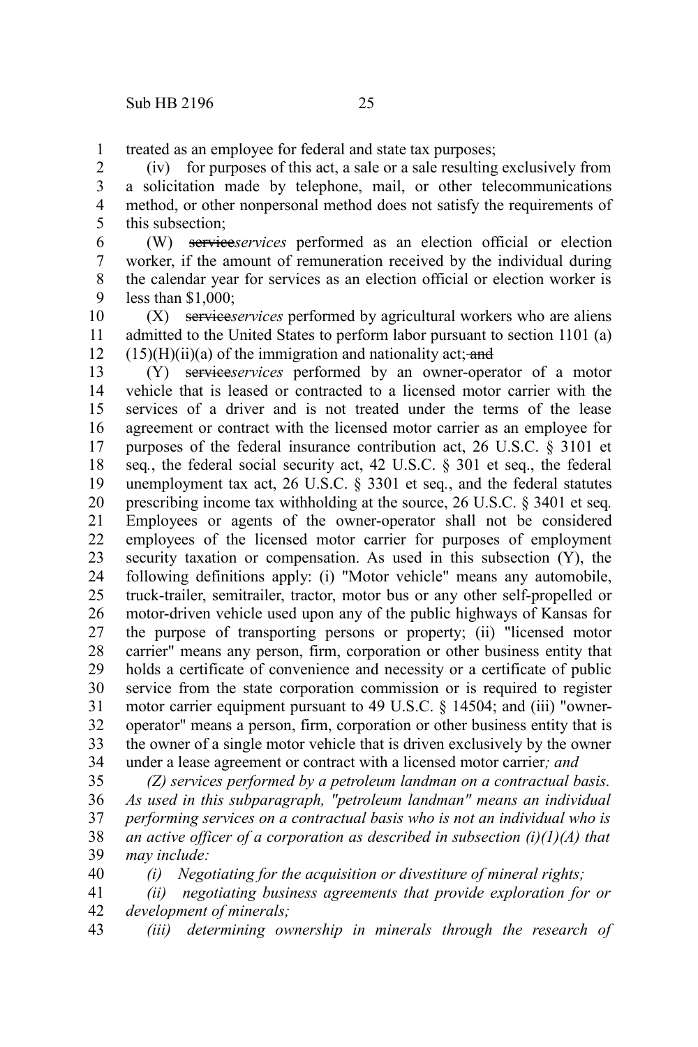treated as an employee for federal and state tax purposes;

(iv) for purposes of this act, a sale or a sale resulting exclusively from a solicitation made by telephone, mail, or other telecommunications method, or other nonpersonal method does not satisfy the requirements of this subsection;

(W) ~~service~~*services* performed as an election official or election worker, if the amount of remuneration received by the individual during the calendar year for services as an election official or election worker is less than $1,000;

(X) ~~service~~*services* performed by agricultural workers who are aliens admitted to the United States to perform labor pursuant to section 1101 (a)(15)(H)(ii)(a) of the immigration and nationality act; ~~and~~

(Y) ~~service~~*services* performed by an owner-operator of a motor vehicle that is leased or contracted to a licensed motor carrier with the services of a driver and is not treated under the terms of the lease agreement or contract with the licensed motor carrier as an employee for purposes of the federal insurance contribution act, 26 U.S.C. § 3101 et seq., the federal social security act, 42 U.S.C. § 301 et seq., the federal unemployment tax act, 26 U.S.C. § 3301 et seq., and the federal statutes prescribing income tax withholding at the source, 26 U.S.C. § 3401 et seq. Employees or agents of the owner-operator shall not be considered employees of the licensed motor carrier for purposes of employment security taxation or compensation. As used in this subsection (Y), the following definitions apply: (i) "Motor vehicle" means any automobile, truck-trailer, semitrailer, tractor, motor bus or any other self-propelled or motor-driven vehicle used upon any of the public highways of Kansas for the purpose of transporting persons or property; (ii) "licensed motor carrier" means any person, firm, corporation or other business entity that holds a certificate of convenience and necessity or a certificate of public service from the state corporation commission or is required to register motor carrier equipment pursuant to 49 U.S.C. § 14504; and (iii) "owner-operator" means a person, firm, corporation or other business entity that is the owner of a single motor vehicle that is driven exclusively by the owner under a lease agreement or contract with a licensed motor carrier*; and*

*(Z) services performed by a petroleum landman on a contractual basis. As used in this subparagraph, "petroleum landman" means an individual performing services on a contractual basis who is not an individual who is an active officer of a corporation as described in subsection (i)(1)(A) that may include:*

*(i) Negotiating for the acquisition or divestiture of mineral rights;*

*(ii) negotiating business agreements that provide exploration for or development of minerals;*

*(iii) determining ownership in minerals through the research of*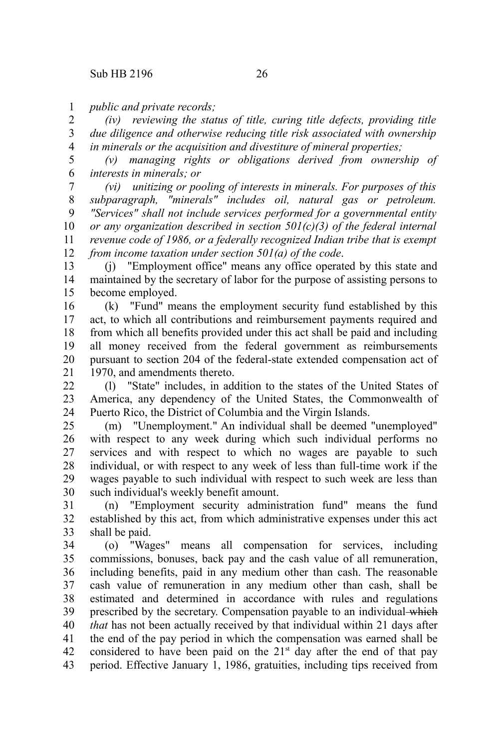*public and private records;*

*(iv) reviewing the status of title, curing title defects, providing title due diligence and otherwise reducing title risk associated with ownership in minerals or the acquisition and divestiture of mineral properties;*

*(v) managing rights or obligations derived from ownership of interests in minerals; or*

*(vi) unitizing or pooling of interests in minerals. For purposes of this subparagraph, "minerals" includes oil, natural gas or petroleum. "Services" shall not include services performed for a governmental entity or any organization described in section 501(c)(3) of the federal internal revenue code of 1986, or a federally recognized Indian tribe that is exempt from income taxation under section 501(a) of the code*.

(j) "Employment office" means any office operated by this state and maintained by the secretary of labor for the purpose of assisting persons to become employed.

(k) "Fund" means the employment security fund established by this act, to which all contributions and reimbursement payments required and from which all benefits provided under this act shall be paid and including all money received from the federal government as reimbursements pursuant to section 204 of the federal-state extended compensation act of 1970, and amendments thereto.

(l) "State" includes, in addition to the states of the United States of America, any dependency of the United States, the Commonwealth of Puerto Rico, the District of Columbia and the Virgin Islands.

(m) "Unemployment." An individual shall be deemed "unemployed" with respect to any week during which such individual performs no services and with respect to which no wages are payable to such individual, or with respect to any week of less than full-time work if the wages payable to such individual with respect to such week are less than such individual's weekly benefit amount.

(n) "Employment security administration fund" means the fund established by this act, from which administrative expenses under this act shall be paid.

(o) "Wages" means all compensation for services, including commissions, bonuses, back pay and the cash value of all remuneration, including benefits, paid in any medium other than cash. The reasonable cash value of remuneration in any medium other than cash, shall be estimated and determined in accordance with rules and regulations prescribed by the secretary. Compensation payable to an individual ~~which~~ *that* has not been actually received by that individual within 21 days after the end of the pay period in which the compensation was earned shall be considered to have been paid on the 21st day after the end of that pay period. Effective January 1, 1986, gratuities, including tips received from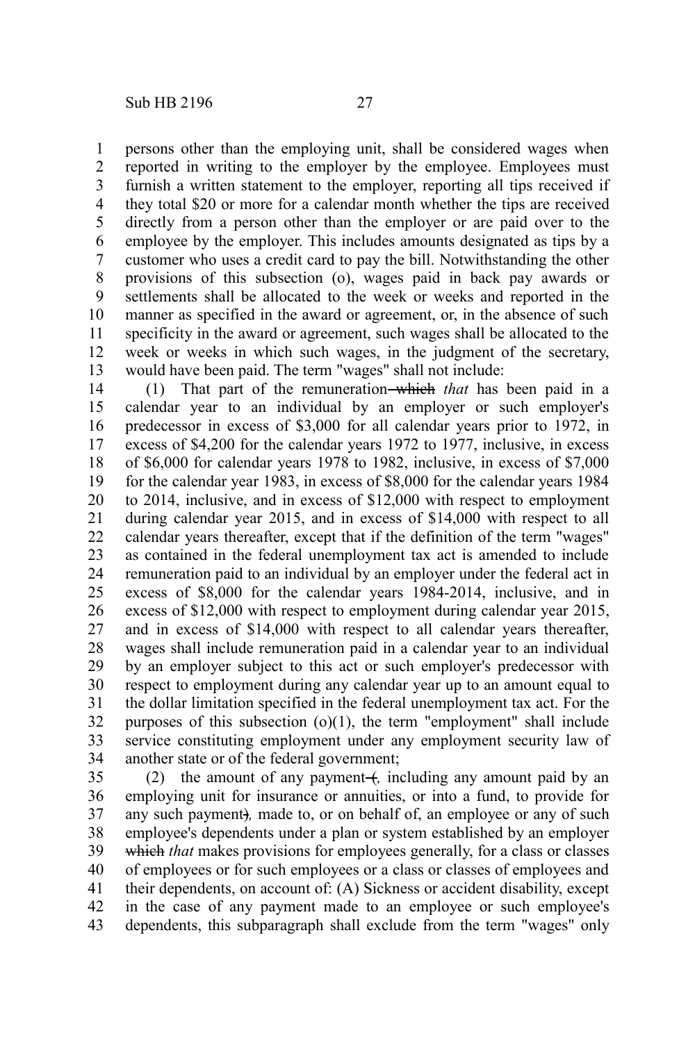persons other than the employing unit, shall be considered wages when reported in writing to the employer by the employee. Employees must furnish a written statement to the employer, reporting all tips received if they total $20 or more for a calendar month whether the tips are received directly from a person other than the employer or are paid over to the employee by the employer. This includes amounts designated as tips by a customer who uses a credit card to pay the bill. Notwithstanding the other provisions of this subsection (o), wages paid in back pay awards or settlements shall be allocated to the week or weeks and reported in the manner as specified in the award or agreement, or, in the absence of such specificity in the award or agreement, such wages shall be allocated to the week or weeks in which such wages, in the judgment of the secretary, would have been paid. The term "wages" shall not include:

(1) That part of the remuneration ~~which~~ *that* has been paid in a calendar year to an individual by an employer or such employer's predecessor in excess of $3,000 for all calendar years prior to 1972, in excess of $4,200 for the calendar years 1972 to 1977, inclusive, in excess of $6,000 for calendar years 1978 to 1982, inclusive, in excess of $7,000 for the calendar year 1983, in excess of $8,000 for the calendar years 1984 to 2014, inclusive, and in excess of $12,000 with respect to employment during calendar year 2015, and in excess of $14,000 with respect to all calendar years thereafter, except that if the definition of the term "wages" as contained in the federal unemployment tax act is amended to include remuneration paid to an individual by an employer under the federal act in excess of $8,000 for the calendar years 1984-2014, inclusive, and in excess of $12,000 with respect to employment during calendar year 2015, and in excess of $14,000 with respect to all calendar years thereafter, wages shall include remuneration paid in a calendar year to an individual by an employer subject to this act or such employer's predecessor with respect to employment during any calendar year up to an amount equal to the dollar limitation specified in the federal unemployment tax act. For the purposes of this subsection (o)(1), the term "employment" shall include service constituting employment under any employment security law of another state or of the federal government;

(2) the amount of any payment ~~(~~*,* including any amount paid by an employing unit for insurance or annuities, or into a fund, to provide for any such payment~~)~~*,* made to, or on behalf of, an employee or any of such employee's dependents under a plan or system established by an employer ~~which~~ *that* makes provisions for employees generally, for a class or classes of employees or for such employees or a class or classes of employees and their dependents, on account of: (A) Sickness or accident disability, except in the case of any payment made to an employee or such employee's dependents, this subparagraph shall exclude from the term "wages" only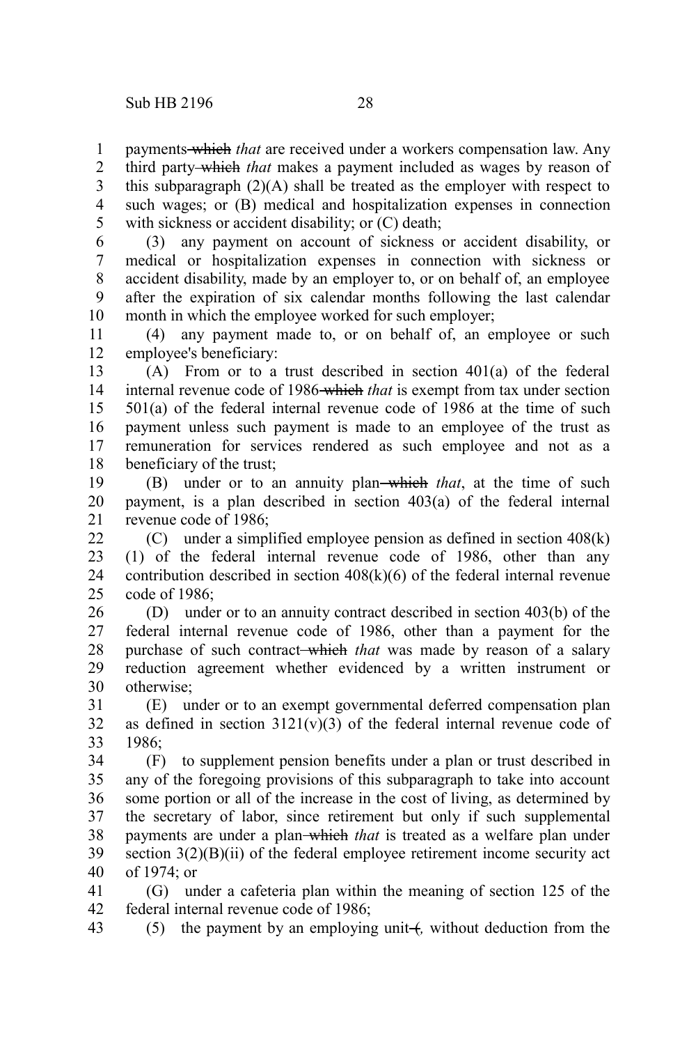payments ~~which~~ *that* are received under a workers compensation law. Any third party ~~which~~ *that* makes a payment included as wages by reason of this subparagraph (2)(A) shall be treated as the employer with respect to such wages; or (B) medical and hospitalization expenses in connection with sickness or accident disability; or (C) death;

(3) any payment on account of sickness or accident disability, or medical or hospitalization expenses in connection with sickness or accident disability, made by an employer to, or on behalf of, an employee after the expiration of six calendar months following the last calendar month in which the employee worked for such employer;

(4) any payment made to, or on behalf of, an employee or such employee's beneficiary:

(A) From or to a trust described in section 401(a) of the federal internal revenue code of 1986 ~~which~~ *that* is exempt from tax under section 501(a) of the federal internal revenue code of 1986 at the time of such payment unless such payment is made to an employee of the trust as remuneration for services rendered as such employee and not as a beneficiary of the trust;

(B) under or to an annuity plan ~~which~~ *that*, at the time of such payment, is a plan described in section 403(a) of the federal internal revenue code of 1986;

(C) under a simplified employee pension as defined in section 408(k)(1) of the federal internal revenue code of 1986, other than any contribution described in section 408(k)(6) of the federal internal revenue code of 1986;

(D) under or to an annuity contract described in section 403(b) of the federal internal revenue code of 1986, other than a payment for the purchase of such contract ~~which~~ *that* was made by reason of a salary reduction agreement whether evidenced by a written instrument or otherwise;

(E) under or to an exempt governmental deferred compensation plan as defined in section 3121(v)(3) of the federal internal revenue code of 1986;

(F) to supplement pension benefits under a plan or trust described in any of the foregoing provisions of this subparagraph to take into account some portion or all of the increase in the cost of living, as determined by the secretary of labor, since retirement but only if such supplemental payments are under a plan ~~which~~ *that* is treated as a welfare plan under section 3(2)(B)(ii) of the federal employee retirement income security act of 1974; or

(G) under a cafeteria plan within the meaning of section 125 of the federal internal revenue code of 1986;

(5) the payment by an employing unit ~~(~~*,* without deduction from the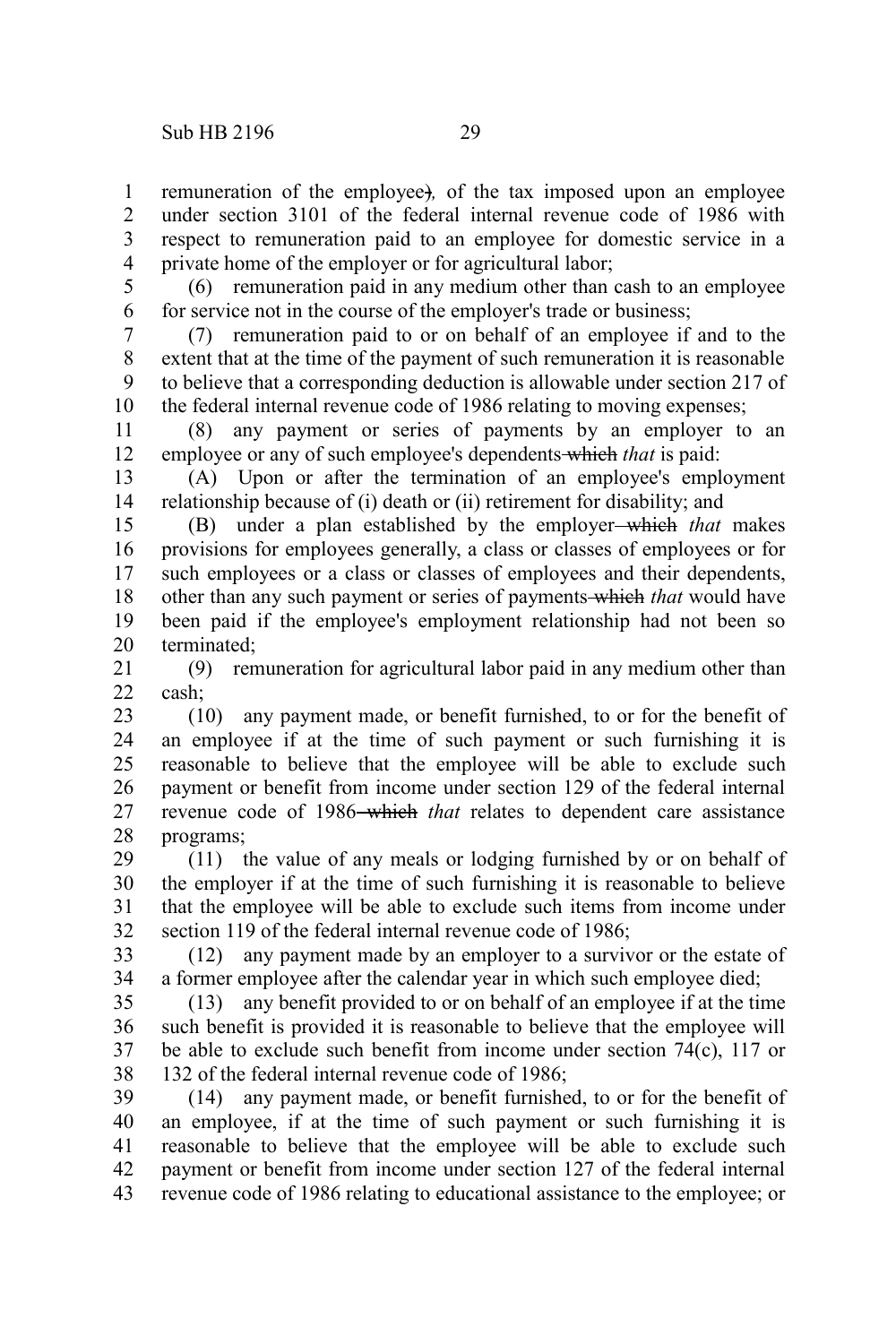remuneration of the employee), *,* of the tax imposed upon an employee under section 3101 of the federal internal revenue code of 1986 with respect to remuneration paid to an employee for domestic service in a private home of the employer or for agricultural labor;

(6) remuneration paid in any medium other than cash to an employee for service not in the course of the employer's trade or business;

(7) remuneration paid to or on behalf of an employee if and to the extent that at the time of the payment of such remuneration it is reasonable to believe that a corresponding deduction is allowable under section 217 of the federal internal revenue code of 1986 relating to moving expenses;

(8) any payment or series of payments by an employer to an employee or any of such employee's dependents ~~which~~ *that* is paid:

(A) Upon or after the termination of an employee's employment relationship because of (i) death or (ii) retirement for disability; and

(B) under a plan established by the employer ~~which~~ *that* makes provisions for employees generally, a class or classes of employees or for such employees or a class or classes of employees and their dependents, other than any such payment or series of payments ~~which~~ *that* would have been paid if the employee's employment relationship had not been so terminated;

(9) remuneration for agricultural labor paid in any medium other than cash;

(10) any payment made, or benefit furnished, to or for the benefit of an employee if at the time of such payment or such furnishing it is reasonable to believe that the employee will be able to exclude such payment or benefit from income under section 129 of the federal internal revenue code of 1986 ~~which~~ *that* relates to dependent care assistance programs;

(11) the value of any meals or lodging furnished by or on behalf of the employer if at the time of such furnishing it is reasonable to believe that the employee will be able to exclude such items from income under section 119 of the federal internal revenue code of 1986;

(12) any payment made by an employer to a survivor or the estate of a former employee after the calendar year in which such employee died;

(13) any benefit provided to or on behalf of an employee if at the time such benefit is provided it is reasonable to believe that the employee will be able to exclude such benefit from income under section 74(c), 117 or 132 of the federal internal revenue code of 1986;

(14) any payment made, or benefit furnished, to or for the benefit of an employee, if at the time of such payment or such furnishing it is reasonable to believe that the employee will be able to exclude such payment or benefit from income under section 127 of the federal internal revenue code of 1986 relating to educational assistance to the employee; or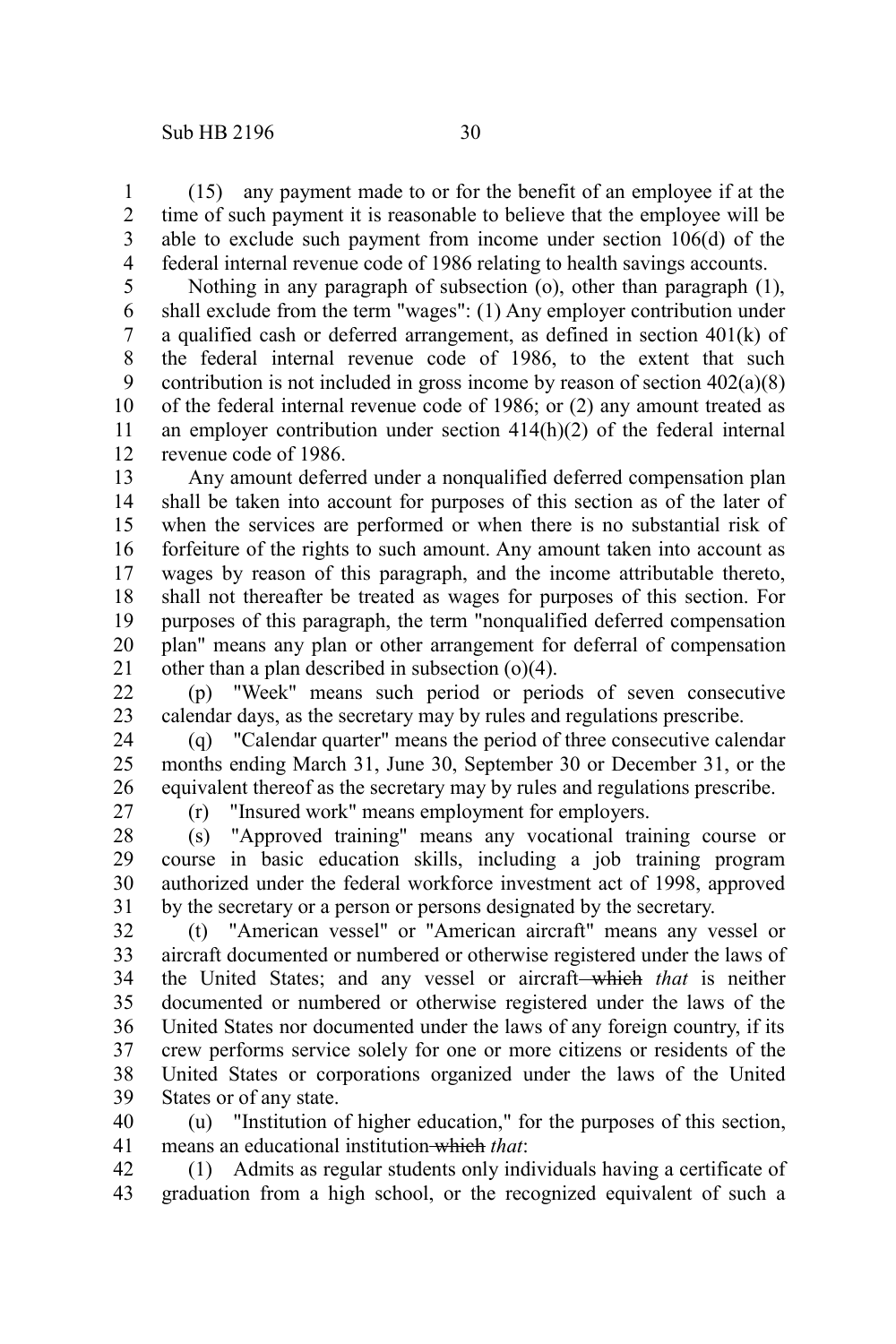(15) any payment made to or for the benefit of an employee if at the time of such payment it is reasonable to believe that the employee will be able to exclude such payment from income under section 106(d) of the federal internal revenue code of 1986 relating to health savings accounts.

Nothing in any paragraph of subsection (o), other than paragraph (1), shall exclude from the term "wages": (1) Any employer contribution under a qualified cash or deferred arrangement, as defined in section 401(k) of the federal internal revenue code of 1986, to the extent that such contribution is not included in gross income by reason of section 402(a)(8) of the federal internal revenue code of 1986; or (2) any amount treated as an employer contribution under section 414(h)(2) of the federal internal revenue code of 1986.

Any amount deferred under a nonqualified deferred compensation plan shall be taken into account for purposes of this section as of the later of when the services are performed or when there is no substantial risk of forfeiture of the rights to such amount. Any amount taken into account as wages by reason of this paragraph, and the income attributable thereto, shall not thereafter be treated as wages for purposes of this section. For purposes of this paragraph, the term "nonqualified deferred compensation plan" means any plan or other arrangement for deferral of compensation other than a plan described in subsection (o)(4).

(p) "Week" means such period or periods of seven consecutive calendar days, as the secretary may by rules and regulations prescribe.

(q) "Calendar quarter" means the period of three consecutive calendar months ending March 31, June 30, September 30 or December 31, or the equivalent thereof as the secretary may by rules and regulations prescribe.

(r) "Insured work" means employment for employers.

(s) "Approved training" means any vocational training course or course in basic education skills, including a job training program authorized under the federal workforce investment act of 1998, approved by the secretary or a person or persons designated by the secretary.

(t) "American vessel" or "American aircraft" means any vessel or aircraft documented or numbered or otherwise registered under the laws of the United States; and any vessel or aircraft ~~which~~ *that* is neither documented or numbered or otherwise registered under the laws of the United States nor documented under the laws of any foreign country, if its crew performs service solely for one or more citizens or residents of the United States or corporations organized under the laws of the United States or of any state.

(u) "Institution of higher education," for the purposes of this section, means an educational institution ~~which~~ *that*:

(1) Admits as regular students only individuals having a certificate of graduation from a high school, or the recognized equivalent of such a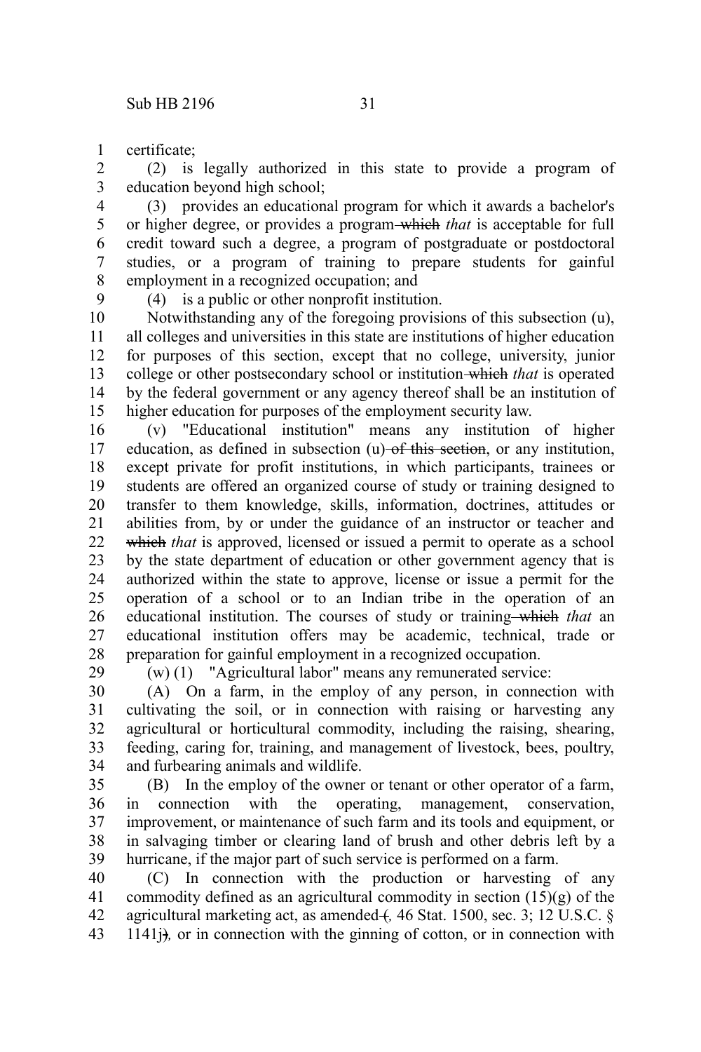certificate;

(2) is legally authorized in this state to provide a program of education beyond high school;

(3) provides an educational program for which it awards a bachelor's or higher degree, or provides a program ~~which~~ *that* is acceptable for full credit toward such a degree, a program of postgraduate or postdoctoral studies, or a program of training to prepare students for gainful employment in a recognized occupation; and

(4) is a public or other nonprofit institution.

Notwithstanding any of the foregoing provisions of this subsection (u), all colleges and universities in this state are institutions of higher education for purposes of this section, except that no college, university, junior college or other postsecondary school or institution ~~which~~ *that* is operated by the federal government or any agency thereof shall be an institution of higher education for purposes of the employment security law.

(v) "Educational institution" means any institution of higher education, as defined in subsection (u) ~~of this section~~, or any institution, except private for profit institutions, in which participants, trainees or students are offered an organized course of study or training designed to transfer to them knowledge, skills, information, doctrines, attitudes or abilities from, by or under the guidance of an instructor or teacher and ~~which~~ *that* is approved, licensed or issued a permit to operate as a school by the state department of education or other government agency that is authorized within the state to approve, license or issue a permit for the operation of a school or to an Indian tribe in the operation of an educational institution. The courses of study or training ~~which~~ *that* an educational institution offers may be academic, technical, trade or preparation for gainful employment in a recognized occupation.

(w) (1) "Agricultural labor" means any remunerated service:

(A) On a farm, in the employ of any person, in connection with cultivating the soil, or in connection with raising or harvesting any agricultural or horticultural commodity, including the raising, shearing, feeding, caring for, training, and management of livestock, bees, poultry, and furbearing animals and wildlife.

(B) In the employ of the owner or tenant or other operator of a farm, in connection with the operating, management, conservation, improvement, or maintenance of such farm and its tools and equipment, or in salvaging timber or clearing land of brush and other debris left by a hurricane, if the major part of such service is performed on a farm.

(C) In connection with the production or harvesting of any commodity defined as an agricultural commodity in section (15)(g) of the agricultural marketing act, as amended ~~(~~*,* 46 Stat. 1500, sec. 3; 12 U.S.C. § 1141j~~)~~*,* or in connection with the ginning of cotton, or in connection with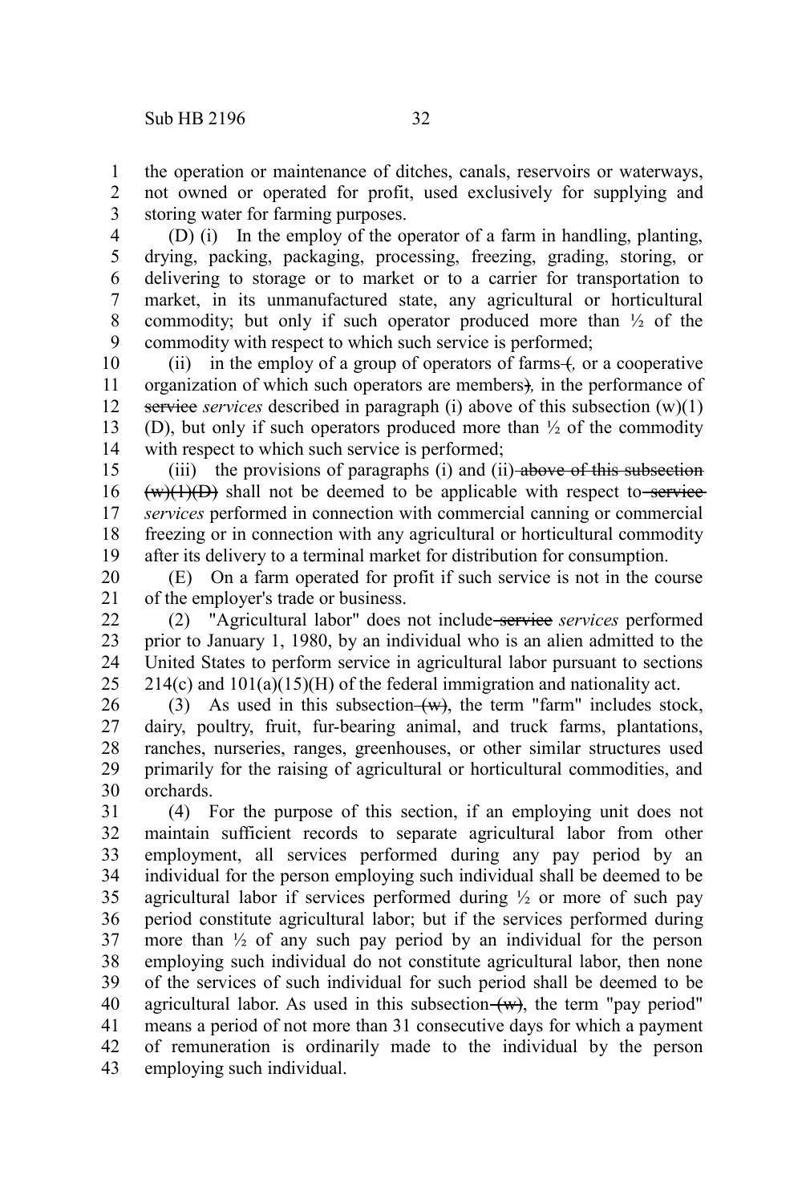the operation or maintenance of ditches, canals, reservoirs or waterways, not owned or operated for profit, used exclusively for supplying and storing water for farming purposes.

(D) (i) In the employ of the operator of a farm in handling, planting, drying, packing, packaging, processing, freezing, grading, storing, or delivering to storage or to market or to a carrier for transportation to market, in its unmanufactured state, any agricultural or horticultural commodity; but only if such operator produced more than ½ of the commodity with respect to which such service is performed;

(ii) in the employ of a group of operators of farms ~~(~~*,* or a cooperative organization of which such operators are members~~)~~*,* in the performance of ~~service~~ *services* described in paragraph (i) above of this subsection (w)(1)(D), but only if such operators produced more than ½ of the commodity with respect to which such service is performed;

(iii) the provisions of paragraphs (i) and (ii) ~~above of this subsection (w)(1)(D)~~ shall not be deemed to be applicable with respect to ~~service~~ *services* performed in connection with commercial canning or commercial freezing or in connection with any agricultural or horticultural commodity after its delivery to a terminal market for distribution for consumption.

(E) On a farm operated for profit if such service is not in the course of the employer's trade or business.

(2) "Agricultural labor" does not include ~~service~~ *services* performed prior to January 1, 1980, by an individual who is an alien admitted to the United States to perform service in agricultural labor pursuant to sections 214(c) and 101(a)(15)(H) of the federal immigration and nationality act.

(3) As used in this subsection ~~(w)~~, the term "farm" includes stock, dairy, poultry, fruit, fur-bearing animal, and truck farms, plantations, ranches, nurseries, ranges, greenhouses, or other similar structures used primarily for the raising of agricultural or horticultural commodities, and orchards.

(4) For the purpose of this section, if an employing unit does not maintain sufficient records to separate agricultural labor from other employment, all services performed during any pay period by an individual for the person employing such individual shall be deemed to be agricultural labor if services performed during ½ or more of such pay period constitute agricultural labor; but if the services performed during more than ½ of any such pay period by an individual for the person employing such individual do not constitute agricultural labor, then none of the services of such individual for such period shall be deemed to be agricultural labor. As used in this subsection ~~(w)~~, the term "pay period" means a period of not more than 31 consecutive days for which a payment of remuneration is ordinarily made to the individual by the person employing such individual.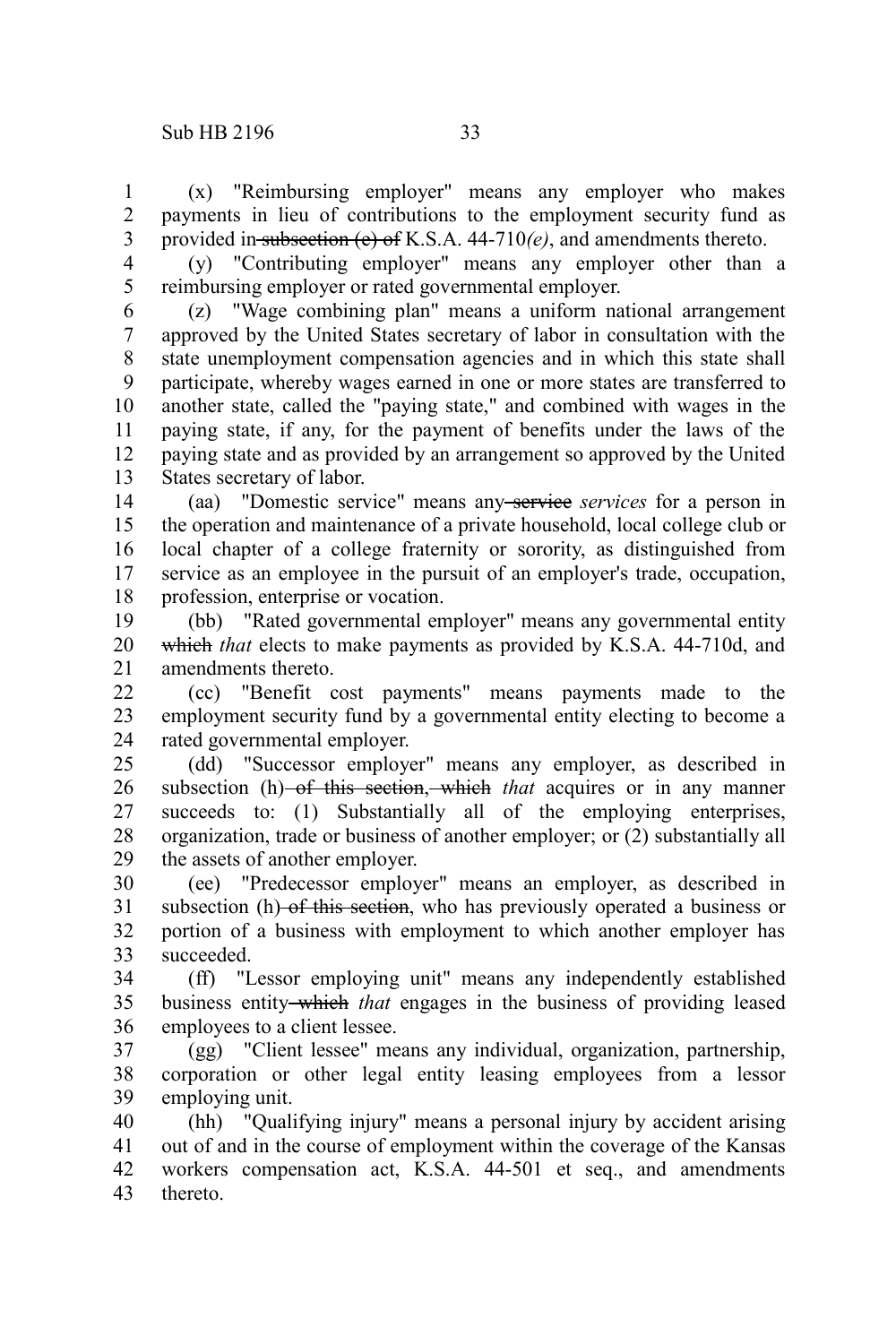(x) "Reimbursing employer" means any employer who makes payments in lieu of contributions to the employment security fund as provided in ~~subsection (e) of~~ K.S.A. 44-710*(e)*, and amendments thereto.

(y) "Contributing employer" means any employer other than a reimbursing employer or rated governmental employer.

(z) "Wage combining plan" means a uniform national arrangement approved by the United States secretary of labor in consultation with the state unemployment compensation agencies and in which this state shall participate, whereby wages earned in one or more states are transferred to another state, called the "paying state," and combined with wages in the paying state, if any, for the payment of benefits under the laws of the paying state and as provided by an arrangement so approved by the United States secretary of labor.

(aa) "Domestic service" means any ~~service~~ *services* for a person in the operation and maintenance of a private household, local college club or local chapter of a college fraternity or sorority, as distinguished from service as an employee in the pursuit of an employer's trade, occupation, profession, enterprise or vocation.

(bb) "Rated governmental employer" means any governmental entity ~~which~~ *that* elects to make payments as provided by K.S.A. 44-710d, and amendments thereto.

(cc) "Benefit cost payments" means payments made to the employment security fund by a governmental entity electing to become a rated governmental employer.

(dd) "Successor employer" means any employer, as described in subsection (h) ~~of this section, which~~ *that* acquires or in any manner succeeds to: (1) Substantially all of the employing enterprises, organization, trade or business of another employer; or (2) substantially all the assets of another employer.

(ee) "Predecessor employer" means an employer, as described in subsection (h) ~~of this section~~, who has previously operated a business or portion of a business with employment to which another employer has succeeded.

(ff) "Lessor employing unit" means any independently established business entity ~~which~~ *that* engages in the business of providing leased employees to a client lessee.

(gg) "Client lessee" means any individual, organization, partnership, corporation or other legal entity leasing employees from a lessor employing unit.

(hh) "Qualifying injury" means a personal injury by accident arising out of and in the course of employment within the coverage of the Kansas workers compensation act, K.S.A. 44-501 et seq., and amendments thereto.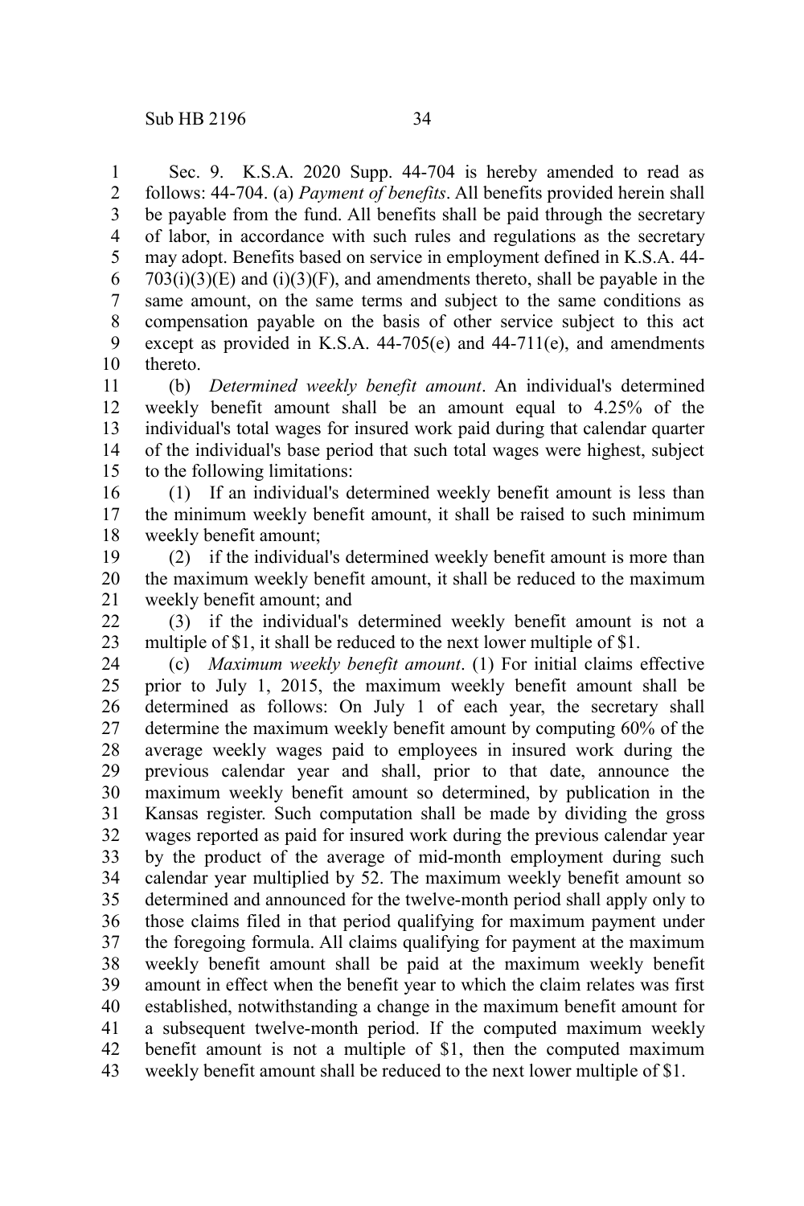Sec. 9. K.S.A. 2020 Supp. 44-704 is hereby amended to read as follows: 44-704. (a) *Payment of benefits*. All benefits provided herein shall be payable from the fund. All benefits shall be paid through the secretary of labor, in accordance with such rules and regulations as the secretary may adopt. Benefits based on service in employment defined in K.S.A. 44-703(i)(3)(E) and (i)(3)(F), and amendments thereto, shall be payable in the same amount, on the same terms and subject to the same conditions as compensation payable on the basis of other service subject to this act except as provided in K.S.A. 44-705(e) and 44-711(e), and amendments thereto.

(b) *Determined weekly benefit amount*. An individual's determined weekly benefit amount shall be an amount equal to 4.25% of the individual's total wages for insured work paid during that calendar quarter of the individual's base period that such total wages were highest, subject to the following limitations:

(1) If an individual's determined weekly benefit amount is less than the minimum weekly benefit amount, it shall be raised to such minimum weekly benefit amount;

(2) if the individual's determined weekly benefit amount is more than the maximum weekly benefit amount, it shall be reduced to the maximum weekly benefit amount; and

(3) if the individual's determined weekly benefit amount is not a multiple of $1, it shall be reduced to the next lower multiple of $1.

(c) *Maximum weekly benefit amount*. (1) For initial claims effective prior to July 1, 2015, the maximum weekly benefit amount shall be determined as follows: On July 1 of each year, the secretary shall determine the maximum weekly benefit amount by computing 60% of the average weekly wages paid to employees in insured work during the previous calendar year and shall, prior to that date, announce the maximum weekly benefit amount so determined, by publication in the Kansas register. Such computation shall be made by dividing the gross wages reported as paid for insured work during the previous calendar year by the product of the average of mid-month employment during such calendar year multiplied by 52. The maximum weekly benefit amount so determined and announced for the twelve-month period shall apply only to those claims filed in that period qualifying for maximum payment under the foregoing formula. All claims qualifying for payment at the maximum weekly benefit amount shall be paid at the maximum weekly benefit amount in effect when the benefit year to which the claim relates was first established, notwithstanding a change in the maximum benefit amount for a subsequent twelve-month period. If the computed maximum weekly benefit amount is not a multiple of $1, then the computed maximum weekly benefit amount shall be reduced to the next lower multiple of $1.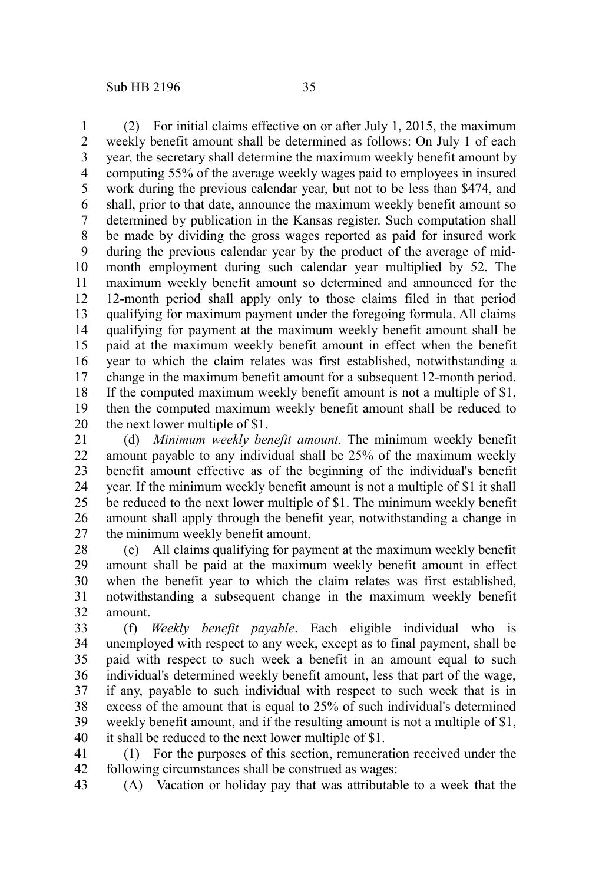(2) For initial claims effective on or after July 1, 2015, the maximum weekly benefit amount shall be determined as follows: On July 1 of each year, the secretary shall determine the maximum weekly benefit amount by computing 55% of the average weekly wages paid to employees in insured work during the previous calendar year, but not to be less than $474, and shall, prior to that date, announce the maximum weekly benefit amount so determined by publication in the Kansas register. Such computation shall be made by dividing the gross wages reported as paid for insured work during the previous calendar year by the product of the average of mid-month employment during such calendar year multiplied by 52. The maximum weekly benefit amount so determined and announced for the 12-month period shall apply only to those claims filed in that period qualifying for maximum payment under the foregoing formula. All claims qualifying for payment at the maximum weekly benefit amount shall be paid at the maximum weekly benefit amount in effect when the benefit year to which the claim relates was first established, notwithstanding a change in the maximum benefit amount for a subsequent 12-month period. If the computed maximum weekly benefit amount is not a multiple of $1, then the computed maximum weekly benefit amount shall be reduced to the next lower multiple of $1.

(d) *Minimum weekly benefit amount.* The minimum weekly benefit amount payable to any individual shall be 25% of the maximum weekly benefit amount effective as of the beginning of the individual's benefit year. If the minimum weekly benefit amount is not a multiple of $1 it shall be reduced to the next lower multiple of $1. The minimum weekly benefit amount shall apply through the benefit year, notwithstanding a change in the minimum weekly benefit amount.

(e) All claims qualifying for payment at the maximum weekly benefit amount shall be paid at the maximum weekly benefit amount in effect when the benefit year to which the claim relates was first established, notwithstanding a subsequent change in the maximum weekly benefit amount.

(f) *Weekly benefit payable*. Each eligible individual who is unemployed with respect to any week, except as to final payment, shall be paid with respect to such week a benefit in an amount equal to such individual's determined weekly benefit amount, less that part of the wage, if any, payable to such individual with respect to such week that is in excess of the amount that is equal to 25% of such individual's determined weekly benefit amount, and if the resulting amount is not a multiple of $1, it shall be reduced to the next lower multiple of $1.

(1) For the purposes of this section, remuneration received under the following circumstances shall be construed as wages:

(A) Vacation or holiday pay that was attributable to a week that the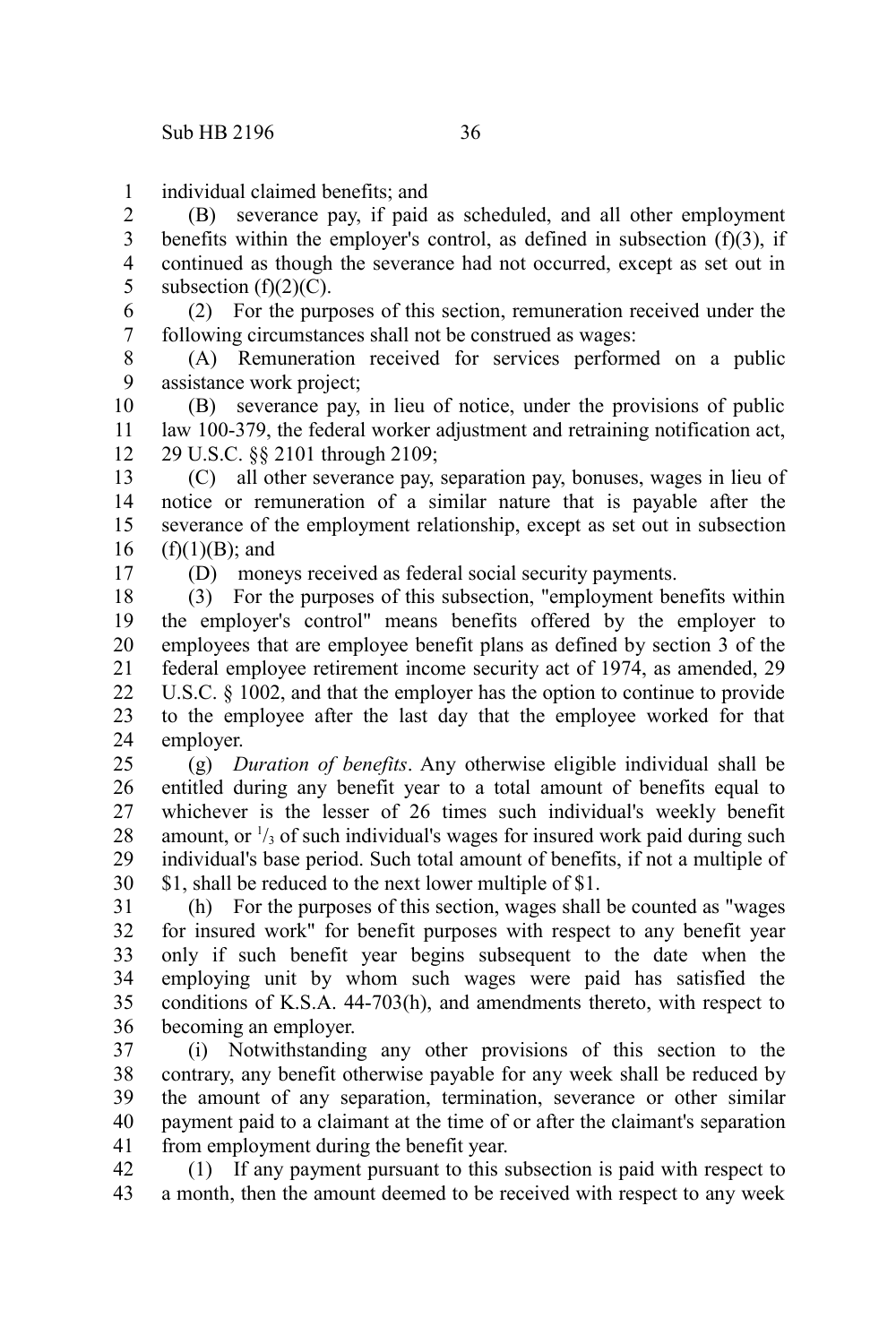individual claimed benefits; and

(B) severance pay, if paid as scheduled, and all other employment benefits within the employer's control, as defined in subsection (f)(3), if continued as though the severance had not occurred, except as set out in subsection (f)(2)(C).

(2) For the purposes of this section, remuneration received under the following circumstances shall not be construed as wages:

(A) Remuneration received for services performed on a public assistance work project;

(B) severance pay, in lieu of notice, under the provisions of public law 100-379, the federal worker adjustment and retraining notification act, 29 U.S.C. §§ 2101 through 2109;

(C) all other severance pay, separation pay, bonuses, wages in lieu of notice or remuneration of a similar nature that is payable after the severance of the employment relationship, except as set out in subsection (f)(1)(B); and

(D) moneys received as federal social security payments.

(3) For the purposes of this subsection, "employment benefits within the employer's control" means benefits offered by the employer to employees that are employee benefit plans as defined by section 3 of the federal employee retirement income security act of 1974, as amended, 29 U.S.C. § 1002, and that the employer has the option to continue to provide to the employee after the last day that the employee worked for that employer.

(g) *Duration of benefits*. Any otherwise eligible individual shall be entitled during any benefit year to a total amount of benefits equal to whichever is the lesser of 26 times such individual's weekly benefit amount, or $^1/_3$ of such individual's wages for insured work paid during such individual's base period. Such total amount of benefits, if not a multiple of $1, shall be reduced to the next lower multiple of $1.

(h) For the purposes of this section, wages shall be counted as "wages for insured work" for benefit purposes with respect to any benefit year only if such benefit year begins subsequent to the date when the employing unit by whom such wages were paid has satisfied the conditions of K.S.A. 44-703(h), and amendments thereto, with respect to becoming an employer.

(i) Notwithstanding any other provisions of this section to the contrary, any benefit otherwise payable for any week shall be reduced by the amount of any separation, termination, severance or other similar payment paid to a claimant at the time of or after the claimant's separation from employment during the benefit year.

(1) If any payment pursuant to this subsection is paid with respect to a month, then the amount deemed to be received with respect to any week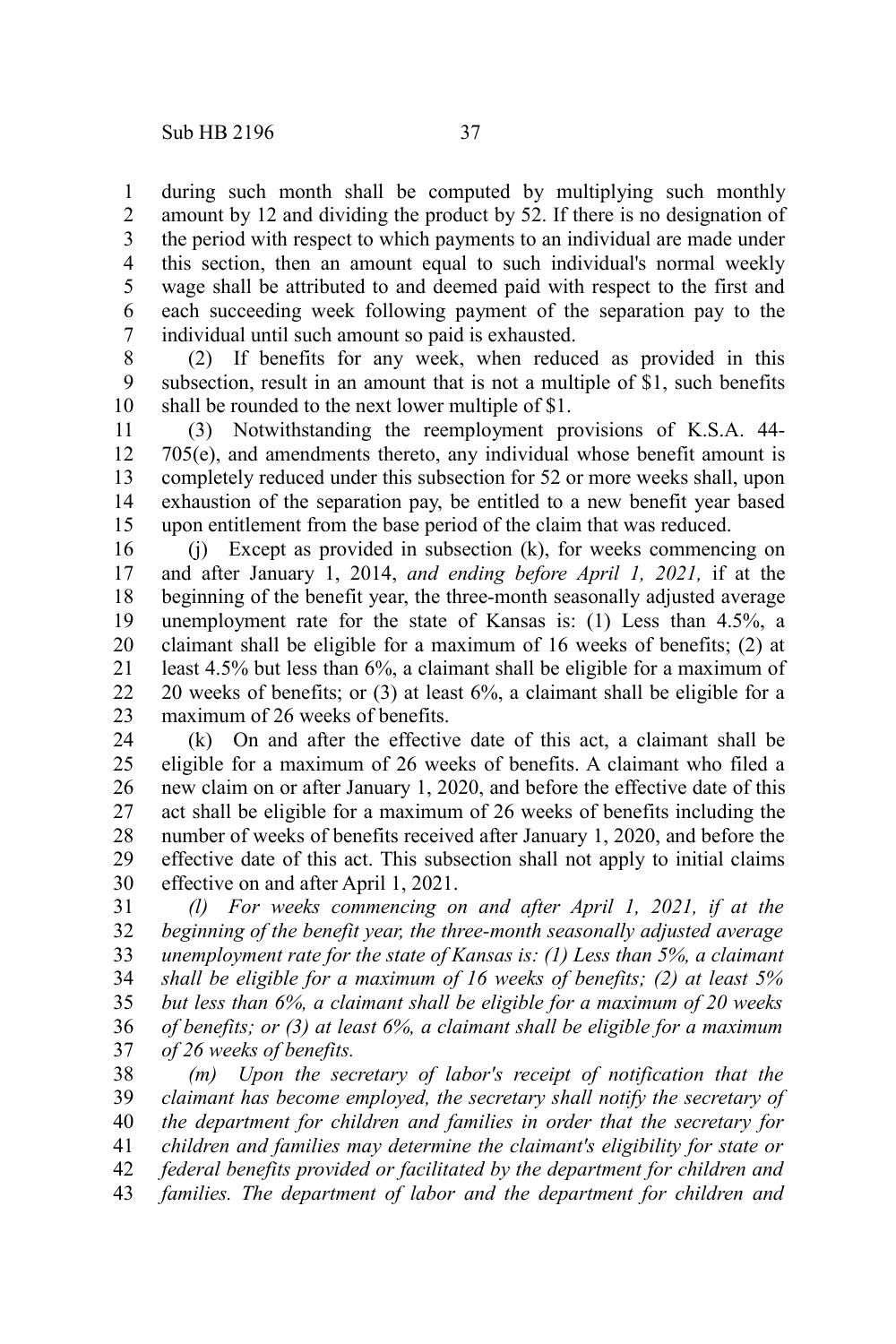during such month shall be computed by multiplying such monthly amount by 12 and dividing the product by 52. If there is no designation of the period with respect to which payments to an individual are made under this section, then an amount equal to such individual's normal weekly wage shall be attributed to and deemed paid with respect to the first and each succeeding week following payment of the separation pay to the individual until such amount so paid is exhausted.

(2) If benefits for any week, when reduced as provided in this subsection, result in an amount that is not a multiple of $1, such benefits shall be rounded to the next lower multiple of $1.

(3) Notwithstanding the reemployment provisions of K.S.A. 44-705(e), and amendments thereto, any individual whose benefit amount is completely reduced under this subsection for 52 or more weeks shall, upon exhaustion of the separation pay, be entitled to a new benefit year based upon entitlement from the base period of the claim that was reduced.

(j) Except as provided in subsection (k), for weeks commencing on and after January 1, 2014, *and ending before April 1, 2021,* if at the beginning of the benefit year, the three-month seasonally adjusted average unemployment rate for the state of Kansas is: (1) Less than 4.5%, a claimant shall be eligible for a maximum of 16 weeks of benefits; (2) at least 4.5% but less than 6%, a claimant shall be eligible for a maximum of 20 weeks of benefits; or (3) at least 6%, a claimant shall be eligible for a maximum of 26 weeks of benefits.

(k) On and after the effective date of this act, a claimant shall be eligible for a maximum of 26 weeks of benefits. A claimant who filed a new claim on or after January 1, 2020, and before the effective date of this act shall be eligible for a maximum of 26 weeks of benefits including the number of weeks of benefits received after January 1, 2020, and before the effective date of this act. This subsection shall not apply to initial claims effective on and after April 1, 2021.

*(l) For weeks commencing on and after April 1, 2021, if at the beginning of the benefit year, the three-month seasonally adjusted average unemployment rate for the state of Kansas is: (1) Less than 5%, a claimant shall be eligible for a maximum of 16 weeks of benefits; (2) at least 5% but less than 6%, a claimant shall be eligible for a maximum of 20 weeks of benefits; or (3) at least 6%, a claimant shall be eligible for a maximum of 26 weeks of benefits.*

*(m) Upon the secretary of labor's receipt of notification that the claimant has become employed, the secretary shall notify the secretary of the department for children and families in order that the secretary for children and families may determine the claimant's eligibility for state or federal benefits provided or facilitated by the department for children and families. The department of labor and the department for children and*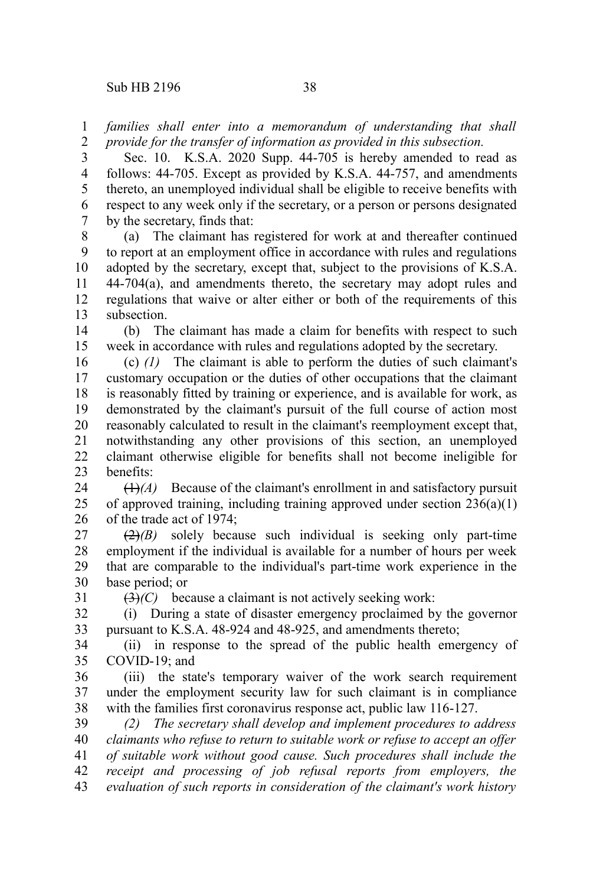*families shall enter into a memorandum of understanding that shall provide for the transfer of information as provided in this subsection.*

Sec. 10. K.S.A. 2020 Supp. 44-705 is hereby amended to read as follows: 44-705. Except as provided by K.S.A. 44-757, and amendments thereto, an unemployed individual shall be eligible to receive benefits with respect to any week only if the secretary, or a person or persons designated by the secretary, finds that:

(a) The claimant has registered for work at and thereafter continued to report at an employment office in accordance with rules and regulations adopted by the secretary, except that, subject to the provisions of K.S.A. 44-704(a), and amendments thereto, the secretary may adopt rules and regulations that waive or alter either or both of the requirements of this subsection.

(b) The claimant has made a claim for benefits with respect to such week in accordance with rules and regulations adopted by the secretary.

(c) *(1)* The claimant is able to perform the duties of such claimant's customary occupation or the duties of other occupations that the claimant is reasonably fitted by training or experience, and is available for work, as demonstrated by the claimant's pursuit of the full course of action most reasonably calculated to result in the claimant's reemployment except that, notwithstanding any other provisions of this section, an unemployed claimant otherwise eligible for benefits shall not become ineligible for benefits:

~~(1)~~*(A)* Because of the claimant's enrollment in and satisfactory pursuit of approved training, including training approved under section 236(a)(1) of the trade act of 1974;

~~(2)~~*(B)* solely because such individual is seeking only part-time employment if the individual is available for a number of hours per week that are comparable to the individual's part-time work experience in the base period; or

~~(3)~~*(C)* because a claimant is not actively seeking work:

(i) During a state of disaster emergency proclaimed by the governor pursuant to K.S.A. 48-924 and 48-925, and amendments thereto;

(ii) in response to the spread of the public health emergency of COVID-19; and

(iii) the state's temporary waiver of the work search requirement under the employment security law for such claimant is in compliance with the families first coronavirus response act, public law 116-127.

*(2) The secretary shall develop and implement procedures to address claimants who refuse to return to suitable work or refuse to accept an offer of suitable work without good cause. Such procedures shall include the receipt and processing of job refusal reports from employers, the evaluation of such reports in consideration of the claimant's work history*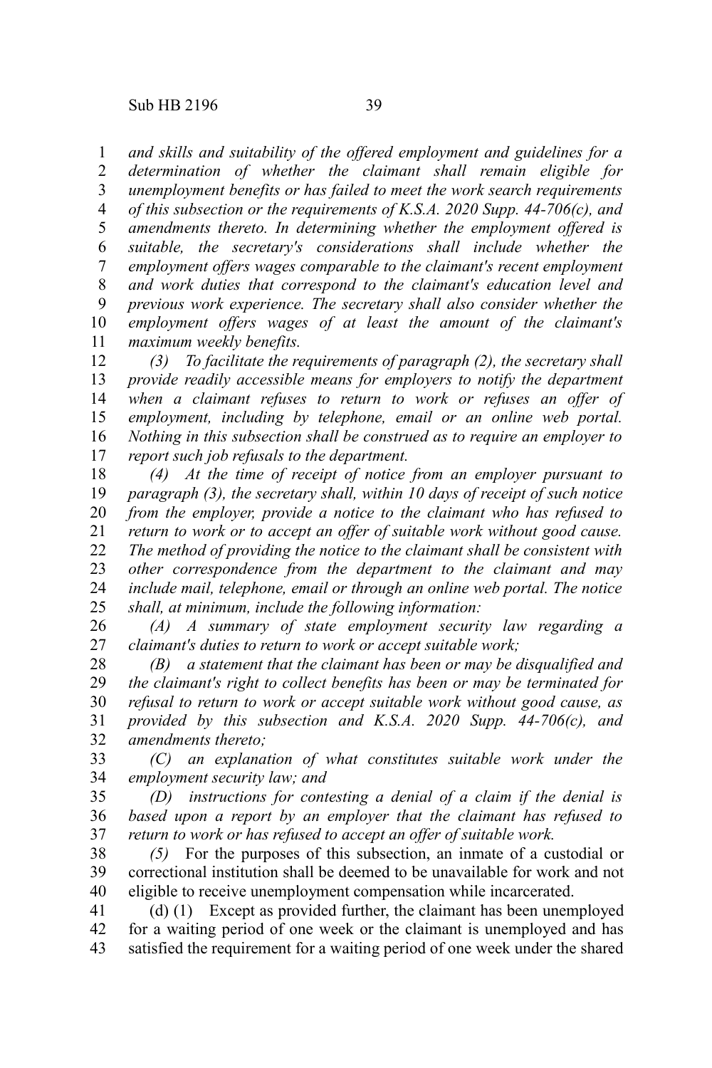*and skills and suitability of the offered employment and guidelines for a determination of whether the claimant shall remain eligible for unemployment benefits or has failed to meet the work search requirements of this subsection or the requirements of K.S.A. 2020 Supp. 44-706(c), and amendments thereto. In determining whether the employment offered is suitable, the secretary's considerations shall include whether the employment offers wages comparable to the claimant's recent employment and work duties that correspond to the claimant's education level and previous work experience. The secretary shall also consider whether the employment offers wages of at least the amount of the claimant's maximum weekly benefits.*

*(3) To facilitate the requirements of paragraph (2), the secretary shall provide readily accessible means for employers to notify the department when a claimant refuses to return to work or refuses an offer of employment, including by telephone, email or an online web portal. Nothing in this subsection shall be construed as to require an employer to report such job refusals to the department.*

*(4) At the time of receipt of notice from an employer pursuant to paragraph (3), the secretary shall, within 10 days of receipt of such notice from the employer, provide a notice to the claimant who has refused to return to work or to accept an offer of suitable work without good cause. The method of providing the notice to the claimant shall be consistent with other correspondence from the department to the claimant and may include mail, telephone, email or through an online web portal. The notice shall, at minimum, include the following information:*

*(A) A summary of state employment security law regarding a claimant's duties to return to work or accept suitable work;*

*(B) a statement that the claimant has been or may be disqualified and the claimant's right to collect benefits has been or may be terminated for refusal to return to work or accept suitable work without good cause, as provided by this subsection and K.S.A. 2020 Supp. 44-706(c), and amendments thereto;*

*(C) an explanation of what constitutes suitable work under the employment security law; and*

*(D) instructions for contesting a denial of a claim if the denial is based upon a report by an employer that the claimant has refused to return to work or has refused to accept an offer of suitable work.*

*(5)* For the purposes of this subsection, an inmate of a custodial or correctional institution shall be deemed to be unavailable for work and not eligible to receive unemployment compensation while incarcerated.

(d) (1) Except as provided further, the claimant has been unemployed for a waiting period of one week or the claimant is unemployed and has satisfied the requirement for a waiting period of one week under the shared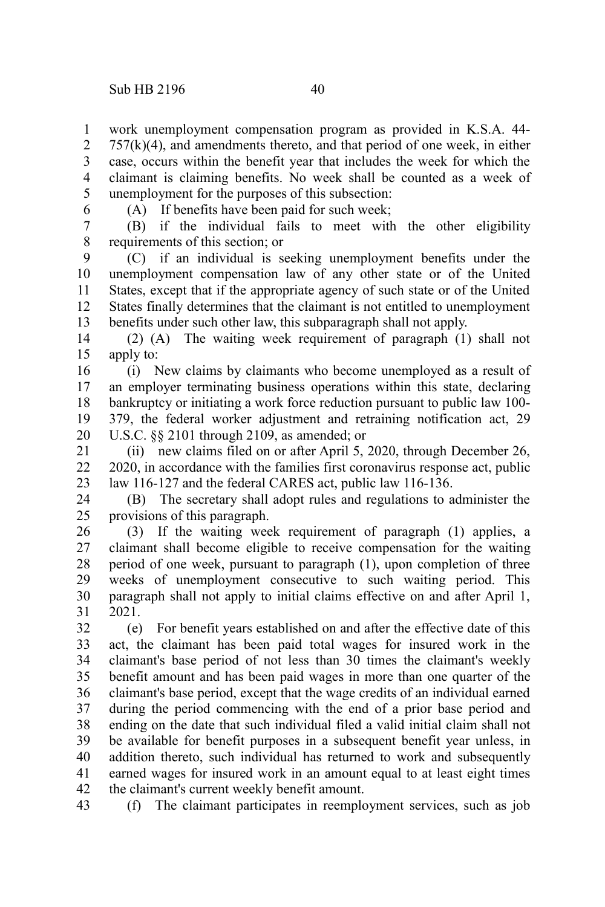work unemployment compensation program as provided in K.S.A. 44-757(k)(4), and amendments thereto, and that period of one week, in either case, occurs within the benefit year that includes the week for which the claimant is claiming benefits. No week shall be counted as a week of unemployment for the purposes of this subsection:

(A) If benefits have been paid for such week;

(B) if the individual fails to meet with the other eligibility requirements of this section; or

(C) if an individual is seeking unemployment benefits under the unemployment compensation law of any other state or of the United States, except that if the appropriate agency of such state or of the United States finally determines that the claimant is not entitled to unemployment benefits under such other law, this subparagraph shall not apply.

(2) (A) The waiting week requirement of paragraph (1) shall not apply to:

(i) New claims by claimants who become unemployed as a result of an employer terminating business operations within this state, declaring bankruptcy or initiating a work force reduction pursuant to public law 100-379, the federal worker adjustment and retraining notification act, 29 U.S.C. §§ 2101 through 2109, as amended; or

(ii) new claims filed on or after April 5, 2020, through December 26, 2020, in accordance with the families first coronavirus response act, public law 116-127 and the federal CARES act, public law 116-136.

(B) The secretary shall adopt rules and regulations to administer the provisions of this paragraph.

(3) If the waiting week requirement of paragraph (1) applies, a claimant shall become eligible to receive compensation for the waiting period of one week, pursuant to paragraph (1), upon completion of three weeks of unemployment consecutive to such waiting period. This paragraph shall not apply to initial claims effective on and after April 1, 2021.

(e) For benefit years established on and after the effective date of this act, the claimant has been paid total wages for insured work in the claimant's base period of not less than 30 times the claimant's weekly benefit amount and has been paid wages in more than one quarter of the claimant's base period, except that the wage credits of an individual earned during the period commencing with the end of a prior base period and ending on the date that such individual filed a valid initial claim shall not be available for benefit purposes in a subsequent benefit year unless, in addition thereto, such individual has returned to work and subsequently earned wages for insured work in an amount equal to at least eight times the claimant's current weekly benefit amount.

(f) The claimant participates in reemployment services, such as job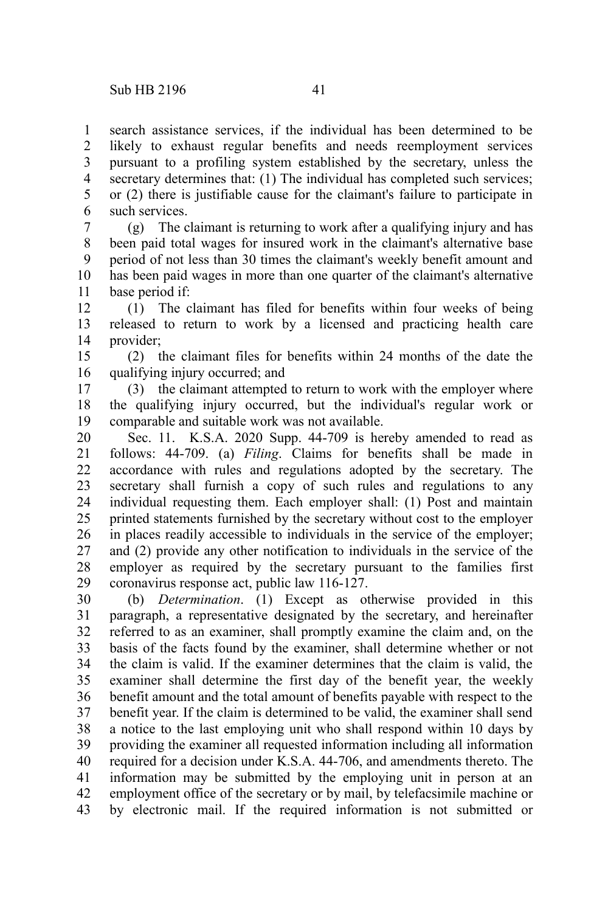search assistance services, if the individual has been determined to be likely to exhaust regular benefits and needs reemployment services pursuant to a profiling system established by the secretary, unless the secretary determines that: (1) The individual has completed such services; or (2) there is justifiable cause for the claimant's failure to participate in such services.

(g) The claimant is returning to work after a qualifying injury and has been paid total wages for insured work in the claimant's alternative base period of not less than 30 times the claimant's weekly benefit amount and has been paid wages in more than one quarter of the claimant's alternative base period if:

(1) The claimant has filed for benefits within four weeks of being released to return to work by a licensed and practicing health care provider;

(2) the claimant files for benefits within 24 months of the date the qualifying injury occurred; and

(3) the claimant attempted to return to work with the employer where the qualifying injury occurred, but the individual's regular work or comparable and suitable work was not available.

Sec. 11. K.S.A. 2020 Supp. 44-709 is hereby amended to read as follows: 44-709. (a) *Filing*. Claims for benefits shall be made in accordance with rules and regulations adopted by the secretary. The secretary shall furnish a copy of such rules and regulations to any individual requesting them. Each employer shall: (1) Post and maintain printed statements furnished by the secretary without cost to the employer in places readily accessible to individuals in the service of the employer; and (2) provide any other notification to individuals in the service of the employer as required by the secretary pursuant to the families first coronavirus response act, public law 116-127.

(b) *Determination*. (1) Except as otherwise provided in this paragraph, a representative designated by the secretary, and hereinafter referred to as an examiner, shall promptly examine the claim and, on the basis of the facts found by the examiner, shall determine whether or not the claim is valid. If the examiner determines that the claim is valid, the examiner shall determine the first day of the benefit year, the weekly benefit amount and the total amount of benefits payable with respect to the benefit year. If the claim is determined to be valid, the examiner shall send a notice to the last employing unit who shall respond within 10 days by providing the examiner all requested information including all information required for a decision under K.S.A. 44-706, and amendments thereto. The information may be submitted by the employing unit in person at an employment office of the secretary or by mail, by telefacsimile machine or by electronic mail. If the required information is not submitted or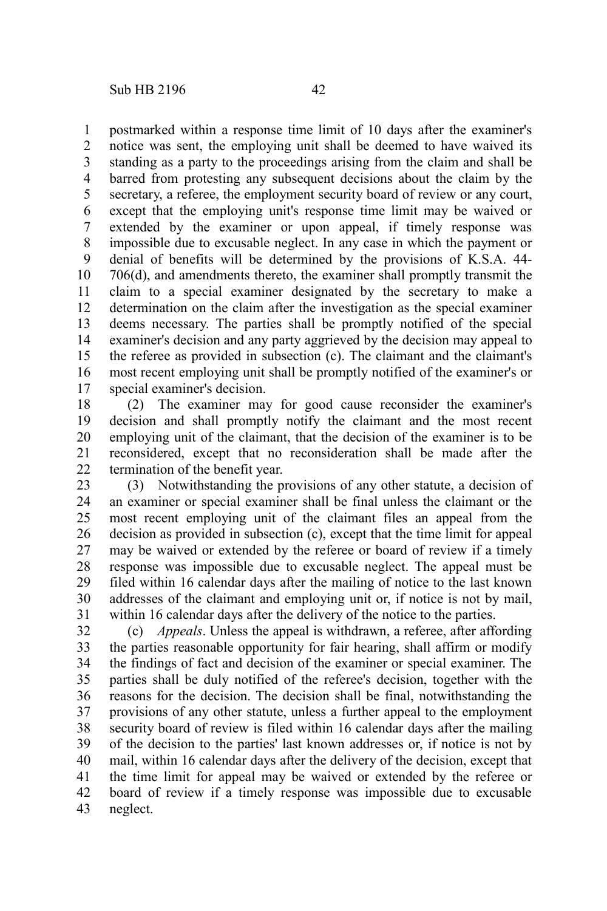postmarked within a response time limit of 10 days after the examiner's notice was sent, the employing unit shall be deemed to have waived its standing as a party to the proceedings arising from the claim and shall be barred from protesting any subsequent decisions about the claim by the secretary, a referee, the employment security board of review or any court, except that the employing unit's response time limit may be waived or extended by the examiner or upon appeal, if timely response was impossible due to excusable neglect. In any case in which the payment or denial of benefits will be determined by the provisions of K.S.A. 44-706(d), and amendments thereto, the examiner shall promptly transmit the claim to a special examiner designated by the secretary to make a determination on the claim after the investigation as the special examiner deems necessary. The parties shall be promptly notified of the special examiner's decision and any party aggrieved by the decision may appeal to the referee as provided in subsection (c). The claimant and the claimant's most recent employing unit shall be promptly notified of the examiner's or special examiner's decision.

(2) The examiner may for good cause reconsider the examiner's decision and shall promptly notify the claimant and the most recent employing unit of the claimant, that the decision of the examiner is to be reconsidered, except that no reconsideration shall be made after the termination of the benefit year.

(3) Notwithstanding the provisions of any other statute, a decision of an examiner or special examiner shall be final unless the claimant or the most recent employing unit of the claimant files an appeal from the decision as provided in subsection (c), except that the time limit for appeal may be waived or extended by the referee or board of review if a timely response was impossible due to excusable neglect. The appeal must be filed within 16 calendar days after the mailing of notice to the last known addresses of the claimant and employing unit or, if notice is not by mail, within 16 calendar days after the delivery of the notice to the parties.

(c) *Appeals*. Unless the appeal is withdrawn, a referee, after affording the parties reasonable opportunity for fair hearing, shall affirm or modify the findings of fact and decision of the examiner or special examiner. The parties shall be duly notified of the referee's decision, together with the reasons for the decision. The decision shall be final, notwithstanding the provisions of any other statute, unless a further appeal to the employment security board of review is filed within 16 calendar days after the mailing of the decision to the parties' last known addresses or, if notice is not by mail, within 16 calendar days after the delivery of the decision, except that the time limit for appeal may be waived or extended by the referee or board of review if a timely response was impossible due to excusable neglect.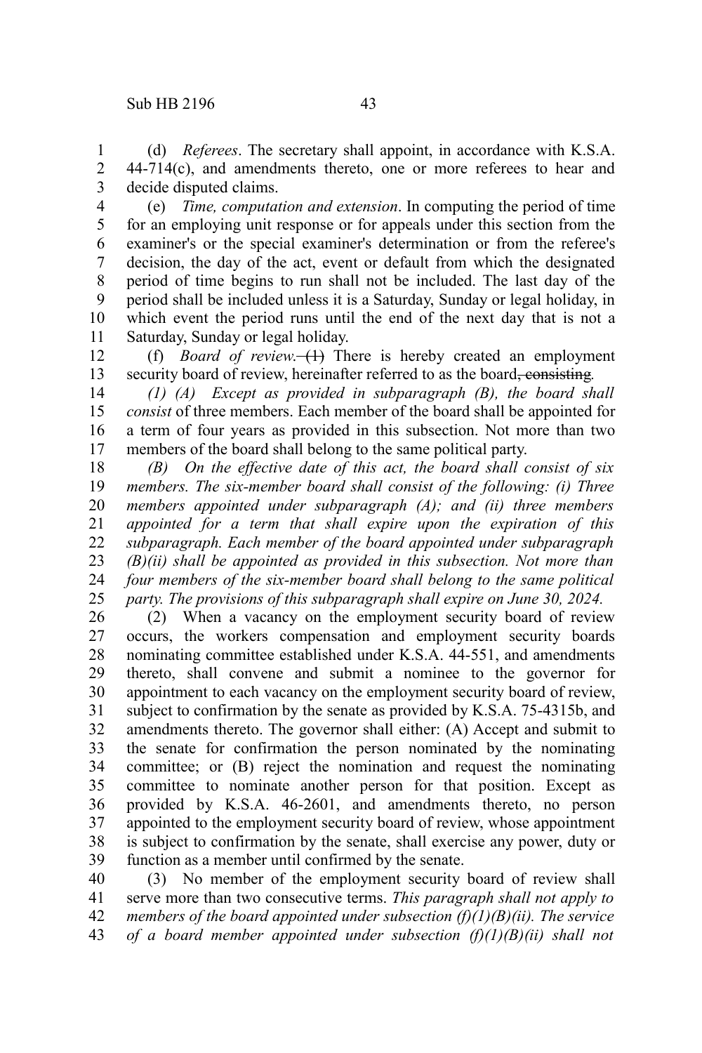(d) *Referees*. The secretary shall appoint, in accordance with K.S.A. 44-714(c), and amendments thereto, one or more referees to hear and decide disputed claims.

(e) *Time, computation and extension*. In computing the period of time for an employing unit response or for appeals under this section from the examiner's or the special examiner's determination or from the referee's decision, the day of the act, event or default from which the designated period of time begins to run shall not be included. The last day of the period shall be included unless it is a Saturday, Sunday or legal holiday, in which event the period runs until the end of the next day that is not a Saturday, Sunday or legal holiday.

(f) *Board of review.* ~~(1)~~ There is hereby created an employment security board of review, hereinafter referred to as the board~~, consisting~~*.*

*(1) (A) Except as provided in subparagraph (B), the board shall consist* of three members. Each member of the board shall be appointed for a term of four years as provided in this subsection. Not more than two members of the board shall belong to the same political party.

*(B) On the effective date of this act, the board shall consist of six members. The six-member board shall consist of the following: (i) Three members appointed under subparagraph (A); and (ii) three members appointed for a term that shall expire upon the expiration of this subparagraph. Each member of the board appointed under subparagraph (B)(ii) shall be appointed as provided in this subsection. Not more than four members of the six-member board shall belong to the same political party. The provisions of this subparagraph shall expire on June 30, 2024.*

(2) When a vacancy on the employment security board of review occurs, the workers compensation and employment security boards nominating committee established under K.S.A. 44-551, and amendments thereto, shall convene and submit a nominee to the governor for appointment to each vacancy on the employment security board of review, subject to confirmation by the senate as provided by K.S.A. 75-4315b, and amendments thereto. The governor shall either: (A) Accept and submit to the senate for confirmation the person nominated by the nominating committee; or (B) reject the nomination and request the nominating committee to nominate another person for that position. Except as provided by K.S.A. 46-2601, and amendments thereto, no person appointed to the employment security board of review, whose appointment is subject to confirmation by the senate, shall exercise any power, duty or function as a member until confirmed by the senate.

(3) No member of the employment security board of review shall serve more than two consecutive terms. *This paragraph shall not apply to members of the board appointed under subsection (f)(1)(B)(ii). The service of a board member appointed under subsection (f)(1)(B)(ii) shall not*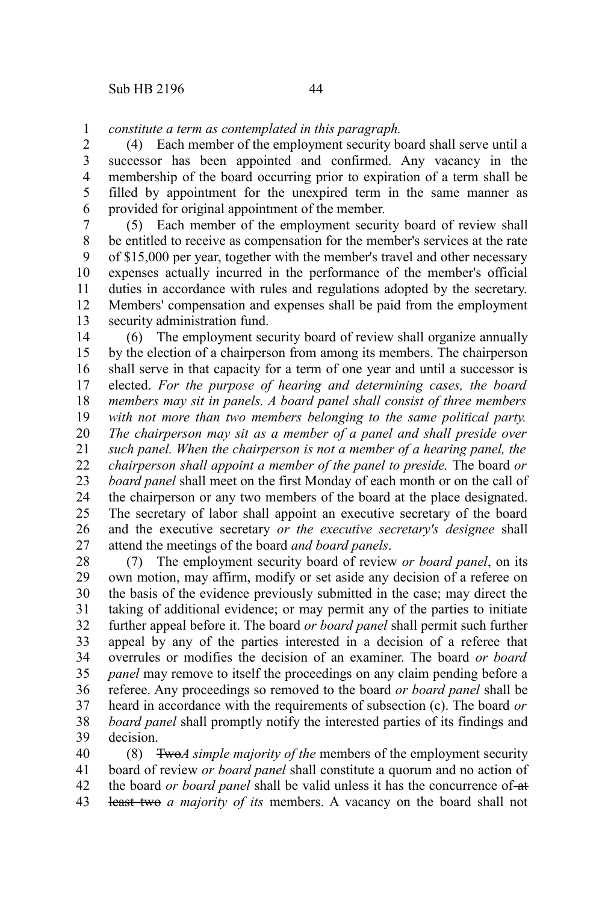*constitute a term as contemplated in this paragraph.*

(4) Each member of the employment security board shall serve until a successor has been appointed and confirmed. Any vacancy in the membership of the board occurring prior to expiration of a term shall be filled by appointment for the unexpired term in the same manner as provided for original appointment of the member.

(5) Each member of the employment security board of review shall be entitled to receive as compensation for the member's services at the rate of $15,000 per year, together with the member's travel and other necessary expenses actually incurred in the performance of the member's official duties in accordance with rules and regulations adopted by the secretary. Members' compensation and expenses shall be paid from the employment security administration fund.

(6) The employment security board of review shall organize annually by the election of a chairperson from among its members. The chairperson shall serve in that capacity for a term of one year and until a successor is elected. *For the purpose of hearing and determining cases, the board members may sit in panels. A board panel shall consist of three members with not more than two members belonging to the same political party. The chairperson may sit as a member of a panel and shall preside over such panel. When the chairperson is not a member of a hearing panel, the chairperson shall appoint a member of the panel to preside.* The board *or board panel* shall meet on the first Monday of each month or on the call of the chairperson or any two members of the board at the place designated. The secretary of labor shall appoint an executive secretary of the board and the executive secretary *or the executive secretary's designee* shall attend the meetings of the board *and board panels*.

(7) The employment security board of review *or board panel*, on its own motion, may affirm, modify or set aside any decision of a referee on the basis of the evidence previously submitted in the case; may direct the taking of additional evidence; or may permit any of the parties to initiate further appeal before it. The board *or board panel* shall permit such further appeal by any of the parties interested in a decision of a referee that overrules or modifies the decision of an examiner. The board *or board panel* may remove to itself the proceedings on any claim pending before a referee. Any proceedings so removed to the board *or board panel* shall be heard in accordance with the requirements of subsection (c). The board *or board panel* shall promptly notify the interested parties of its findings and decision.

(8) ~~Two~~*A simple majority of the* members of the employment security board of review *or board panel* shall constitute a quorum and no action of the board *or board panel* shall be valid unless it has the concurrence of ~~at least two~~ *a majority of its* members. A vacancy on the board shall not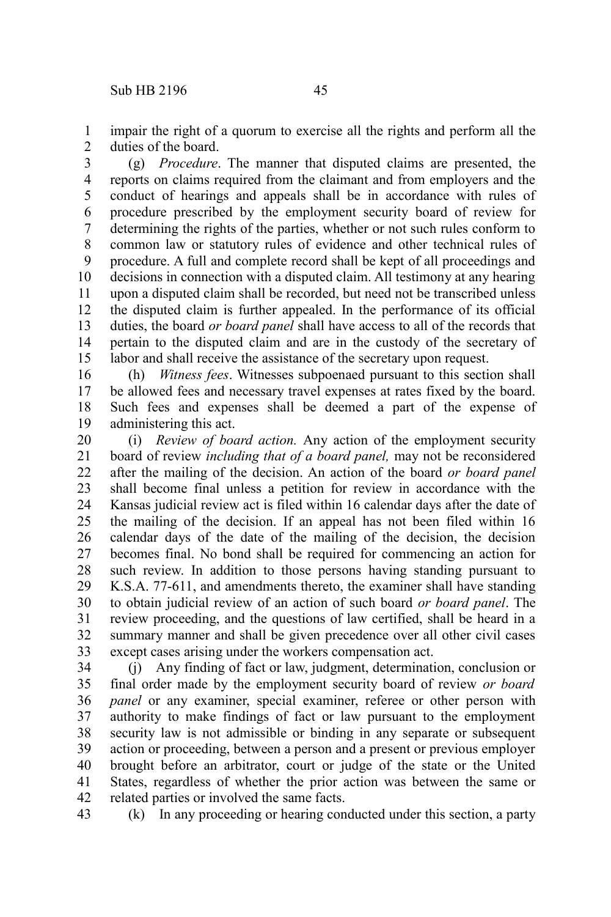impair the right of a quorum to exercise all the rights and perform all the duties of the board.

(g) *Procedure*. The manner that disputed claims are presented, the reports on claims required from the claimant and from employers and the conduct of hearings and appeals shall be in accordance with rules of procedure prescribed by the employment security board of review for determining the rights of the parties, whether or not such rules conform to common law or statutory rules of evidence and other technical rules of procedure. A full and complete record shall be kept of all proceedings and decisions in connection with a disputed claim. All testimony at any hearing upon a disputed claim shall be recorded, but need not be transcribed unless the disputed claim is further appealed. In the performance of its official duties, the board *or board panel* shall have access to all of the records that pertain to the disputed claim and are in the custody of the secretary of labor and shall receive the assistance of the secretary upon request.

(h) *Witness fees*. Witnesses subpoenaed pursuant to this section shall be allowed fees and necessary travel expenses at rates fixed by the board. Such fees and expenses shall be deemed a part of the expense of administering this act.

(i) *Review of board action.* Any action of the employment security board of review *including that of a board panel,* may not be reconsidered after the mailing of the decision. An action of the board *or board panel* shall become final unless a petition for review in accordance with the Kansas judicial review act is filed within 16 calendar days after the date of the mailing of the decision. If an appeal has not been filed within 16 calendar days of the date of the mailing of the decision, the decision becomes final. No bond shall be required for commencing an action for such review. In addition to those persons having standing pursuant to K.S.A. 77-611, and amendments thereto, the examiner shall have standing to obtain judicial review of an action of such board *or board panel*. The review proceeding, and the questions of law certified, shall be heard in a summary manner and shall be given precedence over all other civil cases except cases arising under the workers compensation act.

(j) Any finding of fact or law, judgment, determination, conclusion or final order made by the employment security board of review *or board panel* or any examiner, special examiner, referee or other person with authority to make findings of fact or law pursuant to the employment security law is not admissible or binding in any separate or subsequent action or proceeding, between a person and a present or previous employer brought before an arbitrator, court or judge of the state or the United States, regardless of whether the prior action was between the same or related parties or involved the same facts.

(k) In any proceeding or hearing conducted under this section, a party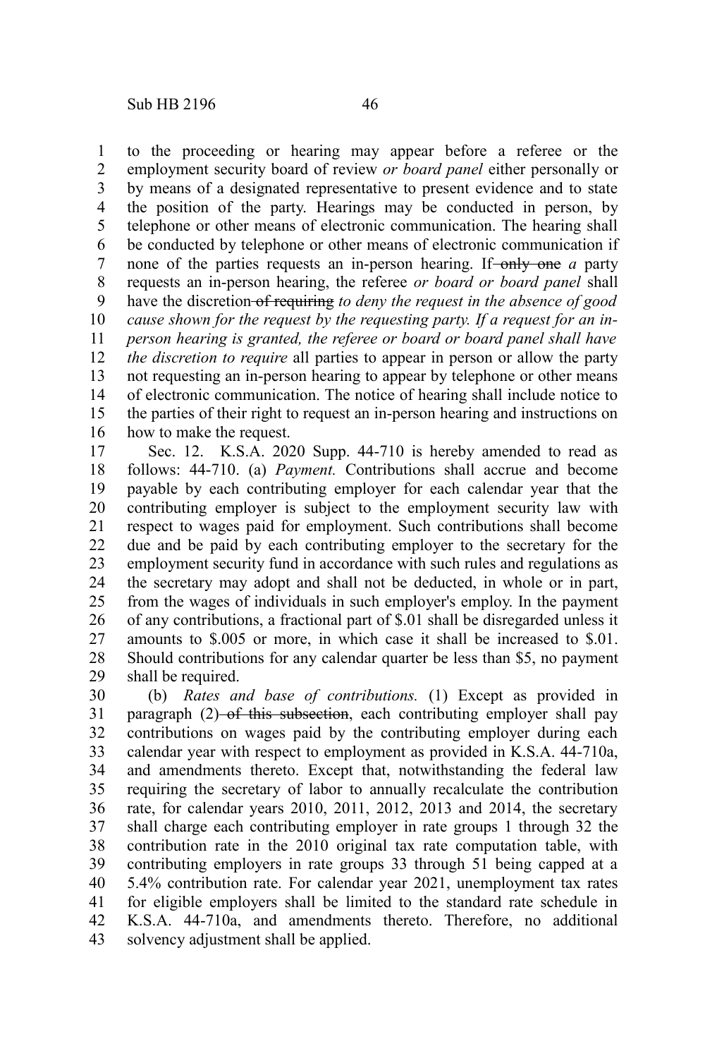to the proceeding or hearing may appear before a referee or the employment security board of review *or board panel* either personally or by means of a designated representative to present evidence and to state the position of the party. Hearings may be conducted in person, by telephone or other means of electronic communication. The hearing shall be conducted by telephone or other means of electronic communication if none of the parties requests an in-person hearing. If ~~only one~~ *a* party requests an in-person hearing, the referee *or board or board panel* shall have the discretion ~~of requiring~~ *to deny the request in the absence of good cause shown for the request by the requesting party. If a request for an in-person hearing is granted, the referee or board or board panel shall have the discretion to require* all parties to appear in person or allow the party not requesting an in-person hearing to appear by telephone or other means of electronic communication. The notice of hearing shall include notice to the parties of their right to request an in-person hearing and instructions on how to make the request.

Sec. 12. K.S.A. 2020 Supp. 44-710 is hereby amended to read as follows: 44-710. (a) *Payment.* Contributions shall accrue and become payable by each contributing employer for each calendar year that the contributing employer is subject to the employment security law with respect to wages paid for employment. Such contributions shall become due and be paid by each contributing employer to the secretary for the employment security fund in accordance with such rules and regulations as the secretary may adopt and shall not be deducted, in whole or in part, from the wages of individuals in such employer's employ. In the payment of any contributions, a fractional part of $.01 shall be disregarded unless it amounts to $.005 or more, in which case it shall be increased to $.01. Should contributions for any calendar quarter be less than $5, no payment shall be required.

(b) *Rates and base of contributions.* (1) Except as provided in paragraph (2) ~~of this subsection~~, each contributing employer shall pay contributions on wages paid by the contributing employer during each calendar year with respect to employment as provided in K.S.A. 44-710a, and amendments thereto. Except that, notwithstanding the federal law requiring the secretary of labor to annually recalculate the contribution rate, for calendar years 2010, 2011, 2012, 2013 and 2014, the secretary shall charge each contributing employer in rate groups 1 through 32 the contribution rate in the 2010 original tax rate computation table, with contributing employers in rate groups 33 through 51 being capped at a 5.4% contribution rate. For calendar year 2021, unemployment tax rates for eligible employers shall be limited to the standard rate schedule in K.S.A. 44-710a, and amendments thereto. Therefore, no additional solvency adjustment shall be applied.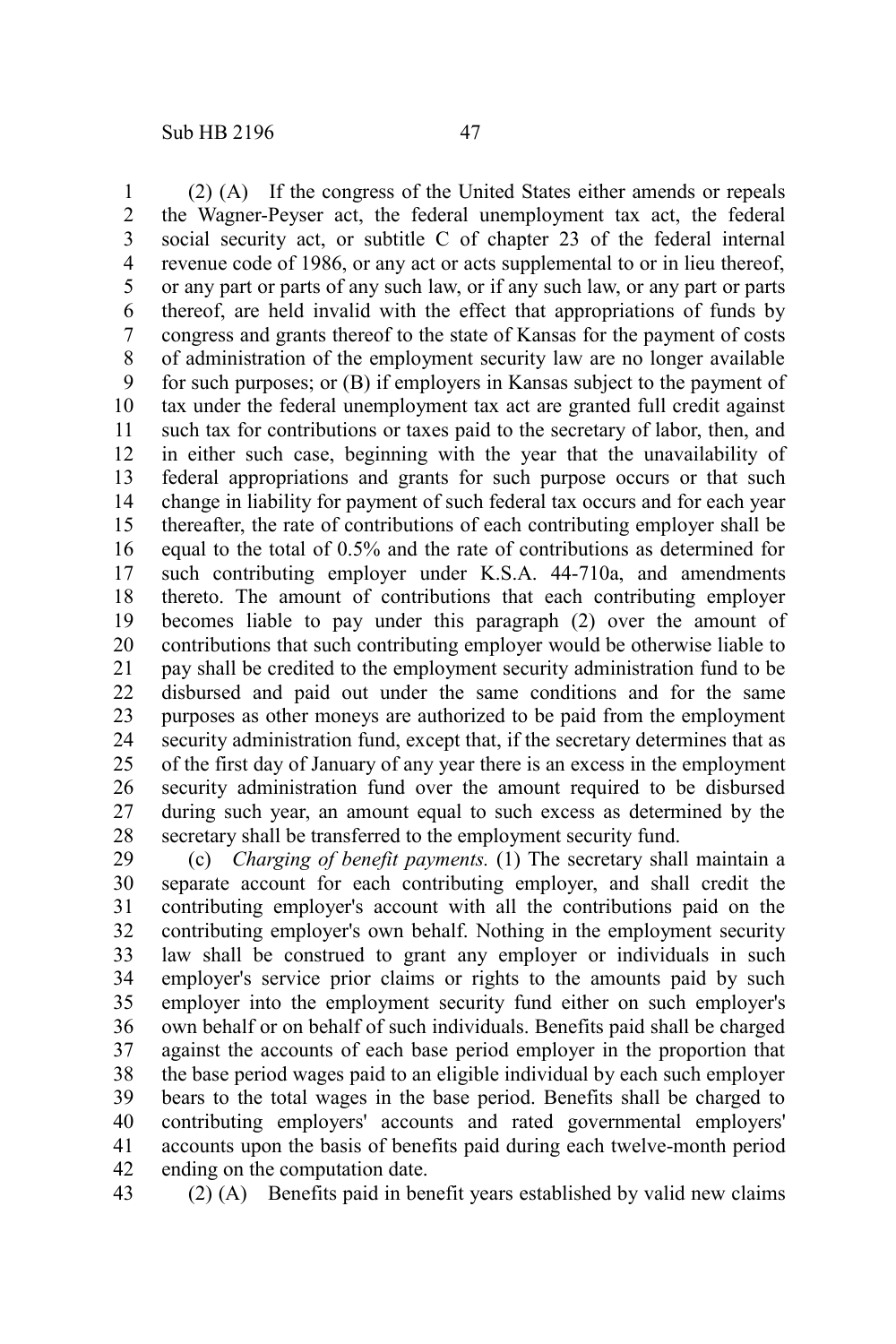(2) (A) If the congress of the United States either amends or repeals the Wagner-Peyser act, the federal unemployment tax act, the federal social security act, or subtitle C of chapter 23 of the federal internal revenue code of 1986, or any act or acts supplemental to or in lieu thereof, or any part or parts of any such law, or if any such law, or any part or parts thereof, are held invalid with the effect that appropriations of funds by congress and grants thereof to the state of Kansas for the payment of costs of administration of the employment security law are no longer available for such purposes; or (B) if employers in Kansas subject to the payment of tax under the federal unemployment tax act are granted full credit against such tax for contributions or taxes paid to the secretary of labor, then, and in either such case, beginning with the year that the unavailability of federal appropriations and grants for such purpose occurs or that such change in liability for payment of such federal tax occurs and for each year thereafter, the rate of contributions of each contributing employer shall be equal to the total of 0.5% and the rate of contributions as determined for such contributing employer under K.S.A. 44-710a, and amendments thereto. The amount of contributions that each contributing employer becomes liable to pay under this paragraph (2) over the amount of contributions that such contributing employer would be otherwise liable to pay shall be credited to the employment security administration fund to be disbursed and paid out under the same conditions and for the same purposes as other moneys are authorized to be paid from the employment security administration fund, except that, if the secretary determines that as of the first day of January of any year there is an excess in the employment security administration fund over the amount required to be disbursed during such year, an amount equal to such excess as determined by the secretary shall be transferred to the employment security fund.

(c) *Charging of benefit payments.* (1) The secretary shall maintain a separate account for each contributing employer, and shall credit the contributing employer's account with all the contributions paid on the contributing employer's own behalf. Nothing in the employment security law shall be construed to grant any employer or individuals in such employer's service prior claims or rights to the amounts paid by such employer into the employment security fund either on such employer's own behalf or on behalf of such individuals. Benefits paid shall be charged against the accounts of each base period employer in the proportion that the base period wages paid to an eligible individual by each such employer bears to the total wages in the base period. Benefits shall be charged to contributing employers' accounts and rated governmental employers' accounts upon the basis of benefits paid during each twelve-month period ending on the computation date.

(2) (A) Benefits paid in benefit years established by valid new claims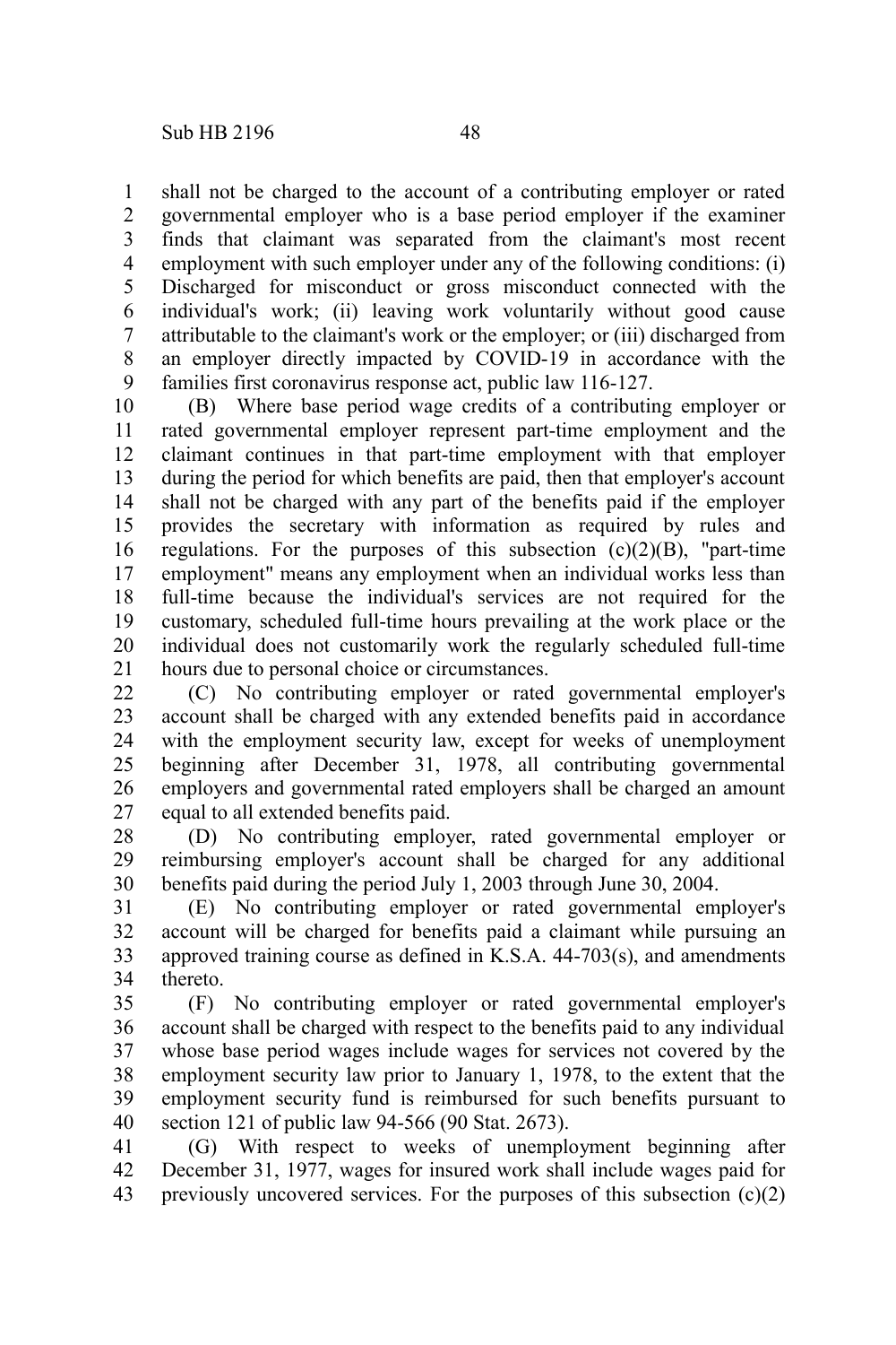shall not be charged to the account of a contributing employer or rated governmental employer who is a base period employer if the examiner finds that claimant was separated from the claimant's most recent employment with such employer under any of the following conditions: (i) Discharged for misconduct or gross misconduct connected with the individual's work; (ii) leaving work voluntarily without good cause attributable to the claimant's work or the employer; or (iii) discharged from an employer directly impacted by COVID-19 in accordance with the families first coronavirus response act, public law 116-127.

(B) Where base period wage credits of a contributing employer or rated governmental employer represent part-time employment and the claimant continues in that part-time employment with that employer during the period for which benefits are paid, then that employer's account shall not be charged with any part of the benefits paid if the employer provides the secretary with information as required by rules and regulations. For the purposes of this subsection (c)(2)(B), "part-time employment" means any employment when an individual works less than full-time because the individual's services are not required for the customary, scheduled full-time hours prevailing at the work place or the individual does not customarily work the regularly scheduled full-time hours due to personal choice or circumstances.

(C) No contributing employer or rated governmental employer's account shall be charged with any extended benefits paid in accordance with the employment security law, except for weeks of unemployment beginning after December 31, 1978, all contributing governmental employers and governmental rated employers shall be charged an amount equal to all extended benefits paid.

(D) No contributing employer, rated governmental employer or reimbursing employer's account shall be charged for any additional benefits paid during the period July 1, 2003 through June 30, 2004.

(E) No contributing employer or rated governmental employer's account will be charged for benefits paid a claimant while pursuing an approved training course as defined in K.S.A. 44-703(s), and amendments thereto.

(F) No contributing employer or rated governmental employer's account shall be charged with respect to the benefits paid to any individual whose base period wages include wages for services not covered by the employment security law prior to January 1, 1978, to the extent that the employment security fund is reimbursed for such benefits pursuant to section 121 of public law 94-566 (90 Stat. 2673).

(G) With respect to weeks of unemployment beginning after December 31, 1977, wages for insured work shall include wages paid for previously uncovered services. For the purposes of this subsection (c)(2)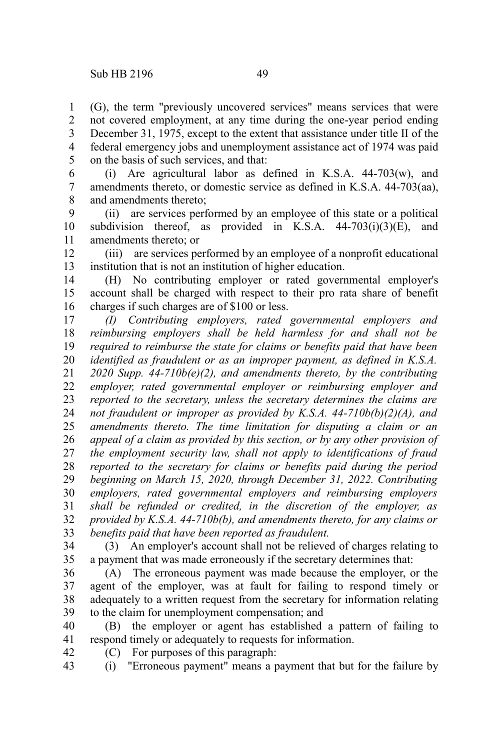(G), the term "previously uncovered services" means services that were not covered employment, at any time during the one-year period ending December 31, 1975, except to the extent that assistance under title II of the federal emergency jobs and unemployment assistance act of 1974 was paid on the basis of such services, and that:

(i) Are agricultural labor as defined in K.S.A. 44-703(w), and amendments thereto, or domestic service as defined in K.S.A. 44-703(aa), and amendments thereto;

(ii) are services performed by an employee of this state or a political subdivision thereof, as provided in K.S.A. 44-703(i)(3)(E), and amendments thereto; or

(iii) are services performed by an employee of a nonprofit educational institution that is not an institution of higher education.

(H) No contributing employer or rated governmental employer's account shall be charged with respect to their pro rata share of benefit charges if such charges are of $100 or less.

*(I) Contributing employers, rated governmental employers and reimbursing employers shall be held harmless for and shall not be required to reimburse the state for claims or benefits paid that have been identified as fraudulent or as an improper payment, as defined in K.S.A. 2020 Supp. 44-710b(e)(2), and amendments thereto, by the contributing employer, rated governmental employer or reimbursing employer and reported to the secretary, unless the secretary determines the claims are not fraudulent or improper as provided by K.S.A. 44-710b(b)(2)(A), and amendments thereto. The time limitation for disputing a claim or an appeal of a claim as provided by this section, or by any other provision of the employment security law, shall not apply to identifications of fraud reported to the secretary for claims or benefits paid during the period beginning on March 15, 2020, through December 31, 2022. Contributing employers, rated governmental employers and reimbursing employers shall be refunded or credited, in the discretion of the employer, as provided by K.S.A. 44-710b(b), and amendments thereto, for any claims or benefits paid that have been reported as fraudulent.*

(3) An employer's account shall not be relieved of charges relating to a payment that was made erroneously if the secretary determines that:

(A) The erroneous payment was made because the employer, or the agent of the employer, was at fault for failing to respond timely or adequately to a written request from the secretary for information relating to the claim for unemployment compensation; and

(B) the employer or agent has established a pattern of failing to respond timely or adequately to requests for information.

(C) For purposes of this paragraph:

(i) "Erroneous payment" means a payment that but for the failure by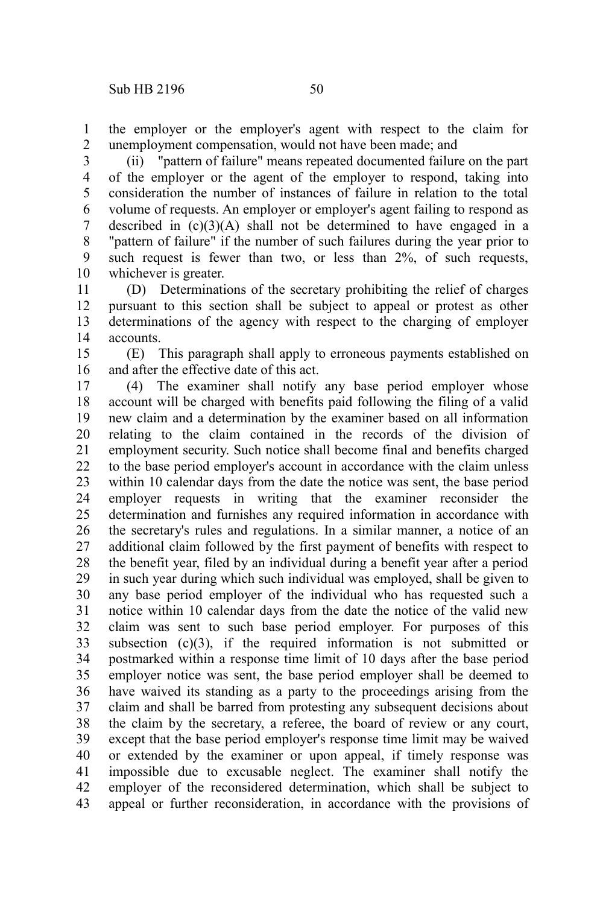the employer or the employer's agent with respect to the claim for unemployment compensation, would not have been made; and

(ii) "pattern of failure" means repeated documented failure on the part of the employer or the agent of the employer to respond, taking into consideration the number of instances of failure in relation to the total volume of requests. An employer or employer's agent failing to respond as described in (c)(3)(A) shall not be determined to have engaged in a "pattern of failure" if the number of such failures during the year prior to such request is fewer than two, or less than 2%, of such requests, whichever is greater.

(D) Determinations of the secretary prohibiting the relief of charges pursuant to this section shall be subject to appeal or protest as other determinations of the agency with respect to the charging of employer accounts.

(E) This paragraph shall apply to erroneous payments established on and after the effective date of this act.

(4) The examiner shall notify any base period employer whose account will be charged with benefits paid following the filing of a valid new claim and a determination by the examiner based on all information relating to the claim contained in the records of the division of employment security. Such notice shall become final and benefits charged to the base period employer's account in accordance with the claim unless within 10 calendar days from the date the notice was sent, the base period employer requests in writing that the examiner reconsider the determination and furnishes any required information in accordance with the secretary's rules and regulations. In a similar manner, a notice of an additional claim followed by the first payment of benefits with respect to the benefit year, filed by an individual during a benefit year after a period in such year during which such individual was employed, shall be given to any base period employer of the individual who has requested such a notice within 10 calendar days from the date the notice of the valid new claim was sent to such base period employer. For purposes of this subsection (c)(3), if the required information is not submitted or postmarked within a response time limit of 10 days after the base period employer notice was sent, the base period employer shall be deemed to have waived its standing as a party to the proceedings arising from the claim and shall be barred from protesting any subsequent decisions about the claim by the secretary, a referee, the board of review or any court, except that the base period employer's response time limit may be waived or extended by the examiner or upon appeal, if timely response was impossible due to excusable neglect. The examiner shall notify the employer of the reconsidered determination, which shall be subject to appeal or further reconsideration, in accordance with the provisions of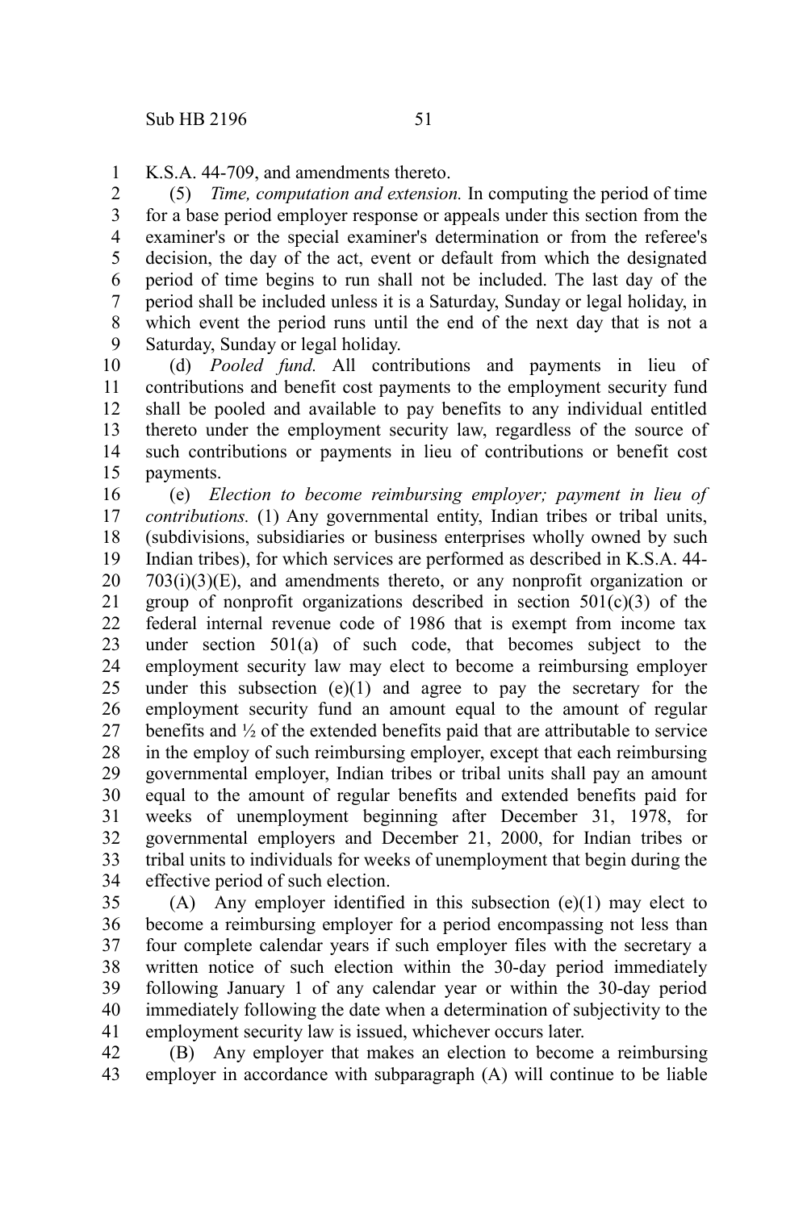K.S.A. 44-709, and amendments thereto.

(5) *Time, computation and extension.* In computing the period of time for a base period employer response or appeals under this section from the examiner's or the special examiner's determination or from the referee's decision, the day of the act, event or default from which the designated period of time begins to run shall not be included. The last day of the period shall be included unless it is a Saturday, Sunday or legal holiday, in which event the period runs until the end of the next day that is not a Saturday, Sunday or legal holiday.

(d) *Pooled fund.* All contributions and payments in lieu of contributions and benefit cost payments to the employment security fund shall be pooled and available to pay benefits to any individual entitled thereto under the employment security law, regardless of the source of such contributions or payments in lieu of contributions or benefit cost payments.

(e) *Election to become reimbursing employer; payment in lieu of contributions.* (1) Any governmental entity, Indian tribes or tribal units, (subdivisions, subsidiaries or business enterprises wholly owned by such Indian tribes), for which services are performed as described in K.S.A. 44-703(i)(3)(E), and amendments thereto, or any nonprofit organization or group of nonprofit organizations described in section 501(c)(3) of the federal internal revenue code of 1986 that is exempt from income tax under section 501(a) of such code, that becomes subject to the employment security law may elect to become a reimbursing employer under this subsection (e)(1) and agree to pay the secretary for the employment security fund an amount equal to the amount of regular benefits and ½ of the extended benefits paid that are attributable to service in the employ of such reimbursing employer, except that each reimbursing governmental employer, Indian tribes or tribal units shall pay an amount equal to the amount of regular benefits and extended benefits paid for weeks of unemployment beginning after December 31, 1978, for governmental employers and December 21, 2000, for Indian tribes or tribal units to individuals for weeks of unemployment that begin during the effective period of such election.

(A) Any employer identified in this subsection (e)(1) may elect to become a reimbursing employer for a period encompassing not less than four complete calendar years if such employer files with the secretary a written notice of such election within the 30-day period immediately following January 1 of any calendar year or within the 30-day period immediately following the date when a determination of subjectivity to the employment security law is issued, whichever occurs later.

(B) Any employer that makes an election to become a reimbursing employer in accordance with subparagraph (A) will continue to be liable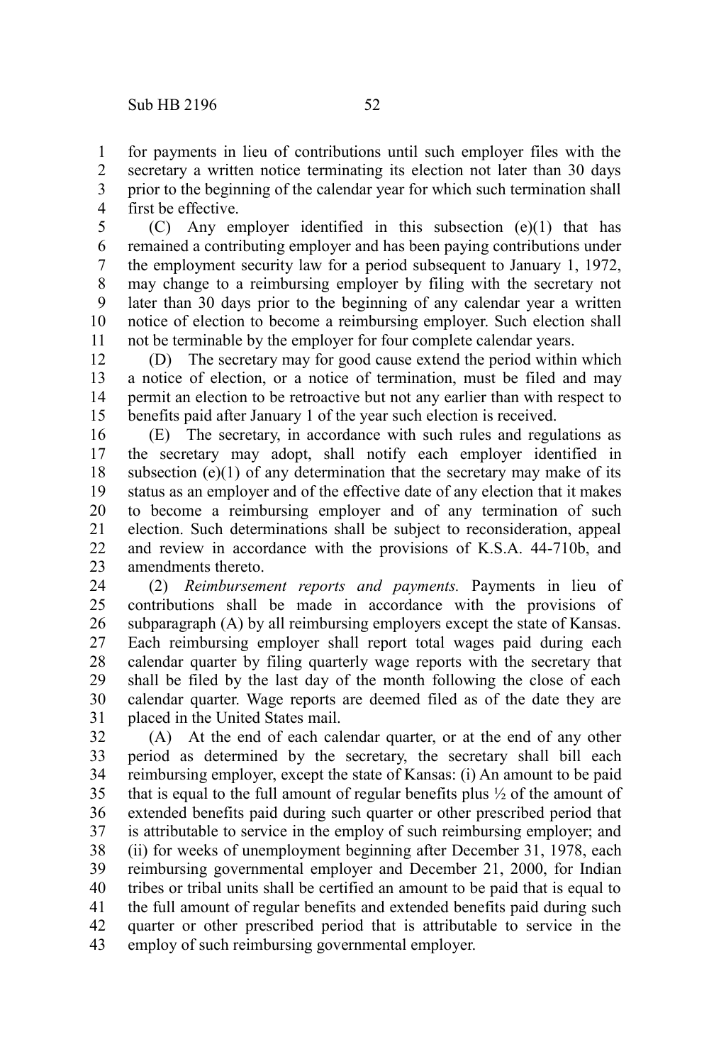for payments in lieu of contributions until such employer files with the secretary a written notice terminating its election not later than 30 days prior to the beginning of the calendar year for which such termination shall first be effective.

(C) Any employer identified in this subsection (e)(1) that has remained a contributing employer and has been paying contributions under the employment security law for a period subsequent to January 1, 1972, may change to a reimbursing employer by filing with the secretary not later than 30 days prior to the beginning of any calendar year a written notice of election to become a reimbursing employer. Such election shall not be terminable by the employer for four complete calendar years.

(D) The secretary may for good cause extend the period within which a notice of election, or a notice of termination, must be filed and may permit an election to be retroactive but not any earlier than with respect to benefits paid after January 1 of the year such election is received.

(E) The secretary, in accordance with such rules and regulations as the secretary may adopt, shall notify each employer identified in subsection (e)(1) of any determination that the secretary may make of its status as an employer and of the effective date of any election that it makes to become a reimbursing employer and of any termination of such election. Such determinations shall be subject to reconsideration, appeal and review in accordance with the provisions of K.S.A. 44-710b, and amendments thereto.

(2) *Reimbursement reports and payments.* Payments in lieu of contributions shall be made in accordance with the provisions of subparagraph (A) by all reimbursing employers except the state of Kansas. Each reimbursing employer shall report total wages paid during each calendar quarter by filing quarterly wage reports with the secretary that shall be filed by the last day of the month following the close of each calendar quarter. Wage reports are deemed filed as of the date they are placed in the United States mail.

(A) At the end of each calendar quarter, or at the end of any other period as determined by the secretary, the secretary shall bill each reimbursing employer, except the state of Kansas: (i) An amount to be paid that is equal to the full amount of regular benefits plus ½ of the amount of extended benefits paid during such quarter or other prescribed period that is attributable to service in the employ of such reimbursing employer; and (ii) for weeks of unemployment beginning after December 31, 1978, each reimbursing governmental employer and December 21, 2000, for Indian tribes or tribal units shall be certified an amount to be paid that is equal to the full amount of regular benefits and extended benefits paid during such quarter or other prescribed period that is attributable to service in the employ of such reimbursing governmental employer.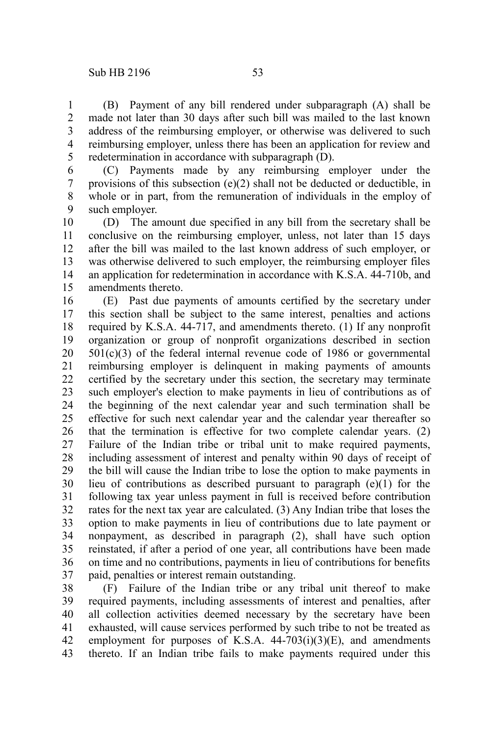(B) Payment of any bill rendered under subparagraph (A) shall be made not later than 30 days after such bill was mailed to the last known address of the reimbursing employer, or otherwise was delivered to such reimbursing employer, unless there has been an application for review and redetermination in accordance with subparagraph (D).

(C) Payments made by any reimbursing employer under the provisions of this subsection (e)(2) shall not be deducted or deductible, in whole or in part, from the remuneration of individuals in the employ of such employer.

(D) The amount due specified in any bill from the secretary shall be conclusive on the reimbursing employer, unless, not later than 15 days after the bill was mailed to the last known address of such employer, or was otherwise delivered to such employer, the reimbursing employer files an application for redetermination in accordance with K.S.A. 44-710b, and amendments thereto.

(E) Past due payments of amounts certified by the secretary under this section shall be subject to the same interest, penalties and actions required by K.S.A. 44-717, and amendments thereto. (1) If any nonprofit organization or group of nonprofit organizations described in section 501(c)(3) of the federal internal revenue code of 1986 or governmental reimbursing employer is delinquent in making payments of amounts certified by the secretary under this section, the secretary may terminate such employer's election to make payments in lieu of contributions as of the beginning of the next calendar year and such termination shall be effective for such next calendar year and the calendar year thereafter so that the termination is effective for two complete calendar years. (2) Failure of the Indian tribe or tribal unit to make required payments, including assessment of interest and penalty within 90 days of receipt of the bill will cause the Indian tribe to lose the option to make payments in lieu of contributions as described pursuant to paragraph (e)(1) for the following tax year unless payment in full is received before contribution rates for the next tax year are calculated. (3) Any Indian tribe that loses the option to make payments in lieu of contributions due to late payment or nonpayment, as described in paragraph (2), shall have such option reinstated, if after a period of one year, all contributions have been made on time and no contributions, payments in lieu of contributions for benefits paid, penalties or interest remain outstanding.

(F) Failure of the Indian tribe or any tribal unit thereof to make required payments, including assessments of interest and penalties, after all collection activities deemed necessary by the secretary have been exhausted, will cause services performed by such tribe to not be treated as employment for purposes of K.S.A. 44-703(i)(3)(E), and amendments thereto. If an Indian tribe fails to make payments required under this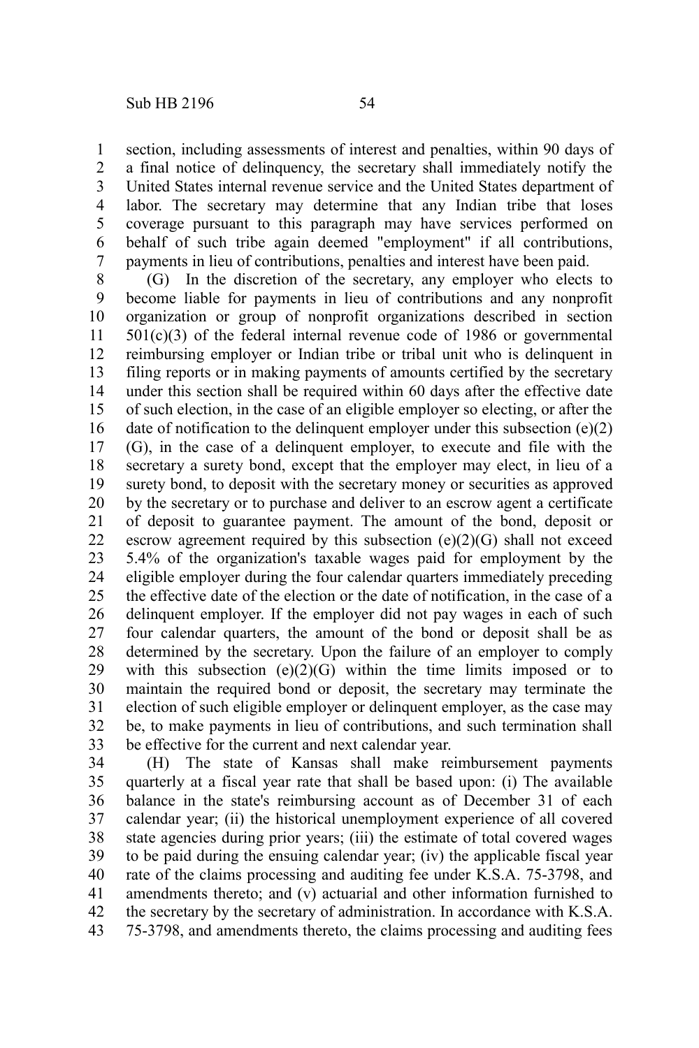section, including assessments of interest and penalties, within 90 days of a final notice of delinquency, the secretary shall immediately notify the United States internal revenue service and the United States department of labor. The secretary may determine that any Indian tribe that loses coverage pursuant to this paragraph may have services performed on behalf of such tribe again deemed "employment" if all contributions, payments in lieu of contributions, penalties and interest have been paid.

(G) In the discretion of the secretary, any employer who elects to become liable for payments in lieu of contributions and any nonprofit organization or group of nonprofit organizations described in section 501(c)(3) of the federal internal revenue code of 1986 or governmental reimbursing employer or Indian tribe or tribal unit who is delinquent in filing reports or in making payments of amounts certified by the secretary under this section shall be required within 60 days after the effective date of such election, in the case of an eligible employer so electing, or after the date of notification to the delinquent employer under this subsection (e)(2)(G), in the case of a delinquent employer, to execute and file with the secretary a surety bond, except that the employer may elect, in lieu of a surety bond, to deposit with the secretary money or securities as approved by the secretary or to purchase and deliver to an escrow agent a certificate of deposit to guarantee payment. The amount of the bond, deposit or escrow agreement required by this subsection (e)(2)(G) shall not exceed 5.4% of the organization's taxable wages paid for employment by the eligible employer during the four calendar quarters immediately preceding the effective date of the election or the date of notification, in the case of a delinquent employer. If the employer did not pay wages in each of such four calendar quarters, the amount of the bond or deposit shall be as determined by the secretary. Upon the failure of an employer to comply with this subsection (e)(2)(G) within the time limits imposed or to maintain the required bond or deposit, the secretary may terminate the election of such eligible employer or delinquent employer, as the case may be, to make payments in lieu of contributions, and such termination shall be effective for the current and next calendar year.

(H) The state of Kansas shall make reimbursement payments quarterly at a fiscal year rate that shall be based upon: (i) The available balance in the state's reimbursing account as of December 31 of each calendar year; (ii) the historical unemployment experience of all covered state agencies during prior years; (iii) the estimate of total covered wages to be paid during the ensuing calendar year; (iv) the applicable fiscal year rate of the claims processing and auditing fee under K.S.A. 75-3798, and amendments thereto; and (v) actuarial and other information furnished to the secretary by the secretary of administration. In accordance with K.S.A. 75-3798, and amendments thereto, the claims processing and auditing fees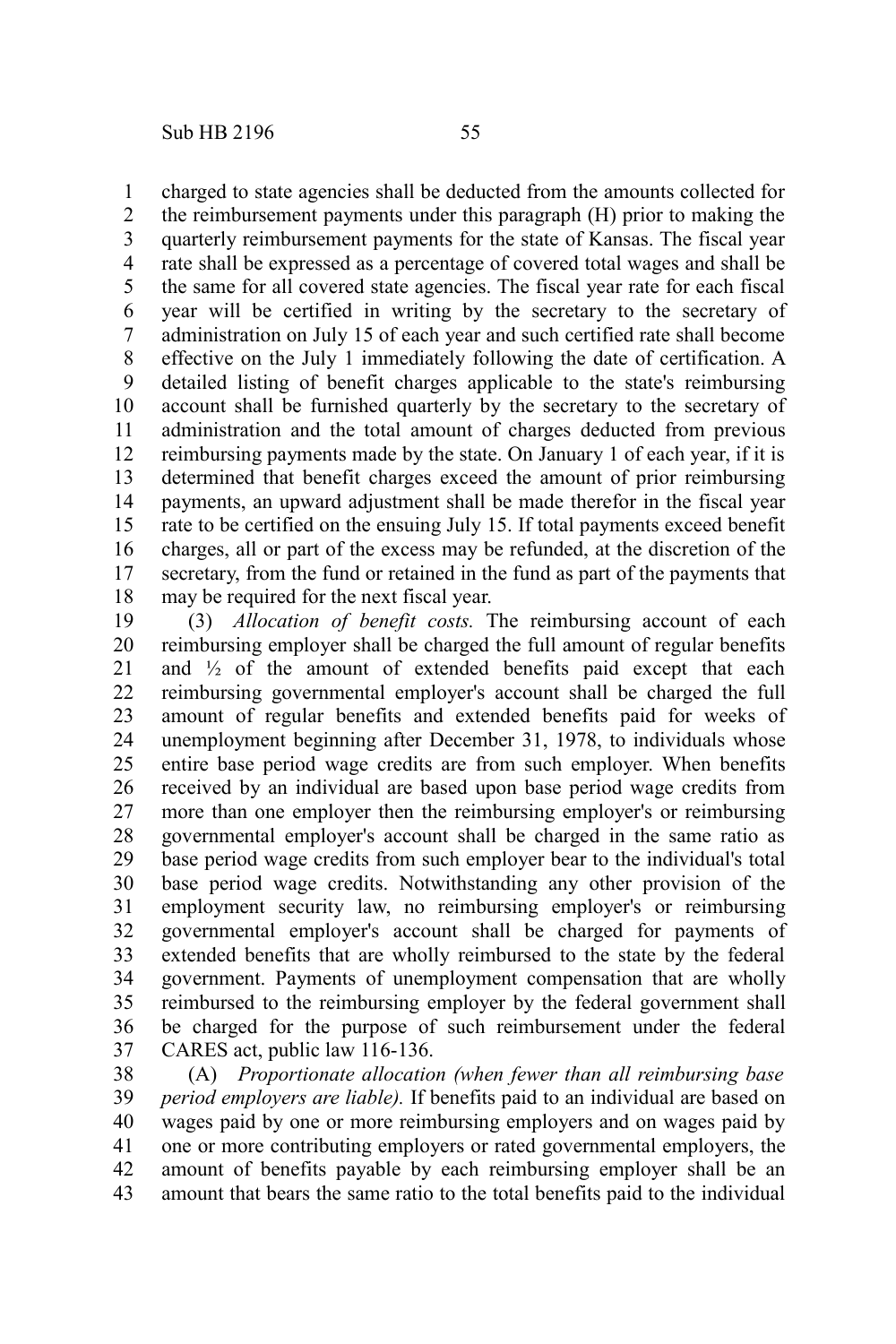charged to state agencies shall be deducted from the amounts collected for the reimbursement payments under this paragraph (H) prior to making the quarterly reimbursement payments for the state of Kansas. The fiscal year rate shall be expressed as a percentage of covered total wages and shall be the same for all covered state agencies. The fiscal year rate for each fiscal year will be certified in writing by the secretary to the secretary of administration on July 15 of each year and such certified rate shall become effective on the July 1 immediately following the date of certification. A detailed listing of benefit charges applicable to the state's reimbursing account shall be furnished quarterly by the secretary to the secretary of administration and the total amount of charges deducted from previous reimbursing payments made by the state. On January 1 of each year, if it is determined that benefit charges exceed the amount of prior reimbursing payments, an upward adjustment shall be made therefor in the fiscal year rate to be certified on the ensuing July 15. If total payments exceed benefit charges, all or part of the excess may be refunded, at the discretion of the secretary, from the fund or retained in the fund as part of the payments that may be required for the next fiscal year.

(3) *Allocation of benefit costs.* The reimbursing account of each reimbursing employer shall be charged the full amount of regular benefits and ½ of the amount of extended benefits paid except that each reimbursing governmental employer's account shall be charged the full amount of regular benefits and extended benefits paid for weeks of unemployment beginning after December 31, 1978, to individuals whose entire base period wage credits are from such employer. When benefits received by an individual are based upon base period wage credits from more than one employer then the reimbursing employer's or reimbursing governmental employer's account shall be charged in the same ratio as base period wage credits from such employer bear to the individual's total base period wage credits. Notwithstanding any other provision of the employment security law, no reimbursing employer's or reimbursing governmental employer's account shall be charged for payments of extended benefits that are wholly reimbursed to the state by the federal government. Payments of unemployment compensation that are wholly reimbursed to the reimbursing employer by the federal government shall be charged for the purpose of such reimbursement under the federal CARES act, public law 116-136.

(A) *Proportionate allocation (when fewer than all reimbursing base period employers are liable).* If benefits paid to an individual are based on wages paid by one or more reimbursing employers and on wages paid by one or more contributing employers or rated governmental employers, the amount of benefits payable by each reimbursing employer shall be an amount that bears the same ratio to the total benefits paid to the individual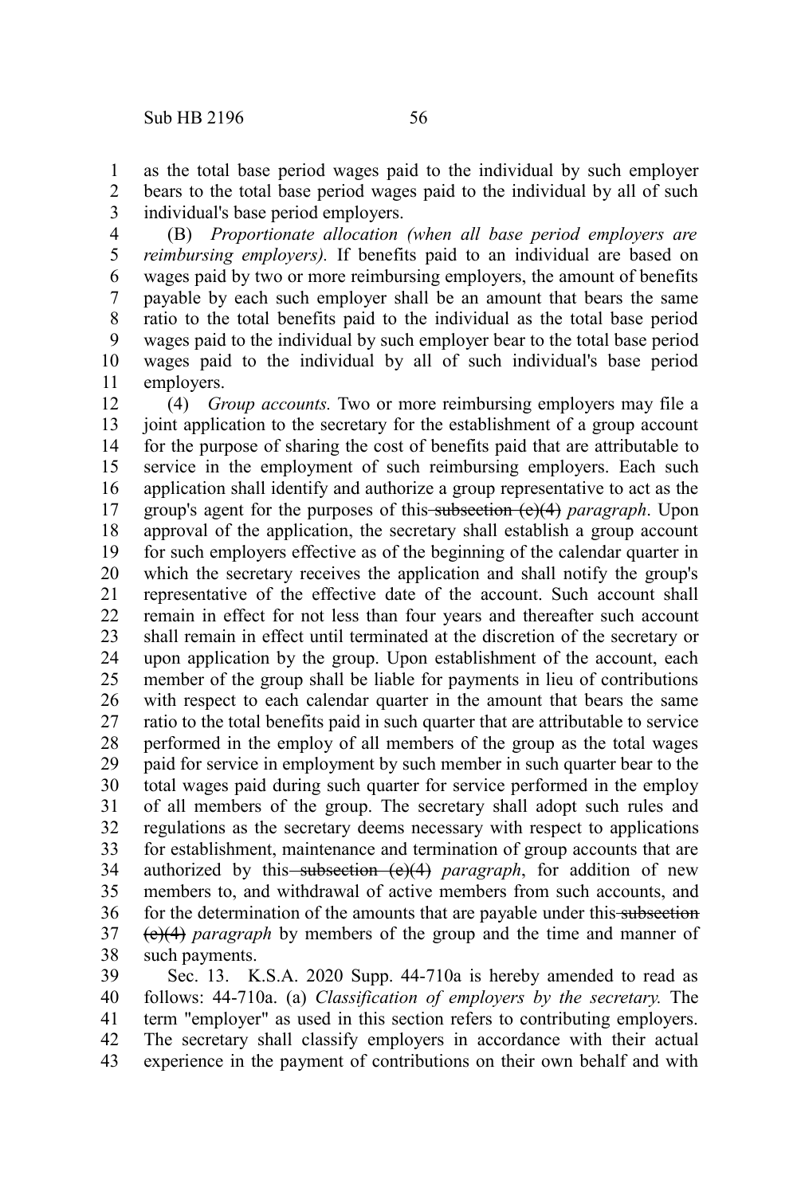as the total base period wages paid to the individual by such employer bears to the total base period wages paid to the individual by all of such individual's base period employers.

(B) *Proportionate allocation (when all base period employers are reimbursing employers).* If benefits paid to an individual are based on wages paid by two or more reimbursing employers, the amount of benefits payable by each such employer shall be an amount that bears the same ratio to the total benefits paid to the individual as the total base period wages paid to the individual by such employer bear to the total base period wages paid to the individual by all of such individual's base period employers.

(4) *Group accounts.* Two or more reimbursing employers may file a joint application to the secretary for the establishment of a group account for the purpose of sharing the cost of benefits paid that are attributable to service in the employment of such reimbursing employers. Each such application shall identify and authorize a group representative to act as the group's agent for the purposes of this ~~subsection (e)(4)~~ *paragraph*. Upon approval of the application, the secretary shall establish a group account for such employers effective as of the beginning of the calendar quarter in which the secretary receives the application and shall notify the group's representative of the effective date of the account. Such account shall remain in effect for not less than four years and thereafter such account shall remain in effect until terminated at the discretion of the secretary or upon application by the group. Upon establishment of the account, each member of the group shall be liable for payments in lieu of contributions with respect to each calendar quarter in the amount that bears the same ratio to the total benefits paid in such quarter that are attributable to service performed in the employ of all members of the group as the total wages paid for service in employment by such member in such quarter bear to the total wages paid during such quarter for service performed in the employ of all members of the group. The secretary shall adopt such rules and regulations as the secretary deems necessary with respect to applications for establishment, maintenance and termination of group accounts that are authorized by this ~~subsection (e)(4)~~ *paragraph*, for addition of new members to, and withdrawal of active members from such accounts, and for the determination of the amounts that are payable under this ~~subsection (e)(4)~~ *paragraph* by members of the group and the time and manner of such payments.

Sec. 13. K.S.A. 2020 Supp. 44-710a is hereby amended to read as follows: 44-710a. (a) *Classification of employers by the secretary.* The term "employer" as used in this section refers to contributing employers. The secretary shall classify employers in accordance with their actual experience in the payment of contributions on their own behalf and with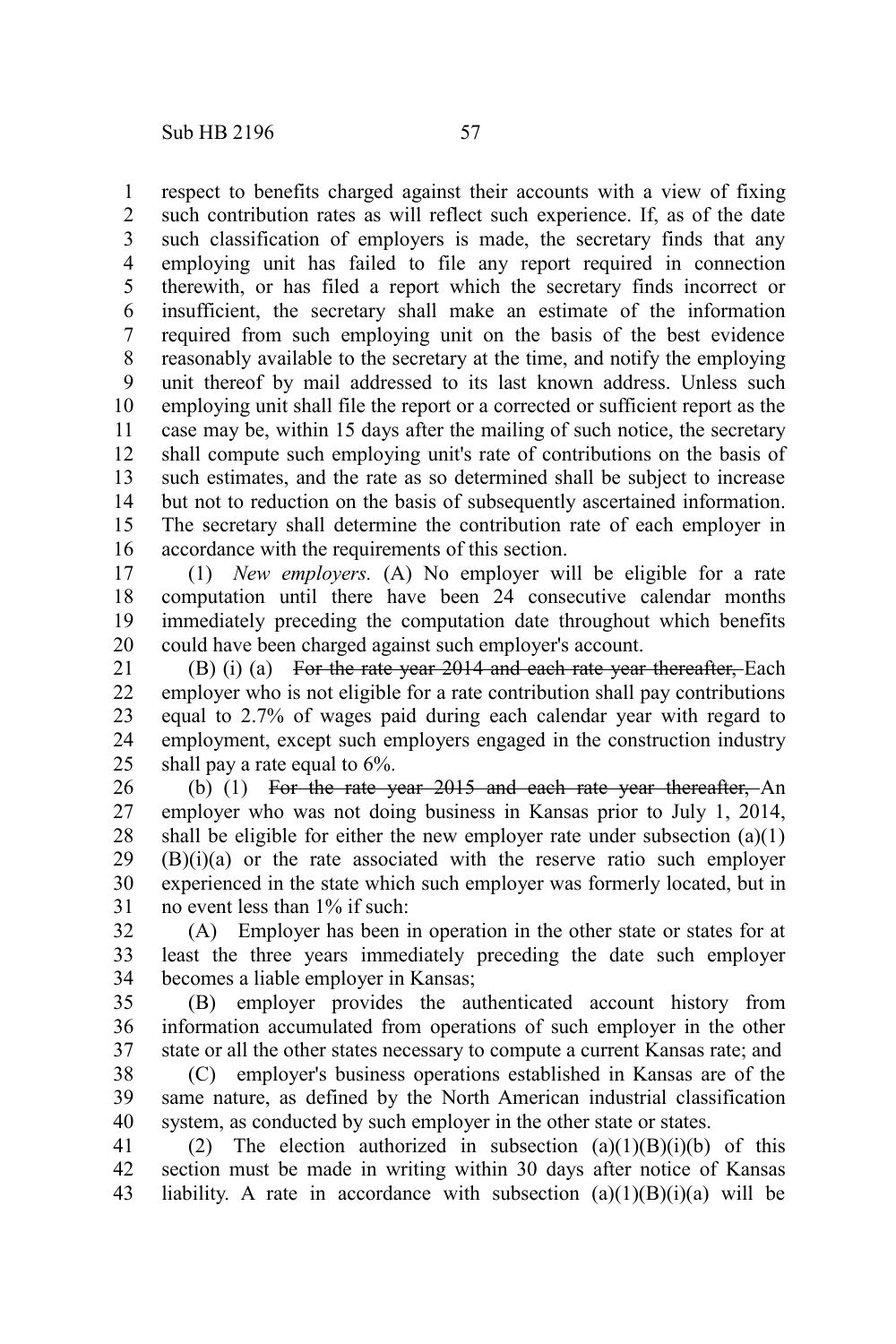respect to benefits charged against their accounts with a view of fixing such contribution rates as will reflect such experience. If, as of the date such classification of employers is made, the secretary finds that any employing unit has failed to file any report required in connection therewith, or has filed a report which the secretary finds incorrect or insufficient, the secretary shall make an estimate of the information required from such employing unit on the basis of the best evidence reasonably available to the secretary at the time, and notify the employing unit thereof by mail addressed to its last known address. Unless such employing unit shall file the report or a corrected or sufficient report as the case may be, within 15 days after the mailing of such notice, the secretary shall compute such employing unit's rate of contributions on the basis of such estimates, and the rate as so determined shall be subject to increase but not to reduction on the basis of subsequently ascertained information. The secretary shall determine the contribution rate of each employer in accordance with the requirements of this section.

(1) *New employers.* (A) No employer will be eligible for a rate computation until there have been 24 consecutive calendar months immediately preceding the computation date throughout which benefits could have been charged against such employer's account.

(B) (i) (a) ~~For the rate year 2014 and each rate year thereafter,~~ Each employer who is not eligible for a rate contribution shall pay contributions equal to 2.7% of wages paid during each calendar year with regard to employment, except such employers engaged in the construction industry shall pay a rate equal to 6%.

(b) (1) ~~For the rate year 2015 and each rate year thereafter,~~ An employer who was not doing business in Kansas prior to July 1, 2014, shall be eligible for either the new employer rate under subsection (a)(1)(B)(i)(a) or the rate associated with the reserve ratio such employer experienced in the state which such employer was formerly located, but in no event less than 1% if such:

(A) Employer has been in operation in the other state or states for at least the three years immediately preceding the date such employer becomes a liable employer in Kansas;

(B) employer provides the authenticated account history from information accumulated from operations of such employer in the other state or all the other states necessary to compute a current Kansas rate; and

(C) employer's business operations established in Kansas are of the same nature, as defined by the North American industrial classification system, as conducted by such employer in the other state or states.

(2) The election authorized in subsection (a)(1)(B)(i)(b) of this section must be made in writing within 30 days after notice of Kansas liability. A rate in accordance with subsection (a)(1)(B)(i)(a) will be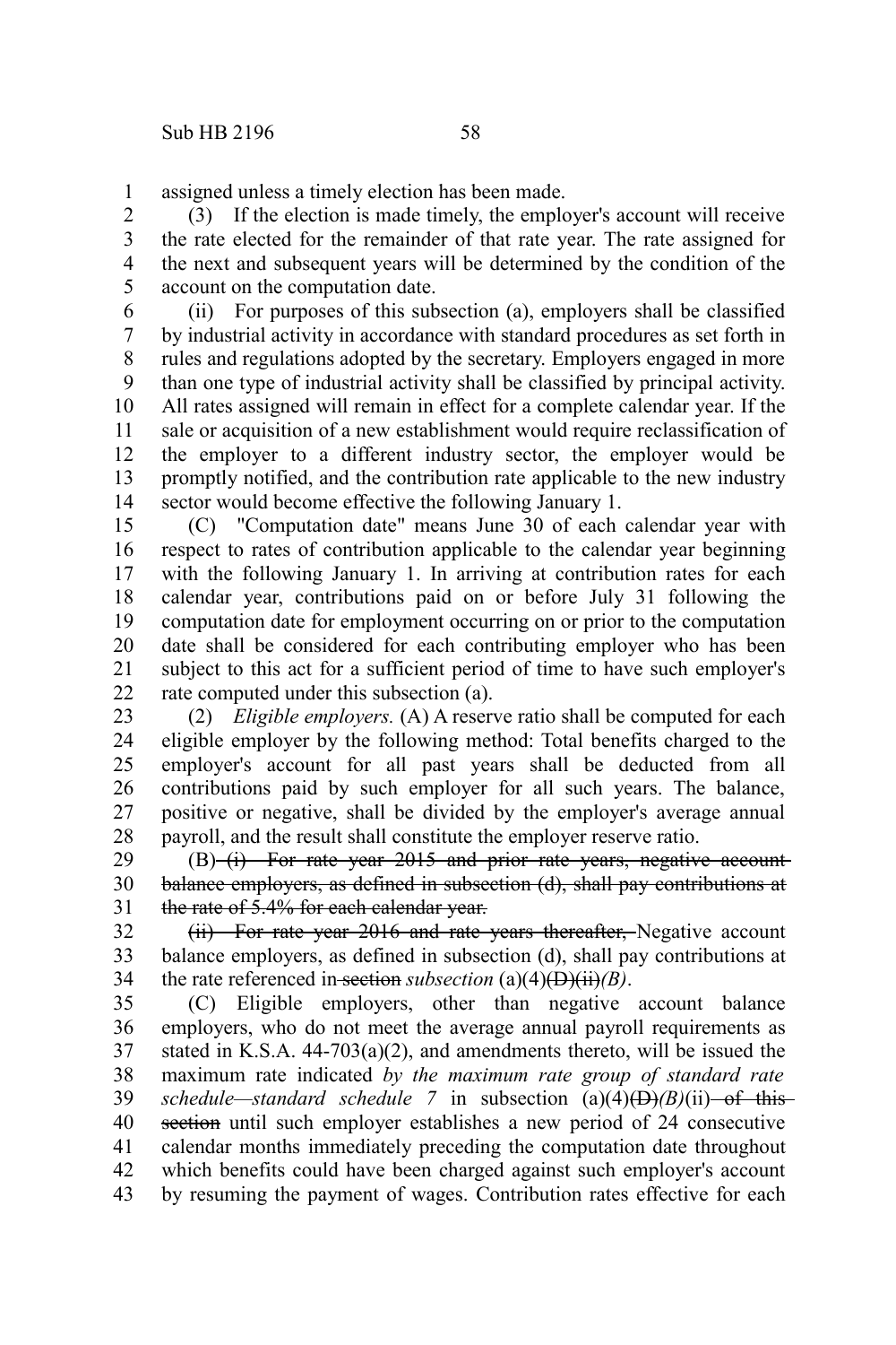assigned unless a timely election has been made.

(3) If the election is made timely, the employer's account will receive the rate elected for the remainder of that rate year. The rate assigned for the next and subsequent years will be determined by the condition of the account on the computation date.

(ii) For purposes of this subsection (a), employers shall be classified by industrial activity in accordance with standard procedures as set forth in rules and regulations adopted by the secretary. Employers engaged in more than one type of industrial activity shall be classified by principal activity. All rates assigned will remain in effect for a complete calendar year. If the sale or acquisition of a new establishment would require reclassification of the employer to a different industry sector, the employer would be promptly notified, and the contribution rate applicable to the new industry sector would become effective the following January 1.

(C) "Computation date" means June 30 of each calendar year with respect to rates of contribution applicable to the calendar year beginning with the following January 1. In arriving at contribution rates for each calendar year, contributions paid on or before July 31 following the computation date for employment occurring on or prior to the computation date shall be considered for each contributing employer who has been subject to this act for a sufficient period of time to have such employer's rate computed under this subsection (a).

(2) *Eligible employers.* (A) A reserve ratio shall be computed for each eligible employer by the following method: Total benefits charged to the employer's account for all past years shall be deducted from all contributions paid by such employer for all such years. The balance, positive or negative, shall be divided by the employer's average annual payroll, and the result shall constitute the employer reserve ratio.

(B) ~~(i) For rate year 2015 and prior rate years, negative account balance employers, as defined in subsection (d), shall pay contributions at the rate of 5.4% for each calendar year.~~

~~(ii) For rate year 2016 and rate years thereafter,~~ Negative account balance employers, as defined in subsection (d), shall pay contributions at the rate referenced in ~~section~~ *subsection* (a)(4)~~(D)(ii)~~*(B)*.

(C) Eligible employers, other than negative account balance employers, who do not meet the average annual payroll requirements as stated in K.S.A. 44-703(a)(2), and amendments thereto, will be issued the maximum rate indicated *by the maximum rate group of standard rate schedule—standard schedule 7* in subsection (a)(4)~~(D)~~*(B)*(ii) ~~of this section~~ until such employer establishes a new period of 24 consecutive calendar months immediately preceding the computation date throughout which benefits could have been charged against such employer's account by resuming the payment of wages. Contribution rates effective for each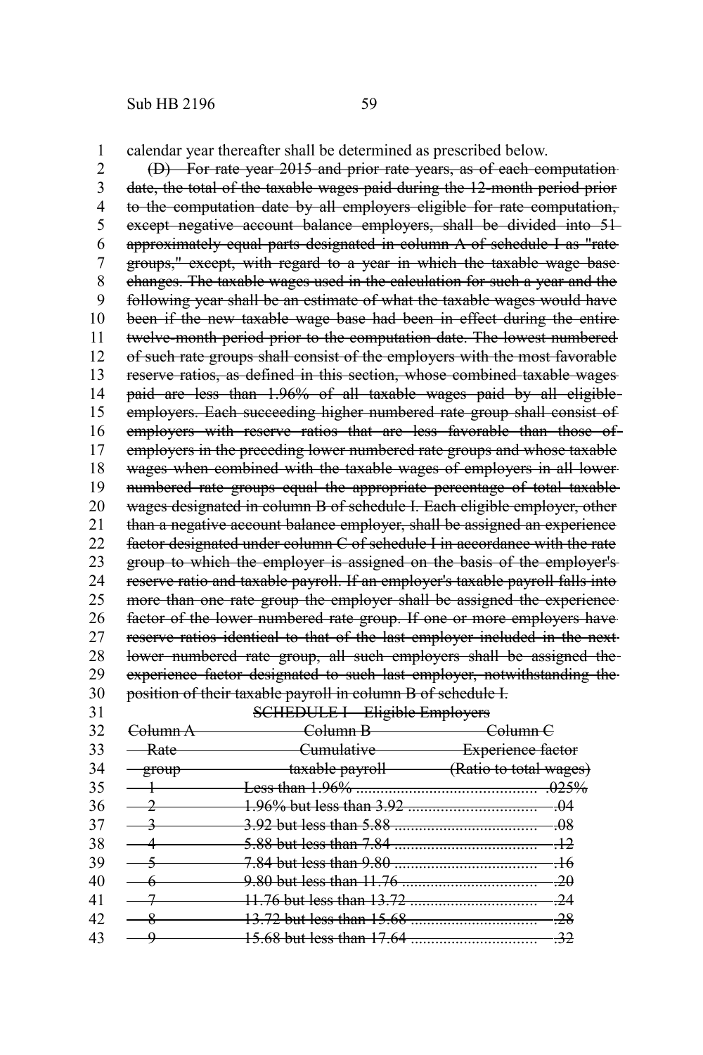calendar year thereafter shall be determined as prescribed below.

~~(D) For rate year 2015 and prior rate years, as of each computation date, the total of the taxable wages paid during the 12-month period prior to the computation date by all employers eligible for rate computation, except negative account balance employers, shall be divided into 51 approximately equal parts designated in column A of schedule I as "rate groups," except, with regard to a year in which the taxable wage base changes. The taxable wages used in the calculation for such a year and the following year shall be an estimate of what the taxable wages would have been if the new taxable wage base had been in effect during the entire twelve-month period prior to the computation date. The lowest numbered of such rate groups shall consist of the employers with the most favorable reserve ratios, as defined in this section, whose combined taxable wages paid are less than 1.96% of all taxable wages paid by all eligible employers. Each succeeding higher numbered rate group shall consist of employers with reserve ratios that are less favorable than those of employers in the preceding lower numbered rate groups and whose taxable wages when combined with the taxable wages of employers in all lower numbered rate groups equal the appropriate percentage of total taxable wages designated in column B of schedule I. Each eligible employer, other than a negative account balance employer, shall be assigned an experience factor designated under column C of schedule I in accordance with the rate group to which the employer is assigned on the basis of the employer's reserve ratio and taxable payroll. If an employer's taxable payroll falls into more than one rate group the employer shall be assigned the experience factor of the lower numbered rate group. If one or more employers have reserve ratios identical to that of the last employer included in the next lower numbered rate group, all such employers shall be assigned the experience factor designated to such last employer, notwithstanding the position of their taxable payroll in column B of schedule I.~~

~~SCHEDULE I—Eligible Employers~~

| ~~Column A Rate group~~ | ~~Column B Cumulative taxable payroll~~ | ~~Column C Experience factor (Ratio to total wages)~~ |
|---|---|---|
| ~~1~~ | ~~Less than 1.96%~~ | ~~.025%~~ |
| ~~2~~ | ~~1.96% but less than 3.92~~ | ~~.04~~ |
| ~~3~~ | ~~3.92 but less than 5.88~~ | ~~.08~~ |
| ~~4~~ | ~~5.88 but less than 7.84~~ | ~~.12~~ |
| ~~5~~ | ~~7.84 but less than 9.80~~ | ~~.16~~ |
| ~~6~~ | ~~9.80 but less than 11.76~~ | ~~.20~~ |
| ~~7~~ | ~~11.76 but less than 13.72~~ | ~~.24~~ |
| ~~8~~ | ~~13.72 but less than 15.68~~ | ~~.28~~ |
| ~~9~~ | ~~15.68 but less than 17.64~~ | ~~.32~~ |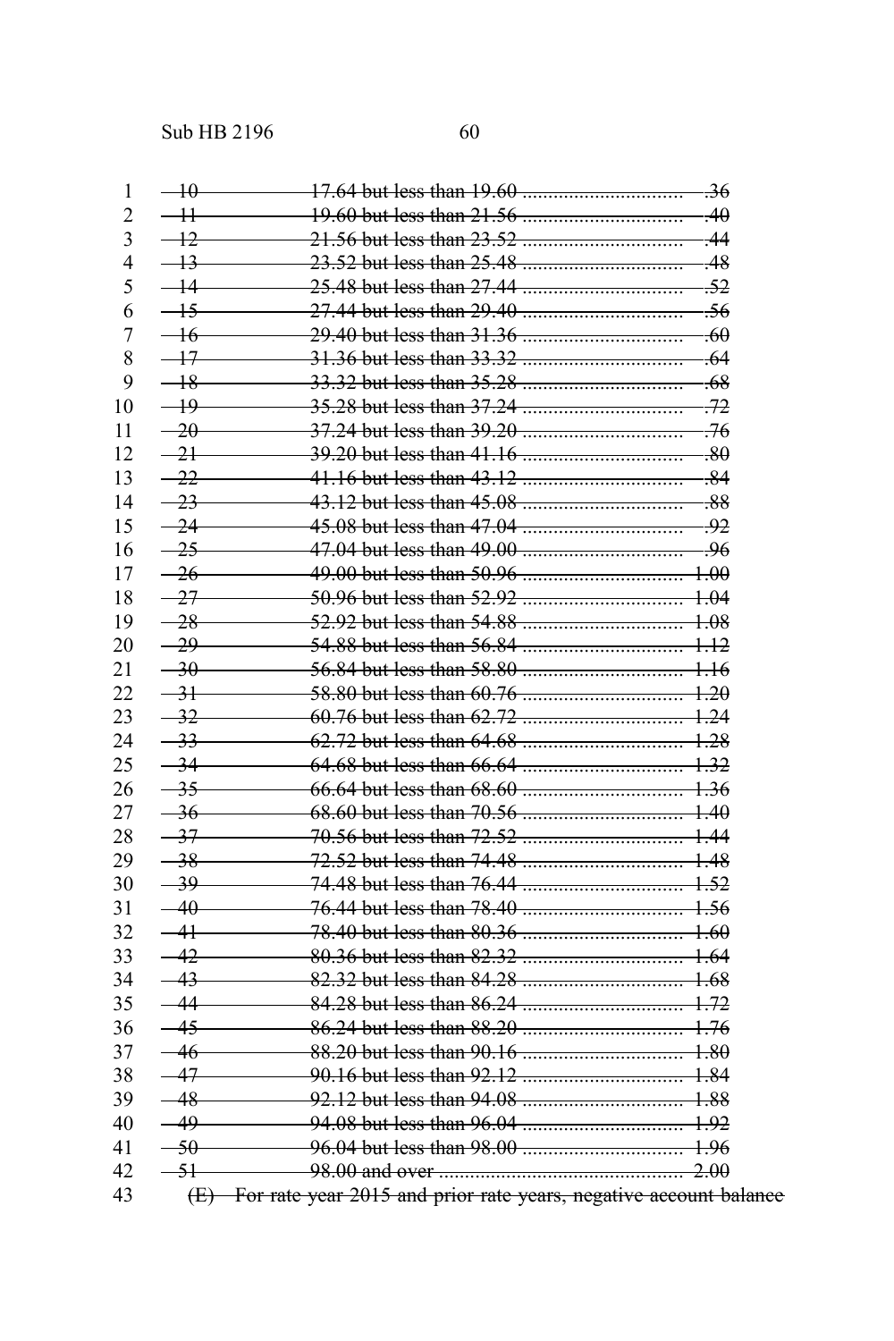| | | |
|---|---|---|
| ~~10~~ | ~~17.64 but less than 19.60~~ | ~~.36~~ |
| ~~11~~ | ~~19.60 but less than 21.56~~ | ~~.40~~ |
| ~~12~~ | ~~21.56 but less than 23.52~~ | ~~.44~~ |
| ~~13~~ | ~~23.52 but less than 25.48~~ | ~~.48~~ |
| ~~14~~ | ~~25.48 but less than 27.44~~ | ~~.52~~ |
| ~~15~~ | ~~27.44 but less than 29.40~~ | ~~.56~~ |
| ~~16~~ | ~~29.40 but less than 31.36~~ | ~~.60~~ |
| ~~17~~ | ~~31.36 but less than 33.32~~ | ~~.64~~ |
| ~~18~~ | ~~33.32 but less than 35.28~~ | ~~.68~~ |
| ~~19~~ | ~~35.28 but less than 37.24~~ | ~~.72~~ |
| ~~20~~ | ~~37.24 but less than 39.20~~ | ~~.76~~ |
| ~~21~~ | ~~39.20 but less than 41.16~~ | ~~.80~~ |
| ~~22~~ | ~~41.16 but less than 43.12~~ | ~~.84~~ |
| ~~23~~ | ~~43.12 but less than 45.08~~ | ~~.88~~ |
| ~~24~~ | ~~45.08 but less than 47.04~~ | ~~.92~~ |
| ~~25~~ | ~~47.04 but less than 49.00~~ | ~~.96~~ |
| ~~26~~ | ~~49.00 but less than 50.96~~ | ~~1.00~~ |
| ~~27~~ | ~~50.96 but less than 52.92~~ | ~~1.04~~ |
| ~~28~~ | ~~52.92 but less than 54.88~~ | ~~1.08~~ |
| ~~29~~ | ~~54.88 but less than 56.84~~ | ~~1.12~~ |
| ~~30~~ | ~~56.84 but less than 58.80~~ | ~~1.16~~ |
| ~~31~~ | ~~58.80 but less than 60.76~~ | ~~1.20~~ |
| ~~32~~ | ~~60.76 but less than 62.72~~ | ~~1.24~~ |
| ~~33~~ | ~~62.72 but less than 64.68~~ | ~~1.28~~ |
| ~~34~~ | ~~64.68 but less than 66.64~~ | ~~1.32~~ |
| ~~35~~ | ~~66.64 but less than 68.60~~ | ~~1.36~~ |
| ~~36~~ | ~~68.60 but less than 70.56~~ | ~~1.40~~ |
| ~~37~~ | ~~70.56 but less than 72.52~~ | ~~1.44~~ |
| ~~38~~ | ~~72.52 but less than 74.48~~ | ~~1.48~~ |
| ~~39~~ | ~~74.48 but less than 76.44~~ | ~~1.52~~ |
| ~~40~~ | ~~76.44 but less than 78.40~~ | ~~1.56~~ |
| ~~41~~ | ~~78.40 but less than 80.36~~ | ~~1.60~~ |
| ~~42~~ | ~~80.36 but less than 82.32~~ | ~~1.64~~ |
| ~~43~~ | ~~82.32 but less than 84.28~~ | ~~1.68~~ |
| ~~44~~ | ~~84.28 but less than 86.24~~ | ~~1.72~~ |
| ~~45~~ | ~~86.24 but less than 88.20~~ | ~~1.76~~ |
| ~~46~~ | ~~88.20 but less than 90.16~~ | ~~1.80~~ |
| ~~47~~ | ~~90.16 but less than 92.12~~ | ~~1.84~~ |
| ~~48~~ | ~~92.12 but less than 94.08~~ | ~~1.88~~ |
| ~~49~~ | ~~94.08 but less than 96.04~~ | ~~1.92~~ |
| ~~50~~ | ~~96.04 but less than 98.00~~ | ~~1.96~~ |
| ~~51~~ | ~~98.00 and over~~ | ~~2.00~~ |

~~(E) For rate year 2015 and prior rate years, negative account balance~~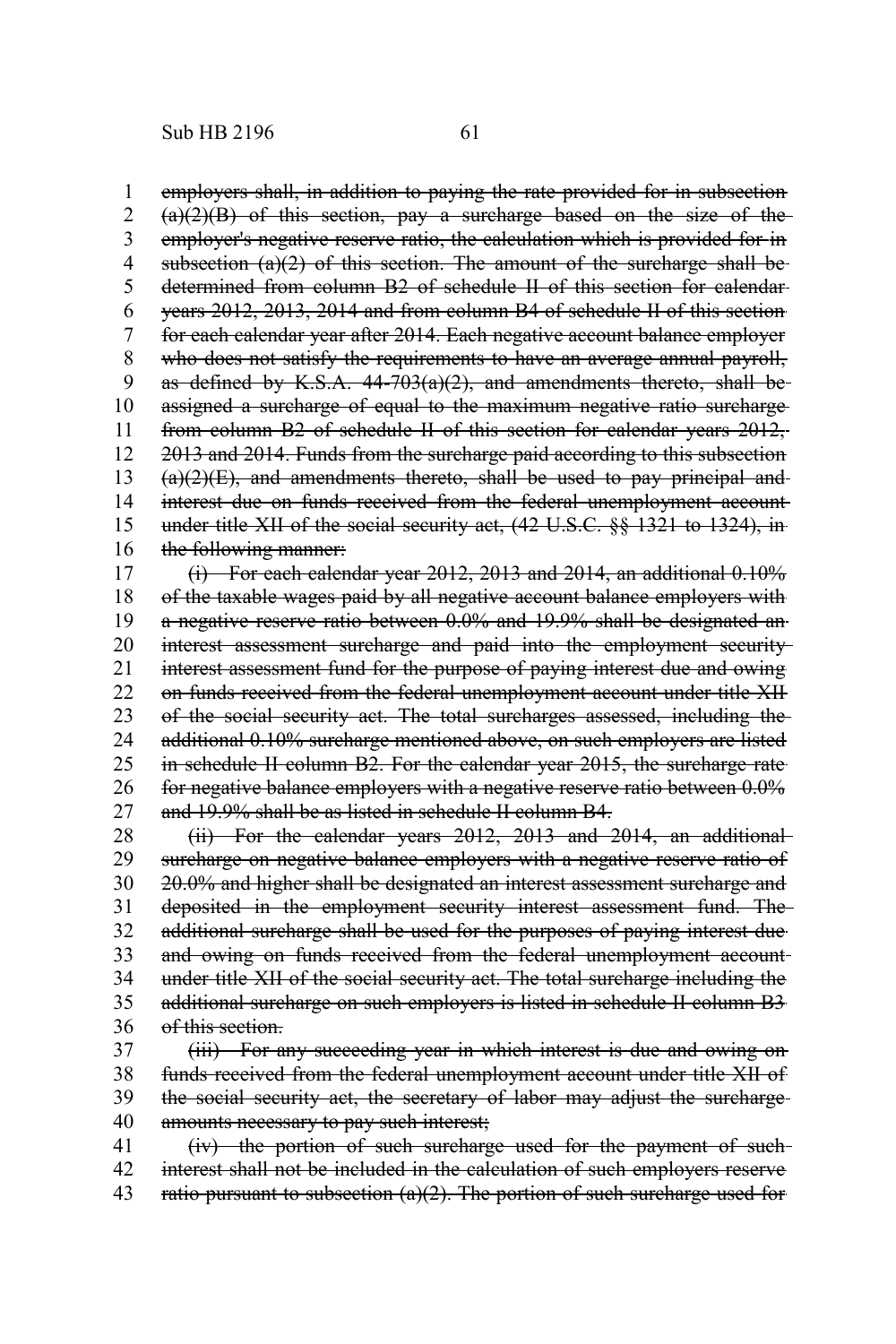employers shall, in addition to paying the rate provided for in subsection (a)(2)(B) of this section, pay a surcharge based on the size of the employer's negative reserve ratio, the calculation which is provided for in subsection (a)(2) of this section. The amount of the surcharge shall be determined from column B2 of schedule II of this section for calendar years 2012, 2013, 2014 and from column B4 of schedule II of this section for each calendar year after 2014. Each negative account balance employer who does not satisfy the requirements to have an average annual payroll, as defined by K.S.A. 44-703(a)(2), and amendments thereto, shall be assigned a surcharge of equal to the maximum negative ratio surcharge from column B2 of schedule II of this section for calendar years 2012, 2013 and 2014. Funds from the surcharge paid according to this subsection (a)(2)(E), and amendments thereto, shall be used to pay principal and interest due on funds received from the federal unemployment account under title XII of the social security act, (42 U.S.C. §§ 1321 to 1324), in the following manner:

(i) For each calendar year 2012, 2013 and 2014, an additional 0.10% of the taxable wages paid by all negative account balance employers with a negative reserve ratio between 0.0% and 19.9% shall be designated an interest assessment surcharge and paid into the employment security interest assessment fund for the purpose of paying interest due and owing on funds received from the federal unemployment account under title XII of the social security act. The total surcharges assessed, including the additional 0.10% surcharge mentioned above, on such employers are listed in schedule II column B2. For the calendar year 2015, the surcharge rate for negative balance employers with a negative reserve ratio between 0.0% and 19.9% shall be as listed in schedule II column B4.

(ii) For the calendar years 2012, 2013 and 2014, an additional surcharge on negative balance employers with a negative reserve ratio of 20.0% and higher shall be designated an interest assessment surcharge and deposited in the employment security interest assessment fund. The additional surcharge shall be used for the purposes of paying interest due and owing on funds received from the federal unemployment account under title XII of the social security act. The total surcharge including the additional surcharge on such employers is listed in schedule II column B3 of this section.

(iii) For any succeeding year in which interest is due and owing on funds received from the federal unemployment account under title XII of the social security act, the secretary of labor may adjust the surcharge amounts necessary to pay such interest;

(iv) the portion of such surcharge used for the payment of such interest shall not be included in the calculation of such employers reserve ratio pursuant to subsection (a)(2). The portion of such surcharge used for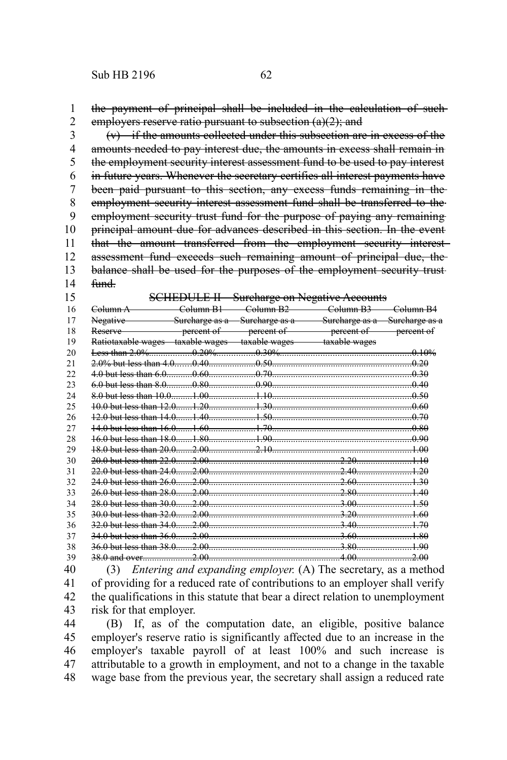~~the payment of principal shall be included in the calculation of such employers reserve ratio pursuant to subsection (a)(2); and~~

~~(v) if the amounts collected under this subsection are in excess of the amounts needed to pay interest due, the amounts in excess shall remain in the employment security interest assessment fund to be used to pay interest in future years. Whenever the secretary certifies all interest payments have been paid pursuant to this section, any excess funds remaining in the employment security interest assessment fund shall be transferred to the employment security trust fund for the purpose of paying any remaining principal amount due for advances described in this section. In the event that the amount transferred from the employment security interest assessment fund exceeds such remaining amount of principal due, the balance shall be used for the purposes of the employment security trust fund.~~

~~SCHEDULE II—Surcharge on Negative Accounts~~

| ~~Column A Negative Reserve Ratio~~ | ~~Column B1 Surcharge as a percent of taxable wages~~ | ~~Column B2 Surcharge as a percent of taxable wages~~ | ~~Column B3 Surcharge as a percent of taxable wages~~ | ~~Column B4 Surcharge as a percent of taxable wages~~ |
|---|---|---|---|---|
| ~~Less than 2.0%~~ | ~~0.20%~~ | ~~0.30%~~ | | ~~0.10%~~ |
| ~~2.0% but less than 4.0~~ | ~~0.40~~ | ~~0.50~~ | | ~~0.20~~ |
| ~~4.0 but less than 6.0~~ | ~~0.60~~ | ~~0.70~~ | | ~~0.30~~ |
| ~~6.0 but less than 8.0~~ | ~~0.80~~ | ~~0.90~~ | | ~~0.40~~ |
| ~~8.0 but less than 10.0~~ | ~~1.00~~ | ~~1.10~~ | | ~~0.50~~ |
| ~~10.0 but less than 12.0~~ | ~~1.20~~ | ~~1.30~~ | | ~~0.60~~ |
| ~~12.0 but less than 14.0~~ | ~~1.40~~ | ~~1.50~~ | | ~~0.70~~ |
| ~~14.0 but less than 16.0~~ | ~~1.60~~ | ~~1.70~~ | | ~~0.80~~ |
| ~~16.0 but less than 18.0~~ | ~~1.80~~ | ~~1.90~~ | | ~~0.90~~ |
| ~~18.0 but less than 20.0~~ | ~~2.00~~ | ~~2.10~~ | | ~~1.00~~ |
| ~~20.0 but less than 22.0~~ | ~~2.00~~ | | ~~2.20~~ | ~~1.10~~ |
| ~~22.0 but less than 24.0~~ | ~~2.00~~ | | ~~2.40~~ | ~~1.20~~ |
| ~~24.0 but less than 26.0~~ | ~~2.00~~ | | ~~2.60~~ | ~~1.30~~ |
| ~~26.0 but less than 28.0~~ | ~~2.00~~ | | ~~2.80~~ | ~~1.40~~ |
| ~~28.0 but less than 30.0~~ | ~~2.00~~ | | ~~3.00~~ | ~~1.50~~ |
| ~~30.0 but less than 32.0~~ | ~~2.00~~ | | ~~3.20~~ | ~~1.60~~ |
| ~~32.0 but less than 34.0~~ | ~~2.00~~ | | ~~3.40~~ | ~~1.70~~ |
| ~~34.0 but less than 36.0~~ | ~~2.00~~ | | ~~3.60~~ | ~~1.80~~ |
| ~~36.0 but less than 38.0~~ | ~~2.00~~ | | ~~3.80~~ | ~~1.90~~ |
| ~~38.0 and over~~ | ~~2.00~~ | | ~~4.00~~ | ~~2.00~~ |

(3) *Entering and expanding employer.* (A) The secretary, as a method of providing for a reduced rate of contributions to an employer shall verify the qualifications in this statute that bear a direct relation to unemployment risk for that employer.

(B) If, as of the computation date, an eligible, positive balance employer's reserve ratio is significantly affected due to an increase in the employer's taxable payroll of at least 100% and such increase is attributable to a growth in employment, and not to a change in the taxable wage base from the previous year, the secretary shall assign a reduced rate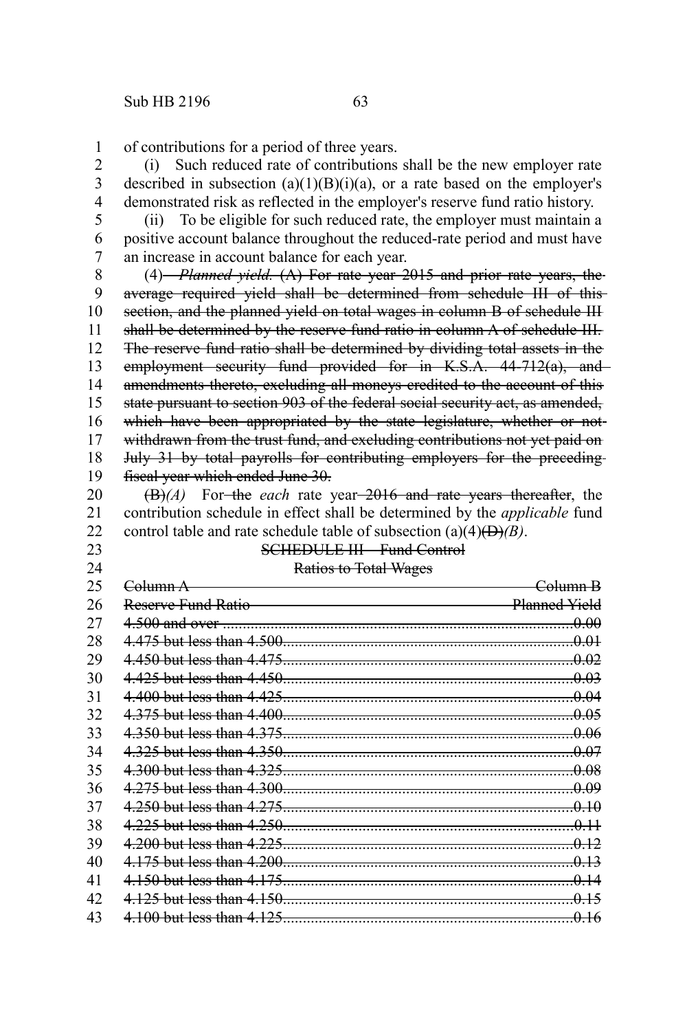of contributions for a period of three years.

(i) Such reduced rate of contributions shall be the new employer rate described in subsection (a)(1)(B)(i)(a), or a rate based on the employer's demonstrated risk as reflected in the employer's reserve fund ratio history.

(ii) To be eligible for such reduced rate, the employer must maintain a positive account balance throughout the reduced-rate period and must have an increase in account balance for each year.

(4) ~~*Planned yield.* (A) For rate year 2015 and prior rate years, the average required yield shall be determined from schedule III of this section, and the planned yield on total wages in column B of schedule III shall be determined by the reserve fund ratio in column A of schedule III. The reserve fund ratio shall be determined by dividing total assets in the employment security fund provided for in K.S.A. 44-712(a), and amendments thereto, excluding all moneys credited to the account of this state pursuant to section 903 of the federal social security act, as amended, which have been appropriated by the state legislature, whether or not withdrawn from the trust fund, and excluding contributions not yet paid on July 31 by total payrolls for contributing employers for the preceding fiscal year which ended June 30.~~

~~(B)~~*(A)* For ~~the~~ *each* rate year ~~2016 and rate years thereafter~~, the contribution schedule in effect shall be determined by the *applicable* fund control table and rate schedule table of subsection (a)(4)~~(D)~~*(B)*.

~~SCHEDULE III—Fund Control~~

~~Ratios to Total Wages~~

| ~~Column A~~ | ~~Column B~~ |
|---|---|
| ~~Reserve Fund Ratio~~ | ~~Planned Yield~~ |
| ~~4.500 and over~~ | ~~0.00~~ |
| ~~4.475 but less than 4.500~~ | ~~0.01~~ |
| ~~4.450 but less than 4.475~~ | ~~0.02~~ |
| ~~4.425 but less than 4.450~~ | ~~0.03~~ |
| ~~4.400 but less than 4.425~~ | ~~0.04~~ |
| ~~4.375 but less than 4.400~~ | ~~0.05~~ |
| ~~4.350 but less than 4.375~~ | ~~0.06~~ |
| ~~4.325 but less than 4.350~~ | ~~0.07~~ |
| ~~4.300 but less than 4.325~~ | ~~0.08~~ |
| ~~4.275 but less than 4.300~~ | ~~0.09~~ |
| ~~4.250 but less than 4.275~~ | ~~0.10~~ |
| ~~4.225 but less than 4.250~~ | ~~0.11~~ |
| ~~4.200 but less than 4.225~~ | ~~0.12~~ |
| ~~4.175 but less than 4.200~~ | ~~0.13~~ |
| ~~4.150 but less than 4.175~~ | ~~0.14~~ |
| ~~4.125 but less than 4.150~~ | ~~0.15~~ |
| ~~4.100 but less than 4.125~~ | ~~0.16~~ |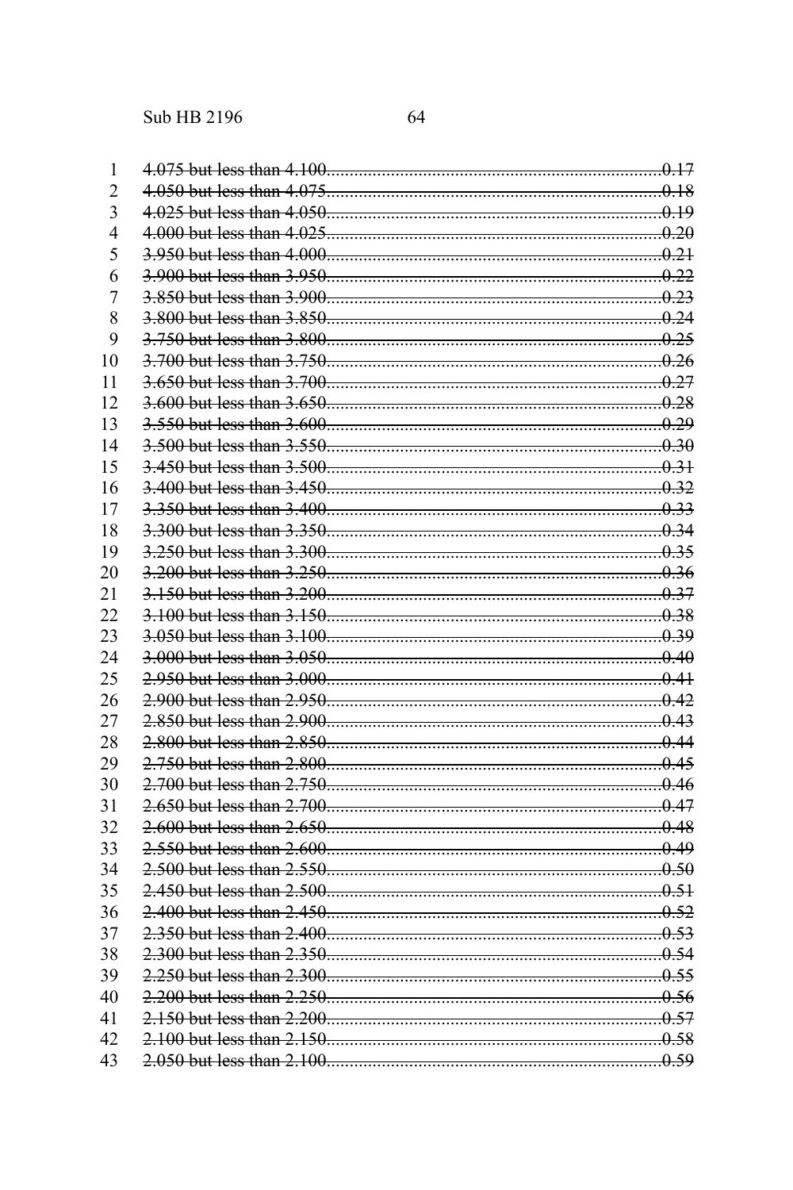~~4.075 but less than 4.100..........................................................................0.17~~
~~4.050 but less than 4.075..........................................................................0.18~~
~~4.025 but less than 4.050..........................................................................0.19~~
~~4.000 but less than 4.025..........................................................................0.20~~
~~3.950 but less than 4.000..........................................................................0.21~~
~~3.900 but less than 3.950..........................................................................0.22~~
~~3.850 but less than 3.900..........................................................................0.23~~
~~3.800 but less than 3.850..........................................................................0.24~~
~~3.750 but less than 3.800..........................................................................0.25~~
~~3.700 but less than 3.750..........................................................................0.26~~
~~3.650 but less than 3.700..........................................................................0.27~~
~~3.600 but less than 3.650..........................................................................0.28~~
~~3.550 but less than 3.600..........................................................................0.29~~
~~3.500 but less than 3.550..........................................................................0.30~~
~~3.450 but less than 3.500..........................................................................0.31~~
~~3.400 but less than 3.450..........................................................................0.32~~
~~3.350 but less than 3.400..........................................................................0.33~~
~~3.300 but less than 3.350..........................................................................0.34~~
~~3.250 but less than 3.300..........................................................................0.35~~
~~3.200 but less than 3.250..........................................................................0.36~~
~~3.150 but less than 3.200..........................................................................0.37~~
~~3.100 but less than 3.150..........................................................................0.38~~
~~3.050 but less than 3.100..........................................................................0.39~~
~~3.000 but less than 3.050..........................................................................0.40~~
~~2.950 but less than 3.000..........................................................................0.41~~
~~2.900 but less than 2.950..........................................................................0.42~~
~~2.850 but less than 2.900..........................................................................0.43~~
~~2.800 but less than 2.850..........................................................................0.44~~
~~2.750 but less than 2.800..........................................................................0.45~~
~~2.700 but less than 2.750..........................................................................0.46~~
~~2.650 but less than 2.700..........................................................................0.47~~
~~2.600 but less than 2.650..........................................................................0.48~~
~~2.550 but less than 2.600..........................................................................0.49~~
~~2.500 but less than 2.550..........................................................................0.50~~
~~2.450 but less than 2.500..........................................................................0.51~~
~~2.400 but less than 2.450..........................................................................0.52~~
~~2.350 but less than 2.400..........................................................................0.53~~
~~2.300 but less than 2.350..........................................................................0.54~~
~~2.250 but less than 2.300..........................................................................0.55~~
~~2.200 but less than 2.250..........................................................................0.56~~
~~2.150 but less than 2.200..........................................................................0.57~~
~~2.100 but less than 2.150..........................................................................0.58~~
~~2.050 but less than 2.100..........................................................................0.59~~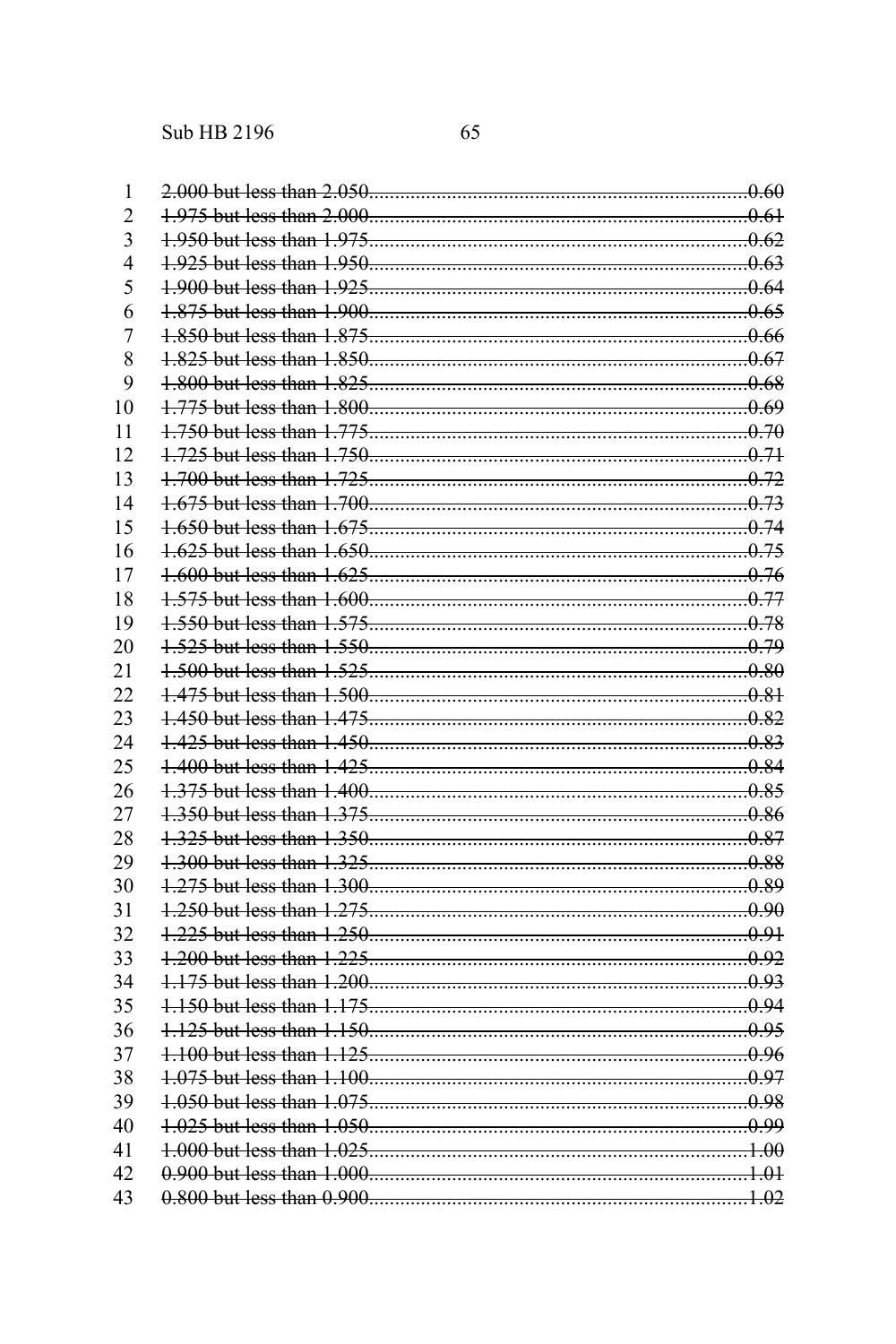~~2.000 but less than 2.050..........0.60~~
~~1.975 but less than 2.000..........0.61~~
~~1.950 but less than 1.975..........0.62~~
~~1.925 but less than 1.950..........0.63~~
~~1.900 but less than 1.925..........0.64~~
~~1.875 but less than 1.900..........0.65~~
~~1.850 but less than 1.875..........0.66~~
~~1.825 but less than 1.850..........0.67~~
~~1.800 but less than 1.825..........0.68~~
~~1.775 but less than 1.800..........0.69~~
~~1.750 but less than 1.775..........0.70~~
~~1.725 but less than 1.750..........0.71~~
~~1.700 but less than 1.725..........0.72~~
~~1.675 but less than 1.700..........0.73~~
~~1.650 but less than 1.675..........0.74~~
~~1.625 but less than 1.650..........0.75~~
~~1.600 but less than 1.625..........0.76~~
~~1.575 but less than 1.600..........0.77~~
~~1.550 but less than 1.575..........0.78~~
~~1.525 but less than 1.550..........0.79~~
~~1.500 but less than 1.525..........0.80~~
~~1.475 but less than 1.500..........0.81~~
~~1.450 but less than 1.475..........0.82~~
~~1.425 but less than 1.450..........0.83~~
~~1.400 but less than 1.425..........0.84~~
~~1.375 but less than 1.400..........0.85~~
~~1.350 but less than 1.375..........0.86~~
~~1.325 but less than 1.350..........0.87~~
~~1.300 but less than 1.325..........0.88~~
~~1.275 but less than 1.300..........0.89~~
~~1.250 but less than 1.275..........0.90~~
~~1.225 but less than 1.250..........0.91~~
~~1.200 but less than 1.225..........0.92~~
~~1.175 but less than 1.200..........0.93~~
~~1.150 but less than 1.175..........0.94~~
~~1.125 but less than 1.150..........0.95~~
~~1.100 but less than 1.125..........0.96~~
~~1.075 but less than 1.100..........0.97~~
~~1.050 but less than 1.075..........0.98~~
~~1.025 but less than 1.050..........0.99~~
~~1.000 but less than 1.025..........1.00~~
~~0.900 but less than 1.000..........1.01~~
~~0.800 but less than 0.900..........1.02~~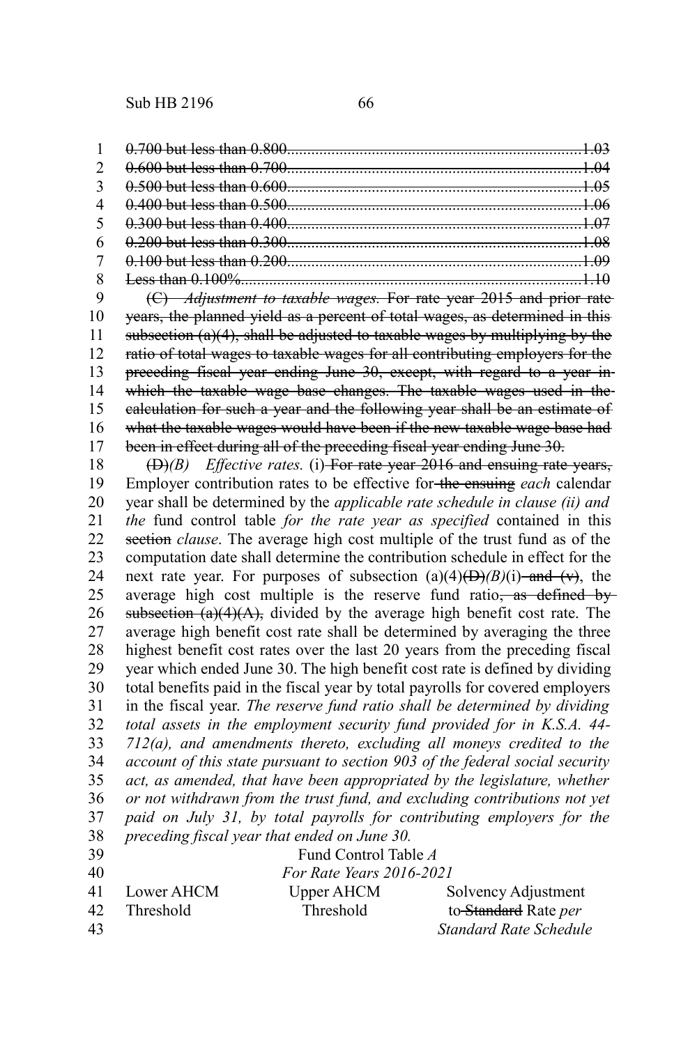| | |
|---|---|
| ~~0.700 but less than 0.800~~ | ~~1.03~~ |
| ~~0.600 but less than 0.700~~ | ~~1.04~~ |
| ~~0.500 but less than 0.600~~ | ~~1.05~~ |
| ~~0.400 but less than 0.500~~ | ~~1.06~~ |
| ~~0.300 but less than 0.400~~ | ~~1.07~~ |
| ~~0.200 but less than 0.300~~ | ~~1.08~~ |
| ~~0.100 but less than 0.200~~ | ~~1.09~~ |
| ~~Less than 0.100%~~ | ~~1.10~~ |

~~(C) *Adjustment to taxable wages.* For rate year 2015 and prior rate years, the planned yield as a percent of total wages, as determined in this subsection (a)(4), shall be adjusted to taxable wages by multiplying by the ratio of total wages to taxable wages for all contributing employers for the preceding fiscal year ending June 30, except, with regard to a year in which the taxable wage base changes. The taxable wages used in the calculation for such a year and the following year shall be an estimate of what the taxable wages would have been if the new taxable wage base had been in effect during all of the preceding fiscal year ending June 30.~~

~~(D)~~*(B)* *Effective rates.* (i) ~~For rate year 2016 and ensuing rate years,~~ Employer contribution rates to be effective for ~~the ensuing~~ *each* calendar year shall be determined by the *applicable rate schedule in clause (ii) and the* fund control table *for the rate year as specified* contained in this ~~section~~ *clause*. The average high cost multiple of the trust fund as of the computation date shall determine the contribution schedule in effect for the next rate year. For purposes of subsection (a)(4)~~(D)~~*(B)*(i) ~~and (v)~~, the average high cost multiple is the reserve fund ratio~~, as defined by subsection (a)(4)(A),~~ divided by the average high benefit cost rate. The average high benefit cost rate shall be determined by averaging the three highest benefit cost rates over the last 20 years from the preceding fiscal year which ended June 30. The high benefit cost rate is defined by dividing total benefits paid in the fiscal year by total payrolls for covered employers in the fiscal year. *The reserve fund ratio shall be determined by dividing total assets in the employment security fund provided for in K.S.A. 44-712(a), and amendments thereto, excluding all moneys credited to the account of this state pursuant to section 903 of the federal social security act, as amended, that have been appropriated by the legislature, whether or not withdrawn from the trust fund, and excluding contributions not yet paid on July 31, by total payrolls for contributing employers for the preceding fiscal year that ended on June 30.*

Fund Control Table *A*

*For Rate Years 2016-2021*

| Lower AHCM Threshold | Upper AHCM Threshold | Solvency Adjustment to ~~Standard~~ Rate *per Standard Rate Schedule* |
|---|---|---|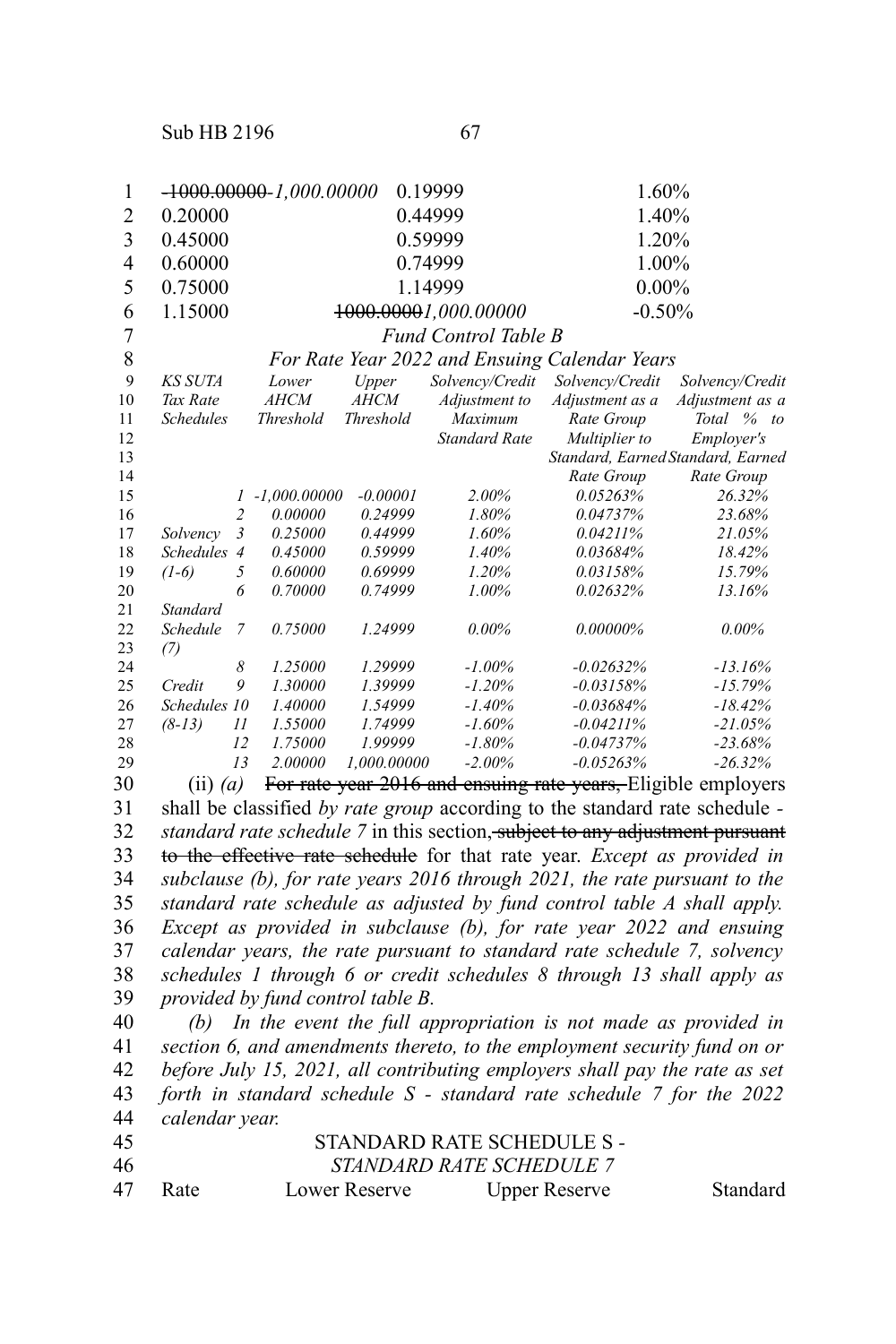| | | |
|---|---|---|
| ~~-1000.00000~~ *-1,000.00000* | 0.19999 | 1.60% |
| 0.20000 | 0.44999 | 1.40% |
| 0.45000 | 0.59999 | 1.20% |
| 0.60000 | 0.74999 | 1.00% |
| 0.75000 | 1.14999 | 0.00% |
| 1.15000 | ~~1000.0000~~ *1,000.00000* | -0.50% |

*Fund Control Table B*

*For Rate Year 2022 and Ensuing Calendar Years*

| *KS SUTA Tax Rate Schedules* | | *Lower AHCM Threshold* | *Upper AHCM Threshold* | *Solvency/Credit Adjustment to Maximum Standard Rate* | *Solvency/Credit Adjustment as a Rate Group Multiplier to Standard, Earned Rate Group* | *Solvency/Credit Adjustment as a Total % to Employer's Standard, Earned Rate Group* |
|---|---|---|---|---|---|---|
| | *1* | *-1,000.00000* | *-0.00001* | *2.00%* | *0.05263%* | *26.32%* |
| | *2* | *0.00000* | *0.24999* | *1.80%* | *0.04737%* | *23.68%* |
| *Solvency* | *3* | *0.25000* | *0.44999* | *1.60%* | *0.04211%* | *21.05%* |
| *Schedules* | *4* | *0.45000* | *0.59999* | *1.40%* | *0.03684%* | *18.42%* |
| *(1-6)* | *5* | *0.60000* | *0.69999* | *1.20%* | *0.03158%* | *15.79%* |
| | *6* | *0.70000* | *0.74999* | *1.00%* | *0.02632%* | *13.16%* |
| *Standard Schedule (7)* | *7* | *0.75000* | *1.24999* | *0.00%* | *0.00000%* | *0.00%* |
| | *8* | *1.25000* | *1.29999* | *-1.00%* | *-0.02632%* | *-13.16%* |
| *Credit* | *9* | *1.30000* | *1.39999* | *-1.20%* | *-0.03158%* | *-15.79%* |
| *Schedules* | *10* | *1.40000* | *1.54999* | *-1.40%* | *-0.03684%* | *-18.42%* |
| *(8-13)* | *11* | *1.55000* | *1.74999* | *-1.60%* | *-0.04211%* | *-21.05%* |
| | *12* | *1.75000* | *1.99999* | *-1.80%* | *-0.04737%* | *-23.68%* |
| | *13* | *2.00000* | *1,000.00000* | *-2.00%* | *-0.05263%* | *-26.32%* |

(ii) *(a)* ~~For rate year 2016 and ensuing rate years,~~ Eligible employers shall be classified *by rate group* according to the standard rate schedule *- standard rate schedule 7* in this section~~, subject to any adjustment pursuant to the effective rate schedule~~ for that rate year. *Except as provided in subclause (b), for rate years 2016 through 2021, the rate pursuant to the standard rate schedule as adjusted by fund control table A shall apply. Except as provided in subclause (b), for rate year 2022 and ensuing calendar years, the rate pursuant to standard rate schedule 7, solvency schedules 1 through 6 or credit schedules 8 through 13 shall apply as provided by fund control table B.*

*(b) In the event the full appropriation is not made as provided in section 6, and amendments thereto, to the employment security fund on or before July 15, 2021, all contributing employers shall pay the rate as set forth in standard schedule S - standard rate schedule 7 for the 2022 calendar year.*

STANDARD RATE SCHEDULE S -
*STANDARD RATE SCHEDULE 7*

| Rate | Lower Reserve | Upper Reserve | Standard |
|---|---|---|---|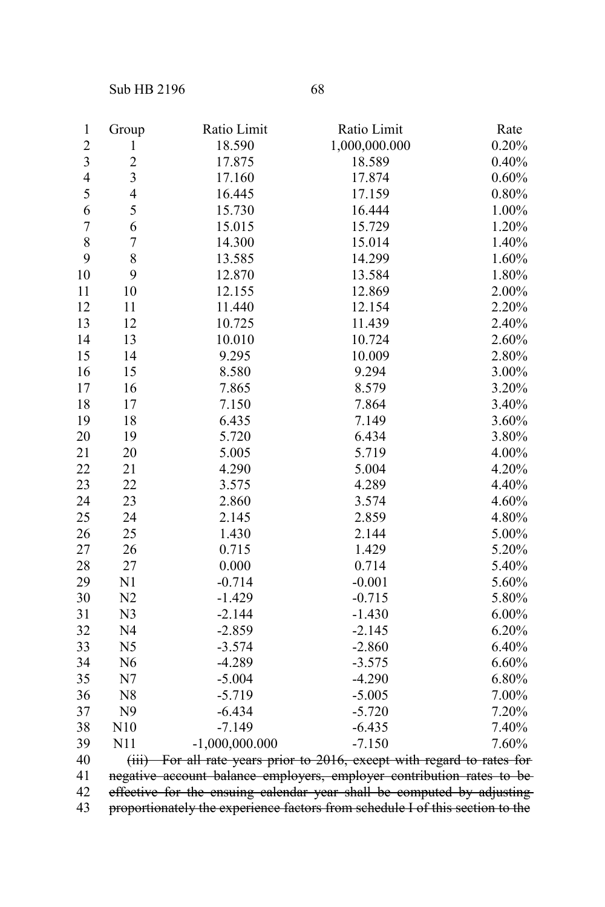| Group | Ratio Limit | Ratio Limit | Rate |
|---|---|---|---|
| 1 | 18.590 | 1,000,000.000 | 0.20% |
| 2 | 17.875 | 18.589 | 0.40% |
| 3 | 17.160 | 17.874 | 0.60% |
| 4 | 16.445 | 17.159 | 0.80% |
| 5 | 15.730 | 16.444 | 1.00% |
| 6 | 15.015 | 15.729 | 1.20% |
| 7 | 14.300 | 15.014 | 1.40% |
| 8 | 13.585 | 14.299 | 1.60% |
| 9 | 12.870 | 13.584 | 1.80% |
| 10 | 12.155 | 12.869 | 2.00% |
| 11 | 11.440 | 12.154 | 2.20% |
| 12 | 10.725 | 11.439 | 2.40% |
| 13 | 10.010 | 10.724 | 2.60% |
| 14 | 9.295 | 10.009 | 2.80% |
| 15 | 8.580 | 9.294 | 3.00% |
| 16 | 7.865 | 8.579 | 3.20% |
| 17 | 7.150 | 7.864 | 3.40% |
| 18 | 6.435 | 7.149 | 3.60% |
| 19 | 5.720 | 6.434 | 3.80% |
| 20 | 5.005 | 5.719 | 4.00% |
| 21 | 4.290 | 5.004 | 4.20% |
| 22 | 3.575 | 4.289 | 4.40% |
| 23 | 2.860 | 3.574 | 4.60% |
| 24 | 2.145 | 2.859 | 4.80% |
| 25 | 1.430 | 2.144 | 5.00% |
| 26 | 0.715 | 1.429 | 5.20% |
| 27 | 0.000 | 0.714 | 5.40% |
| N1 | -0.714 | -0.001 | 5.60% |
| N2 | -1.429 | -0.715 | 5.80% |
| N3 | -2.144 | -1.430 | 6.00% |
| N4 | -2.859 | -2.145 | 6.20% |
| N5 | -3.574 | -2.860 | 6.40% |
| N6 | -4.289 | -3.575 | 6.60% |
| N7 | -5.004 | -4.290 | 6.80% |
| N8 | -5.719 | -5.005 | 7.00% |
| N9 | -6.434 | -5.720 | 7.20% |
| N10 | -7.149 | -6.435 | 7.40% |
| N11 | -1,000,000.000 | -7.150 | 7.60% |

~~(iii) For all rate years prior to 2016, except with regard to rates for negative account balance employers, employer contribution rates to be effective for the ensuing calendar year shall be computed by adjusting proportionately the experience factors from schedule I of this section to the~~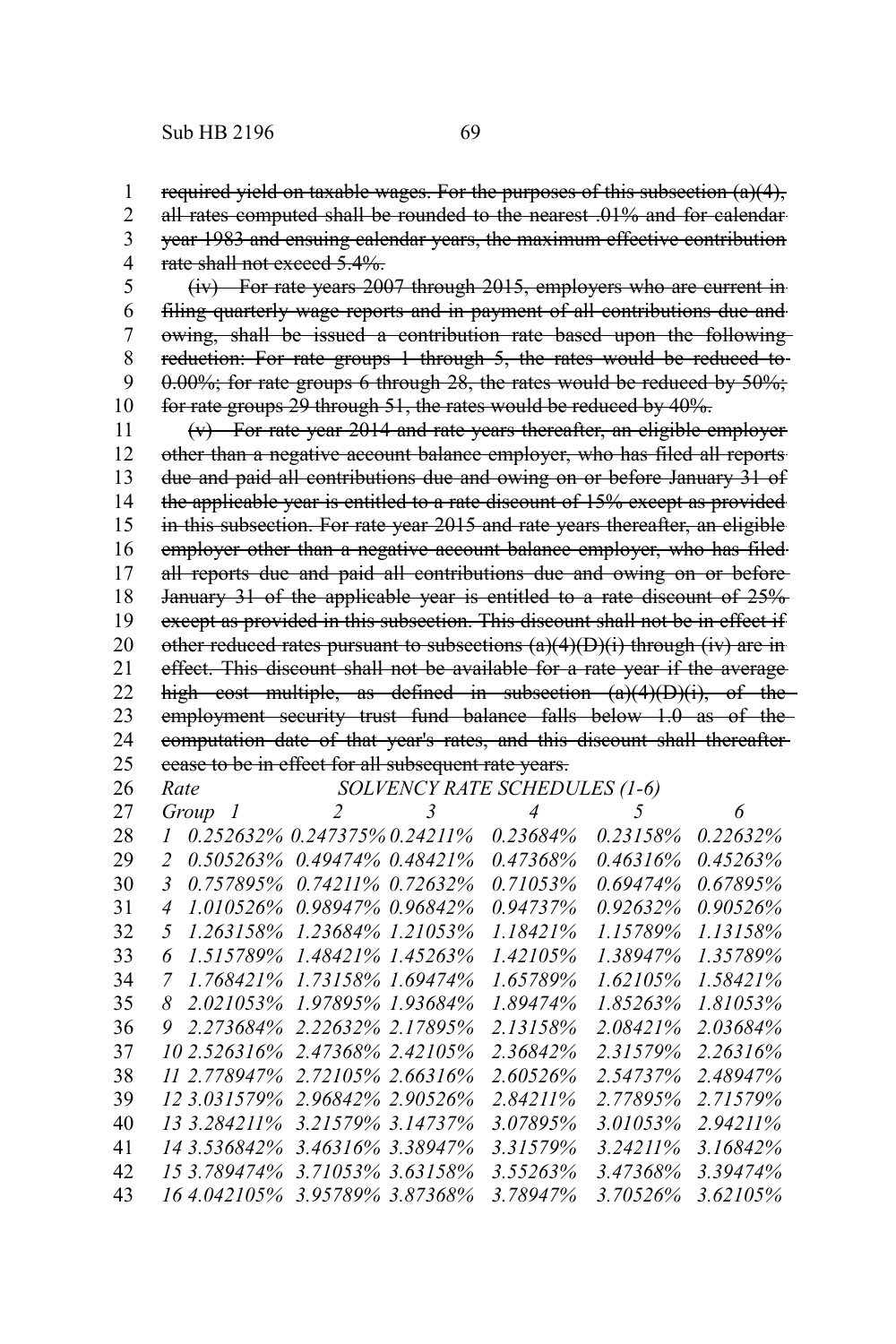~~required yield on taxable wages. For the purposes of this subsection (a)(4), all rates computed shall be rounded to the nearest .01% and for calendar year 1983 and ensuing calendar years, the maximum effective contribution rate shall not exceed 5.4%.~~

~~(iv) For rate years 2007 through 2015, employers who are current in filing quarterly wage reports and in payment of all contributions due and owing, shall be issued a contribution rate based upon the following reduction: For rate groups 1 through 5, the rates would be reduced to 0.00%; for rate groups 6 through 28, the rates would be reduced by 50%; for rate groups 29 through 51, the rates would be reduced by 40%.~~

~~(v) For rate year 2014 and rate years thereafter, an eligible employer other than a negative account balance employer, who has filed all reports due and paid all contributions due and owing on or before January 31 of the applicable year is entitled to a rate discount of 15% except as provided in this subsection. For rate year 2015 and rate years thereafter, an eligible employer other than a negative account balance employer, who has filed all reports due and paid all contributions due and owing on or before January 31 of the applicable year is entitled to a rate discount of 25% except as provided in this subsection. This discount shall not be in effect if other reduced rates pursuant to subsections (a)(4)(D)(i) through (iv) are in effect. This discount shall not be available for a rate year if the average high cost multiple, as defined in subsection (a)(4)(D)(i), of the employment security trust fund balance falls below 1.0 as of the computation date of that year's rates, and this discount shall thereafter cease to be in effect for all subsequent rate years.~~

| *Rate Group* | *SOLVENCY RATE SCHEDULES (1-6)* | | | | | |
|---|---|---|---|---|---|---|
| | *1* | *2* | *3* | *4* | *5* | *6* |
| *1* | *0.252632%* | *0.247375%* | *0.24211%* | *0.23684%* | *0.23158%* | *0.22632%* |
| *2* | *0.505263%* | *0.49474%* | *0.48421%* | *0.47368%* | *0.46316%* | *0.45263%* |
| *3* | *0.757895%* | *0.74211%* | *0.72632%* | *0.71053%* | *0.69474%* | *0.67895%* |
| *4* | *1.010526%* | *0.98947%* | *0.96842%* | *0.94737%* | *0.92632%* | *0.90526%* |
| *5* | *1.263158%* | *1.23684%* | *1.21053%* | *1.18421%* | *1.15789%* | *1.13158%* |
| *6* | *1.515789%* | *1.48421%* | *1.45263%* | *1.42105%* | *1.38947%* | *1.35789%* |
| *7* | *1.768421%* | *1.73158%* | *1.69474%* | *1.65789%* | *1.62105%* | *1.58421%* |
| *8* | *2.021053%* | *1.97895%* | *1.93684%* | *1.89474%* | *1.85263%* | *1.81053%* |
| *9* | *2.273684%* | *2.22632%* | *2.17895%* | *2.13158%* | *2.08421%* | *2.03684%* |
| *10* | *2.526316%* | *2.47368%* | *2.42105%* | *2.36842%* | *2.31579%* | *2.26316%* |
| *11* | *2.778947%* | *2.72105%* | *2.66316%* | *2.60526%* | *2.54737%* | *2.48947%* |
| *12* | *3.031579%* | *2.96842%* | *2.90526%* | *2.84211%* | *2.77895%* | *2.71579%* |
| *13* | *3.284211%* | *3.21579%* | *3.14737%* | *3.07895%* | *3.01053%* | *2.94211%* |
| *14* | *3.536842%* | *3.46316%* | *3.38947%* | *3.31579%* | *3.24211%* | *3.16842%* |
| *15* | *3.789474%* | *3.71053%* | *3.63158%* | *3.55263%* | *3.47368%* | *3.39474%* |
| *16* | *4.042105%* | *3.95789%* | *3.87368%* | *3.78947%* | *3.70526%* | *3.62105%* |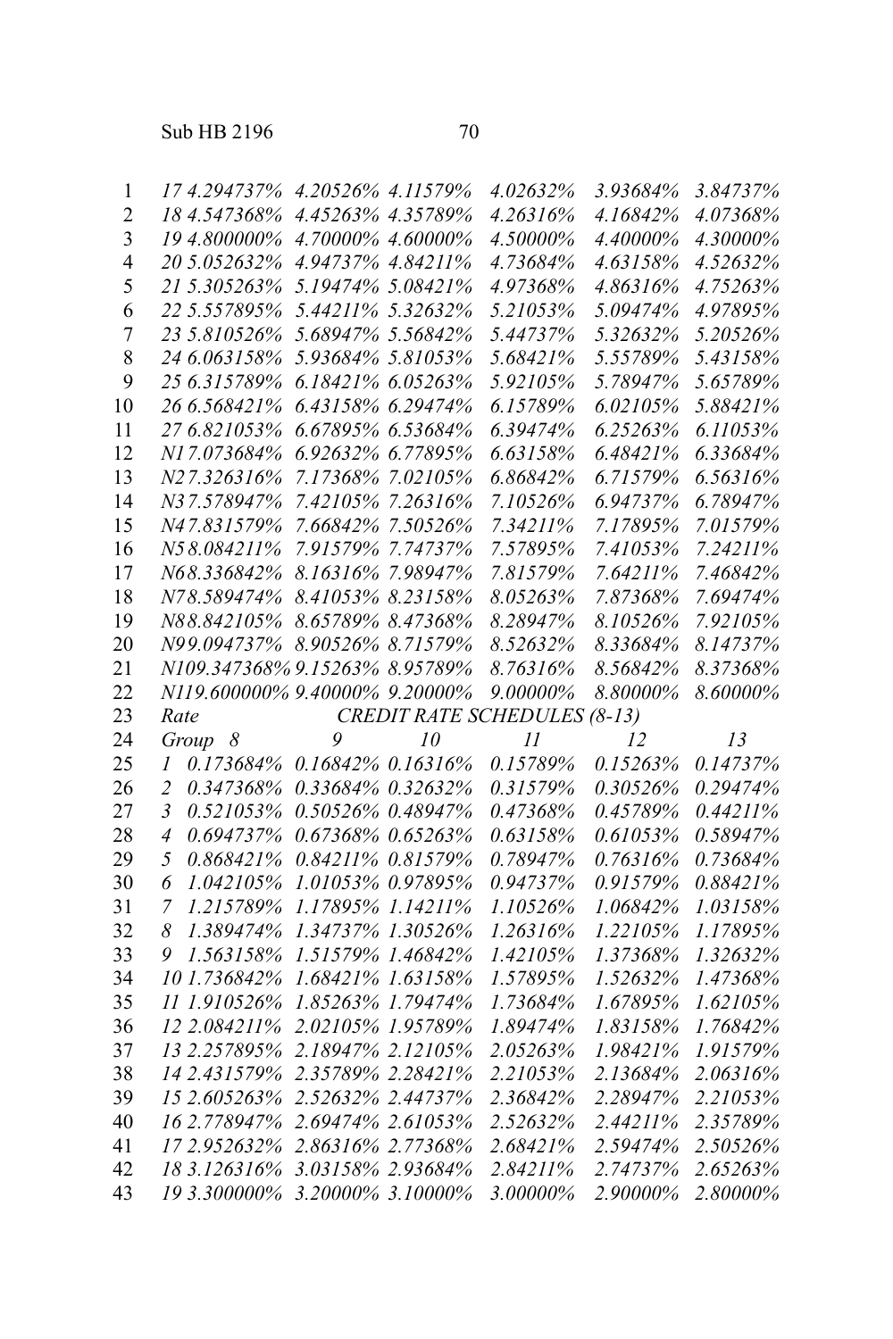| | | | | | |
|---|---|---|---|---|---|
| *17 4.294737%* | *4.20526%* | *4.11579%* | *4.02632%* | *3.93684%* | *3.84737%* |
| *18 4.547368%* | *4.45263%* | *4.35789%* | *4.26316%* | *4.16842%* | *4.07368%* |
| *19 4.800000%* | *4.70000%* | *4.60000%* | *4.50000%* | *4.40000%* | *4.30000%* |
| *20 5.052632%* | *4.94737%* | *4.84211%* | *4.73684%* | *4.63158%* | *4.52632%* |
| *21 5.305263%* | *5.19474%* | *5.08421%* | *4.97368%* | *4.86316%* | *4.75263%* |
| *22 5.557895%* | *5.44211%* | *5.32632%* | *5.21053%* | *5.09474%* | *4.97895%* |
| *23 5.810526%* | *5.68947%* | *5.56842%* | *5.44737%* | *5.32632%* | *5.20526%* |
| *24 6.063158%* | *5.93684%* | *5.81053%* | *5.68421%* | *5.55789%* | *5.43158%* |
| *25 6.315789%* | *6.18421%* | *6.05263%* | *5.92105%* | *5.78947%* | *5.65789%* |
| *26 6.568421%* | *6.43158%* | *6.29474%* | *6.15789%* | *6.02105%* | *5.88421%* |
| *27 6.821053%* | *6.67895%* | *6.53684%* | *6.39474%* | *6.25263%* | *6.11053%* |
| *N1 7.073684%* | *6.92632%* | *6.77895%* | *6.63158%* | *6.48421%* | *6.33684%* |
| *N2 7.326316%* | *7.17368%* | *7.02105%* | *6.86842%* | *6.71579%* | *6.56316%* |
| *N3 7.578947%* | *7.42105%* | *7.26316%* | *7.10526%* | *6.94737%* | *6.78947%* |
| *N4 7.831579%* | *7.66842%* | *7.50526%* | *7.34211%* | *7.17895%* | *7.01579%* |
| *N5 8.084211%* | *7.91579%* | *7.74737%* | *7.57895%* | *7.41053%* | *7.24211%* |
| *N6 8.336842%* | *8.16316%* | *7.98947%* | *7.81579%* | *7.64211%* | *7.46842%* |
| *N7 8.589474%* | *8.41053%* | *8.23158%* | *8.05263%* | *7.87368%* | *7.69474%* |
| *N8 8.842105%* | *8.65789%* | *8.47368%* | *8.28947%* | *8.10526%* | *7.92105%* |
| *N9 9.094737%* | *8.90526%* | *8.71579%* | *8.52632%* | *8.33684%* | *8.14737%* |
| *N10 9.347368%* | *9.15263%* | *8.95789%* | *8.76316%* | *8.56842%* | *8.37368%* |
| *N11 9.600000%* | *9.40000%* | *9.20000%* | *9.00000%* | *8.80000%* | *8.60000%* |

*Rate* *CREDIT RATE SCHEDULES (8-13)*

| *Group* | *8* | *9* | *10* | *11* | *12* | *13* |
|---|---|---|---|---|---|---|
| *1* | *0.173684%* | *0.16842%* | *0.16316%* | *0.15789%* | *0.15263%* | *0.14737%* |
| *2* | *0.347368%* | *0.33684%* | *0.32632%* | *0.31579%* | *0.30526%* | *0.29474%* |
| *3* | *0.521053%* | *0.50526%* | *0.48947%* | *0.47368%* | *0.45789%* | *0.44211%* |
| *4* | *0.694737%* | *0.67368%* | *0.65263%* | *0.63158%* | *0.61053%* | *0.58947%* |
| *5* | *0.868421%* | *0.84211%* | *0.81579%* | *0.78947%* | *0.76316%* | *0.73684%* |
| *6* | *1.042105%* | *1.01053%* | *0.97895%* | *0.94737%* | *0.91579%* | *0.88421%* |
| *7* | *1.215789%* | *1.17895%* | *1.14211%* | *1.10526%* | *1.06842%* | *1.03158%* |
| *8* | *1.389474%* | *1.34737%* | *1.30526%* | *1.26316%* | *1.22105%* | *1.17895%* |
| *9* | *1.563158%* | *1.51579%* | *1.46842%* | *1.42105%* | *1.37368%* | *1.32632%* |
| *10* | *1.736842%* | *1.68421%* | *1.63158%* | *1.57895%* | *1.52632%* | *1.47368%* |
| *11* | *1.910526%* | *1.85263%* | *1.79474%* | *1.73684%* | *1.67895%* | *1.62105%* |
| *12* | *2.084211%* | *2.02105%* | *1.95789%* | *1.89474%* | *1.83158%* | *1.76842%* |
| *13* | *2.257895%* | *2.18947%* | *2.12105%* | *2.05263%* | *1.98421%* | *1.91579%* |
| *14* | *2.431579%* | *2.35789%* | *2.28421%* | *2.21053%* | *2.13684%* | *2.06316%* |
| *15* | *2.605263%* | *2.52632%* | *2.44737%* | *2.36842%* | *2.28947%* | *2.21053%* |
| *16* | *2.778947%* | *2.69474%* | *2.61053%* | *2.52632%* | *2.44211%* | *2.35789%* |
| *17* | *2.952632%* | *2.86316%* | *2.77368%* | *2.68421%* | *2.59474%* | *2.50526%* |
| *18* | *3.126316%* | *3.03158%* | *2.93684%* | *2.84211%* | *2.74737%* | *2.65263%* |
| *19* | *3.300000%* | *3.20000%* | *3.10000%* | *3.00000%* | *2.90000%* | *2.80000%* |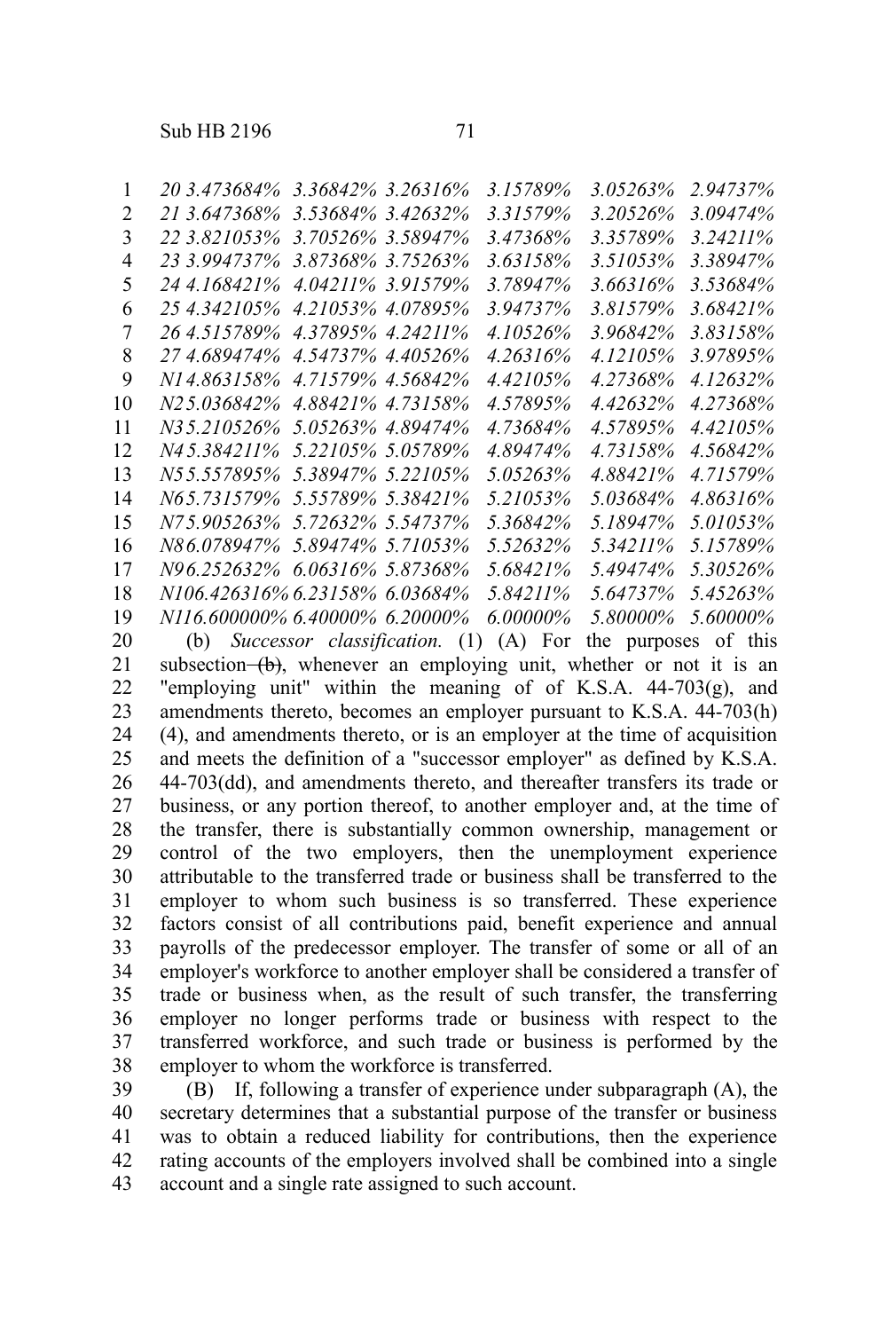| | | | | | | |
|---|---|---|---|---|---|---|
| *20* | *3.473684%* | *3.36842%* | *3.26316%* | *3.15789%* | *3.05263%* | *2.94737%* |
| *21* | *3.647368%* | *3.53684%* | *3.42632%* | *3.31579%* | *3.20526%* | *3.09474%* |
| *22* | *3.821053%* | *3.70526%* | *3.58947%* | *3.47368%* | *3.35789%* | *3.24211%* |
| *23* | *3.994737%* | *3.87368%* | *3.75263%* | *3.63158%* | *3.51053%* | *3.38947%* |
| *24* | *4.168421%* | *4.04211%* | *3.91579%* | *3.78947%* | *3.66316%* | *3.53684%* |
| *25* | *4.342105%* | *4.21053%* | *4.07895%* | *3.94737%* | *3.81579%* | *3.68421%* |
| *26* | *4.515789%* | *4.37895%* | *4.24211%* | *4.10526%* | *3.96842%* | *3.83158%* |
| *27* | *4.689474%* | *4.54737%* | *4.40526%* | *4.26316%* | *4.12105%* | *3.97895%* |
| *N1* | *4.863158%* | *4.71579%* | *4.56842%* | *4.42105%* | *4.27368%* | *4.12632%* |
| *N2* | *5.036842%* | *4.88421%* | *4.73158%* | *4.57895%* | *4.42632%* | *4.27368%* |
| *N3* | *5.210526%* | *5.05263%* | *4.89474%* | *4.73684%* | *4.57895%* | *4.42105%* |
| *N4* | *5.384211%* | *5.22105%* | *5.05789%* | *4.89474%* | *4.73158%* | *4.56842%* |
| *N5* | *5.557895%* | *5.38947%* | *5.22105%* | *5.05263%* | *4.88421%* | *4.71579%* |
| *N6* | *5.731579%* | *5.55789%* | *5.38421%* | *5.21053%* | *5.03684%* | *4.86316%* |
| *N7* | *5.905263%* | *5.72632%* | *5.54737%* | *5.36842%* | *5.18947%* | *5.01053%* |
| *N8* | *6.078947%* | *5.89474%* | *5.71053%* | *5.52632%* | *5.34211%* | *5.15789%* |
| *N9* | *6.252632%* | *6.06316%* | *5.87368%* | *5.68421%* | *5.49474%* | *5.30526%* |
| *N10* | *6.426316%* | *6.23158%* | *6.03684%* | *5.84211%* | *5.64737%* | *5.45263%* |
| *N11* | *6.600000%* | *6.40000%* | *6.20000%* | *6.00000%* | *5.80000%* | *5.60000%* |

(b) *Successor classification.* (1) (A) For the purposes of this subsection ~~(b)~~, whenever an employing unit, whether or not it is an "employing unit" within the meaning of of K.S.A. 44-703(g), and amendments thereto, becomes an employer pursuant to K.S.A. 44-703(h)(4), and amendments thereto, or is an employer at the time of acquisition and meets the definition of a "successor employer" as defined by K.S.A. 44-703(dd), and amendments thereto, and thereafter transfers its trade or business, or any portion thereof, to another employer and, at the time of the transfer, there is substantially common ownership, management or control of the two employers, then the unemployment experience attributable to the transferred trade or business shall be transferred to the employer to whom such business is so transferred. These experience factors consist of all contributions paid, benefit experience and annual payrolls of the predecessor employer. The transfer of some or all of an employer's workforce to another employer shall be considered a transfer of trade or business when, as the result of such transfer, the transferring employer no longer performs trade or business with respect to the transferred workforce, and such trade or business is performed by the employer to whom the workforce is transferred.

(B) If, following a transfer of experience under subparagraph (A), the secretary determines that a substantial purpose of the transfer or business was to obtain a reduced liability for contributions, then the experience rating accounts of the employers involved shall be combined into a single account and a single rate assigned to such account.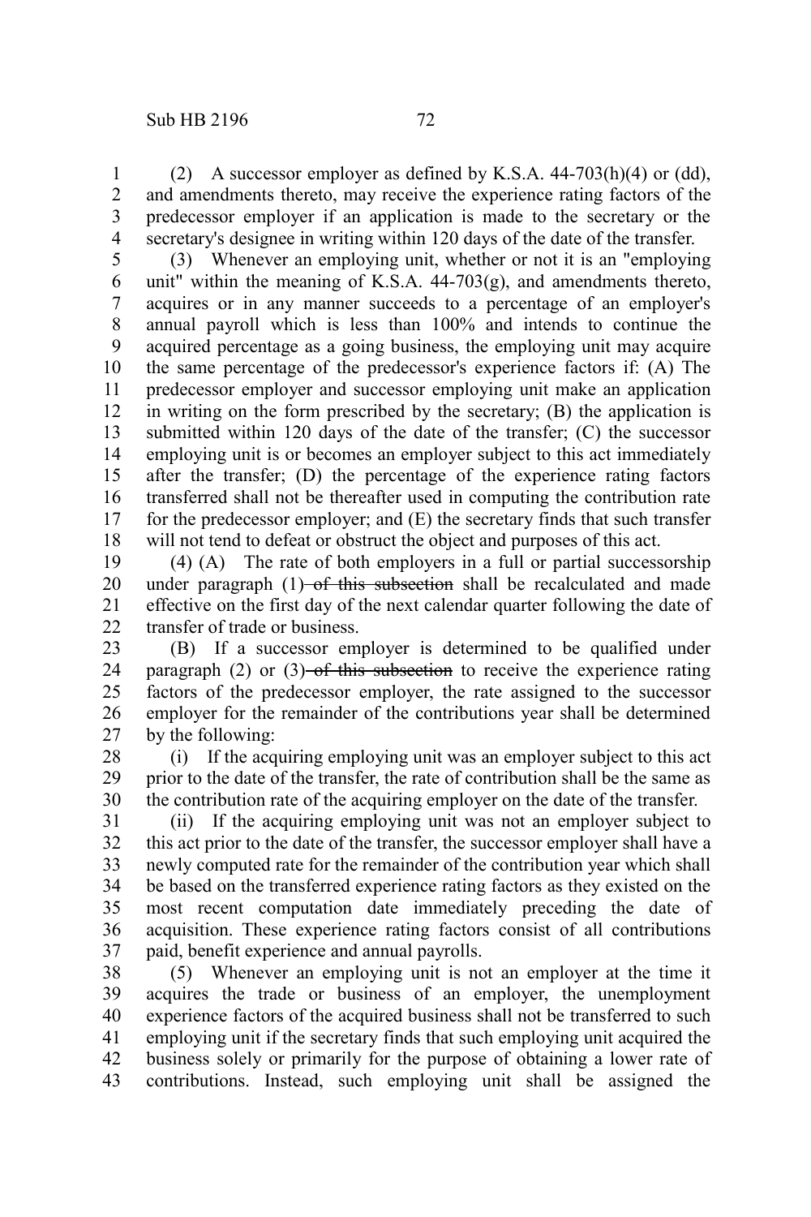(2) A successor employer as defined by K.S.A. 44-703(h)(4) or (dd), and amendments thereto, may receive the experience rating factors of the predecessor employer if an application is made to the secretary or the secretary's designee in writing within 120 days of the date of the transfer.

(3) Whenever an employing unit, whether or not it is an "employing unit" within the meaning of K.S.A. 44-703(g), and amendments thereto, acquires or in any manner succeeds to a percentage of an employer's annual payroll which is less than 100% and intends to continue the acquired percentage as a going business, the employing unit may acquire the same percentage of the predecessor's experience factors if: (A) The predecessor employer and successor employing unit make an application in writing on the form prescribed by the secretary; (B) the application is submitted within 120 days of the date of the transfer; (C) the successor employing unit is or becomes an employer subject to this act immediately after the transfer; (D) the percentage of the experience rating factors transferred shall not be thereafter used in computing the contribution rate for the predecessor employer; and (E) the secretary finds that such transfer will not tend to defeat or obstruct the object and purposes of this act.

(4) (A) The rate of both employers in a full or partial successorship under paragraph (1)~~ of this subsection~~ shall be recalculated and made effective on the first day of the next calendar quarter following the date of transfer of trade or business.

(B) If a successor employer is determined to be qualified under paragraph (2) or (3)~~ of this subsection~~ to receive the experience rating factors of the predecessor employer, the rate assigned to the successor employer for the remainder of the contributions year shall be determined by the following:

(i) If the acquiring employing unit was an employer subject to this act prior to the date of the transfer, the rate of contribution shall be the same as the contribution rate of the acquiring employer on the date of the transfer.

(ii) If the acquiring employing unit was not an employer subject to this act prior to the date of the transfer, the successor employer shall have a newly computed rate for the remainder of the contribution year which shall be based on the transferred experience rating factors as they existed on the most recent computation date immediately preceding the date of acquisition. These experience rating factors consist of all contributions paid, benefit experience and annual payrolls.

(5) Whenever an employing unit is not an employer at the time it acquires the trade or business of an employer, the unemployment experience factors of the acquired business shall not be transferred to such employing unit if the secretary finds that such employing unit acquired the business solely or primarily for the purpose of obtaining a lower rate of contributions. Instead, such employing unit shall be assigned the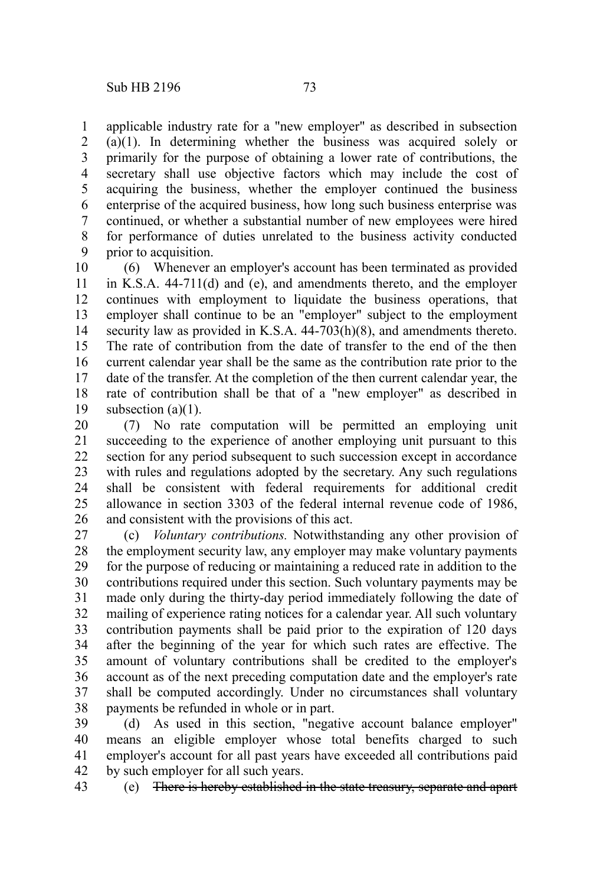applicable industry rate for a "new employer" as described in subsection (a)(1). In determining whether the business was acquired solely or primarily for the purpose of obtaining a lower rate of contributions, the secretary shall use objective factors which may include the cost of acquiring the business, whether the employer continued the business enterprise of the acquired business, how long such business enterprise was continued, or whether a substantial number of new employees were hired for performance of duties unrelated to the business activity conducted prior to acquisition.

(6) Whenever an employer's account has been terminated as provided in K.S.A. 44-711(d) and (e), and amendments thereto, and the employer continues with employment to liquidate the business operations, that employer shall continue to be an "employer" subject to the employment security law as provided in K.S.A. 44-703(h)(8), and amendments thereto. The rate of contribution from the date of transfer to the end of the then current calendar year shall be the same as the contribution rate prior to the date of the transfer. At the completion of the then current calendar year, the rate of contribution shall be that of a "new employer" as described in subsection (a)(1).

(7) No rate computation will be permitted an employing unit succeeding to the experience of another employing unit pursuant to this section for any period subsequent to such succession except in accordance with rules and regulations adopted by the secretary. Any such regulations shall be consistent with federal requirements for additional credit allowance in section 3303 of the federal internal revenue code of 1986, and consistent with the provisions of this act.

(c) *Voluntary contributions.* Notwithstanding any other provision of the employment security law, any employer may make voluntary payments for the purpose of reducing or maintaining a reduced rate in addition to the contributions required under this section. Such voluntary payments may be made only during the thirty-day period immediately following the date of mailing of experience rating notices for a calendar year. All such voluntary contribution payments shall be paid prior to the expiration of 120 days after the beginning of the year for which such rates are effective. The amount of voluntary contributions shall be credited to the employer's account as of the next preceding computation date and the employer's rate shall be computed accordingly. Under no circumstances shall voluntary payments be refunded in whole or in part.

(d) As used in this section, "negative account balance employer" means an eligible employer whose total benefits charged to such employer's account for all past years have exceeded all contributions paid by such employer for all such years.

(e) ~~There is hereby established in the state treasury, separate and apart~~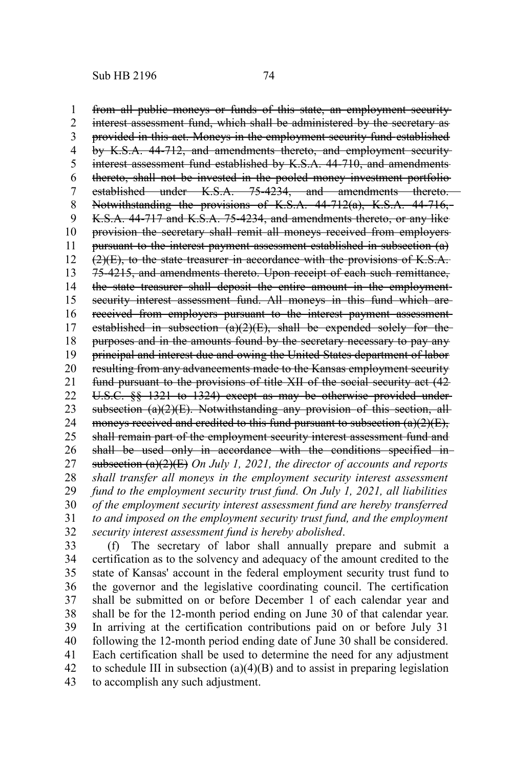~~from all public moneys or funds of this state, an employment security interest assessment fund, which shall be administered by the secretary as provided in this act. Moneys in the employment security fund established by K.S.A. 44-712, and amendments thereto, and employment security interest assessment fund established by K.S.A. 44-710, and amendments thereto, shall not be invested in the pooled money investment portfolio established under K.S.A. 75-4234, and amendments thereto. Notwithstanding the provisions of K.S.A. 44-712(a), K.S.A. 44-716, K.S.A. 44-717 and K.S.A. 75-4234, and amendments thereto, or any like provision the secretary shall remit all moneys received from employers pursuant to the interest payment assessment established in subsection (a)(2)(E), to the state treasurer in accordance with the provisions of K.S.A. 75-4215, and amendments thereto. Upon receipt of each such remittance, the state treasurer shall deposit the entire amount in the employment security interest assessment fund. All moneys in this fund which are received from employers pursuant to the interest payment assessment established in subsection (a)(2)(E), shall be expended solely for the purposes and in the amounts found by the secretary necessary to pay any principal and interest due and owing the United States department of labor resulting from any advancements made to the Kansas employment security fund pursuant to the provisions of title XII of the social security act (42 U.S.C. §§ 1321 to 1324) except as may be otherwise provided under subsection (a)(2)(E). Notwithstanding any provision of this section, all moneys received and credited to this fund pursuant to subsection (a)(2)(E), shall remain part of the employment security interest assessment fund and shall be used only in accordance with the conditions specified in subsection (a)(2)(E)~~ *On July 1, 2021, the director of accounts and reports shall transfer all moneys in the employment security interest assessment fund to the employment security trust fund. On July 1, 2021, all liabilities of the employment security interest assessment fund are hereby transferred to and imposed on the employment security trust fund, and the employment security interest assessment fund is hereby abolished*.

(f) The secretary of labor shall annually prepare and submit a certification as to the solvency and adequacy of the amount credited to the state of Kansas' account in the federal employment security trust fund to the governor and the legislative coordinating council. The certification shall be submitted on or before December 1 of each calendar year and shall be for the 12-month period ending on June 30 of that calendar year. In arriving at the certification contributions paid on or before July 31 following the 12-month period ending date of June 30 shall be considered. Each certification shall be used to determine the need for any adjustment to schedule III in subsection (a)(4)(B) and to assist in preparing legislation to accomplish any such adjustment.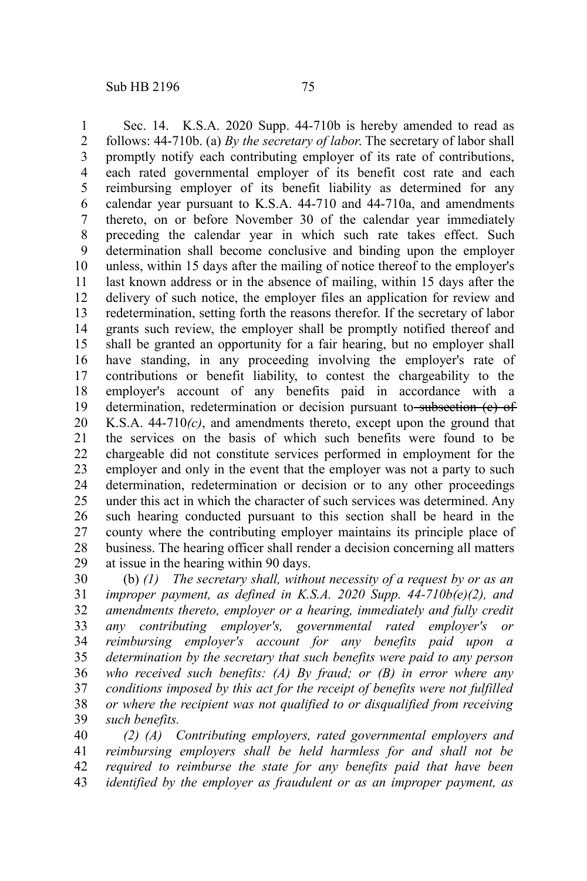Sec. 14. K.S.A. 2020 Supp. 44-710b is hereby amended to read as follows: 44-710b. (a) *By the secretary of labor.* The secretary of labor shall promptly notify each contributing employer of its rate of contributions, each rated governmental employer of its benefit cost rate and each reimbursing employer of its benefit liability as determined for any calendar year pursuant to K.S.A. 44-710 and 44-710a, and amendments thereto, on or before November 30 of the calendar year immediately preceding the calendar year in which such rate takes effect. Such determination shall become conclusive and binding upon the employer unless, within 15 days after the mailing of notice thereof to the employer's last known address or in the absence of mailing, within 15 days after the delivery of such notice, the employer files an application for review and redetermination, setting forth the reasons therefor. If the secretary of labor grants such review, the employer shall be promptly notified thereof and shall be granted an opportunity for a fair hearing, but no employer shall have standing, in any proceeding involving the employer's rate of contributions or benefit liability, to contest the chargeability to the employer's account of any benefits paid in accordance with a determination, redetermination or decision pursuant to ~~subsection (c) of~~ K.S.A. 44-710*(c)*, and amendments thereto, except upon the ground that the services on the basis of which such benefits were found to be chargeable did not constitute services performed in employment for the employer and only in the event that the employer was not a party to such determination, redetermination or decision or to any other proceedings under this act in which the character of such services was determined. Any such hearing conducted pursuant to this section shall be heard in the county where the contributing employer maintains its principle place of business. The hearing officer shall render a decision concerning all matters at issue in the hearing within 90 days.

(b) *(1) The secretary shall, without necessity of a request by or as an improper payment, as defined in K.S.A. 2020 Supp. 44-710b(e)(2), and amendments thereto, employer or a hearing, immediately and fully credit any contributing employer's, governmental rated employer's or reimbursing employer's account for any benefits paid upon a determination by the secretary that such benefits were paid to any person who received such benefits: (A) By fraud; or (B) in error where any conditions imposed by this act for the receipt of benefits were not fulfilled or where the recipient was not qualified to or disqualified from receiving such benefits.*

*(2) (A) Contributing employers, rated governmental employers and reimbursing employers shall be held harmless for and shall not be required to reimburse the state for any benefits paid that have been identified by the employer as fraudulent or as an improper payment, as*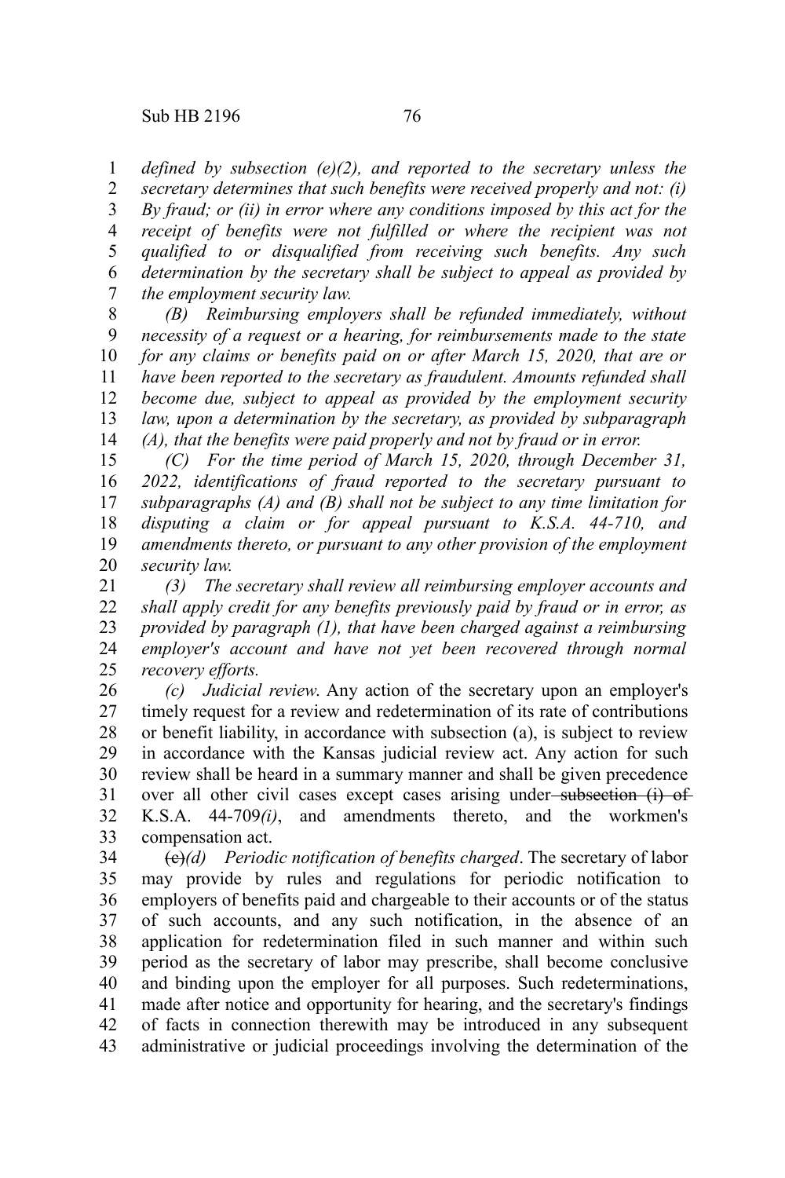*defined by subsection (e)(2), and reported to the secretary unless the secretary determines that such benefits were received properly and not: (i) By fraud; or (ii) in error where any conditions imposed by this act for the receipt of benefits were not fulfilled or where the recipient was not qualified to or disqualified from receiving such benefits. Any such determination by the secretary shall be subject to appeal as provided by the employment security law.*

*(B) Reimbursing employers shall be refunded immediately, without necessity of a request or a hearing, for reimbursements made to the state for any claims or benefits paid on or after March 15, 2020, that are or have been reported to the secretary as fraudulent. Amounts refunded shall become due, subject to appeal as provided by the employment security law, upon a determination by the secretary, as provided by subparagraph (A), that the benefits were paid properly and not by fraud or in error.*

*(C) For the time period of March 15, 2020, through December 31, 2022, identifications of fraud reported to the secretary pursuant to subparagraphs (A) and (B) shall not be subject to any time limitation for disputing a claim or for appeal pursuant to K.S.A. 44-710, and amendments thereto, or pursuant to any other provision of the employment security law.*

*(3) The secretary shall review all reimbursing employer accounts and shall apply credit for any benefits previously paid by fraud or in error, as provided by paragraph (1), that have been charged against a reimbursing employer's account and have not yet been recovered through normal recovery efforts.*

*(c) Judicial review*. Any action of the secretary upon an employer's timely request for a review and redetermination of its rate of contributions or benefit liability, in accordance with subsection (a), is subject to review in accordance with the Kansas judicial review act. Any action for such review shall be heard in a summary manner and shall be given precedence over all other civil cases except cases arising under ~~subsection (i) of~~ K.S.A. 44-709*(i)*, and amendments thereto, and the workmen's compensation act.

~~(c)~~*(d) Periodic notification of benefits charged*. The secretary of labor may provide by rules and regulations for periodic notification to employers of benefits paid and chargeable to their accounts or of the status of such accounts, and any such notification, in the absence of an application for redetermination filed in such manner and within such period as the secretary of labor may prescribe, shall become conclusive and binding upon the employer for all purposes. Such redeterminations, made after notice and opportunity for hearing, and the secretary's findings of facts in connection therewith may be introduced in any subsequent administrative or judicial proceedings involving the determination of the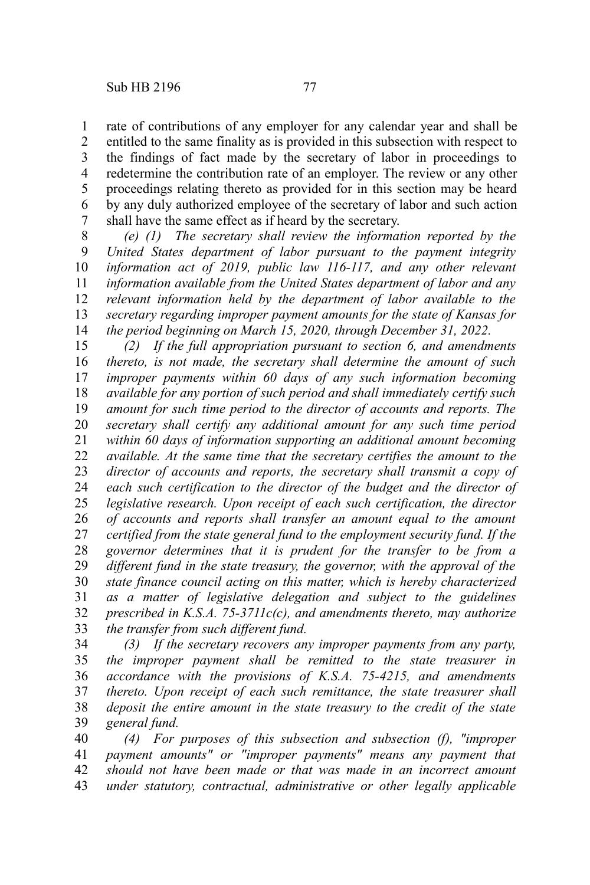rate of contributions of any employer for any calendar year and shall be entitled to the same finality as is provided in this subsection with respect to the findings of fact made by the secretary of labor in proceedings to redetermine the contribution rate of an employer. The review or any other proceedings relating thereto as provided for in this section may be heard by any duly authorized employee of the secretary of labor and such action shall have the same effect as if heard by the secretary.

*(e) (1) The secretary shall review the information reported by the United States department of labor pursuant to the payment integrity information act of 2019, public law 116-117, and any other relevant information available from the United States department of labor and any relevant information held by the department of labor available to the secretary regarding improper payment amounts for the state of Kansas for the period beginning on March 15, 2020, through December 31, 2022.*

*(2) If the full appropriation pursuant to section 6, and amendments thereto, is not made, the secretary shall determine the amount of such improper payments within 60 days of any such information becoming available for any portion of such period and shall immediately certify such amount for such time period to the director of accounts and reports. The secretary shall certify any additional amount for any such time period within 60 days of information supporting an additional amount becoming available. At the same time that the secretary certifies the amount to the director of accounts and reports, the secretary shall transmit a copy of each such certification to the director of the budget and the director of legislative research. Upon receipt of each such certification, the director of accounts and reports shall transfer an amount equal to the amount certified from the state general fund to the employment security fund. If the governor determines that it is prudent for the transfer to be from a different fund in the state treasury, the governor, with the approval of the state finance council acting on this matter, which is hereby characterized as a matter of legislative delegation and subject to the guidelines prescribed in K.S.A. 75-3711c(c), and amendments thereto, may authorize the transfer from such different fund.*

*(3) If the secretary recovers any improper payments from any party, the improper payment shall be remitted to the state treasurer in accordance with the provisions of K.S.A. 75-4215, and amendments thereto. Upon receipt of each such remittance, the state treasurer shall deposit the entire amount in the state treasury to the credit of the state general fund.*

*(4) For purposes of this subsection and subsection (f), "improper payment amounts" or "improper payments" means any payment that should not have been made or that was made in an incorrect amount under statutory, contractual, administrative or other legally applicable*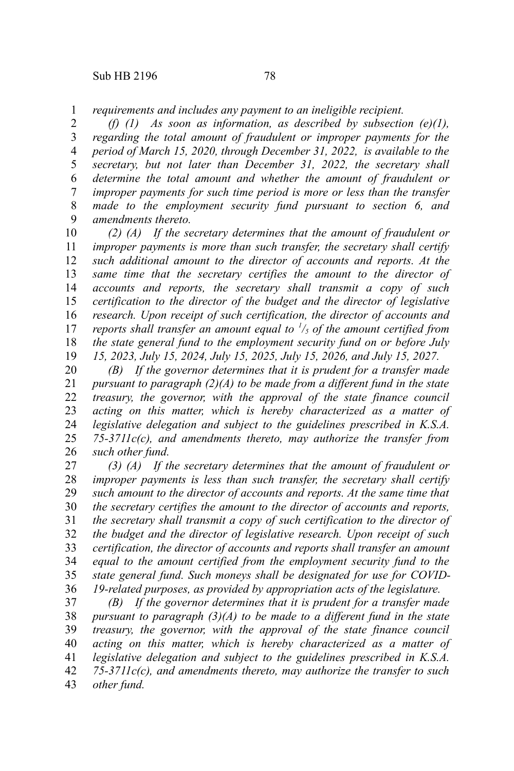*requirements and includes any payment to an ineligible recipient.*

*(f) (1) As soon as information, as described by subsection (e)(1), regarding the total amount of fraudulent or improper payments for the period of March 15, 2020, through December 31, 2022, is available to the secretary, but not later than December 31, 2022, the secretary shall determine the total amount and whether the amount of fraudulent or improper payments for such time period is more or less than the transfer made to the employment security fund pursuant to section 6, and amendments thereto.*

*(2) (A) If the secretary determines that the amount of fraudulent or improper payments is more than such transfer, the secretary shall certify such additional amount to the director of accounts and reports. At the same time that the secretary certifies the amount to the director of accounts and reports, the secretary shall transmit a copy of such certification to the director of the budget and the director of legislative research. Upon receipt of such certification, the director of accounts and reports shall transfer an amount equal to $^{1}/_{5}$ of the amount certified from the state general fund to the employment security fund on or before July 15, 2023, July 15, 2024, July 15, 2025, July 15, 2026, and July 15, 2027.*

*(B) If the governor determines that it is prudent for a transfer made pursuant to paragraph (2)(A) to be made from a different fund in the state treasury, the governor, with the approval of the state finance council acting on this matter, which is hereby characterized as a matter of legislative delegation and subject to the guidelines prescribed in K.S.A. 75-3711c(c), and amendments thereto, may authorize the transfer from such other fund.*

*(3) (A) If the secretary determines that the amount of fraudulent or improper payments is less than such transfer, the secretary shall certify such amount to the director of accounts and reports. At the same time that the secretary certifies the amount to the director of accounts and reports, the secretary shall transmit a copy of such certification to the director of the budget and the director of legislative research. Upon receipt of such certification, the director of accounts and reports shall transfer an amount equal to the amount certified from the employment security fund to the state general fund. Such moneys shall be designated for use for COVID-19-related purposes, as provided by appropriation acts of the legislature.*

*(B) If the governor determines that it is prudent for a transfer made pursuant to paragraph (3)(A) to be made to a different fund in the state treasury, the governor, with the approval of the state finance council acting on this matter, which is hereby characterized as a matter of legislative delegation and subject to the guidelines prescribed in K.S.A. 75-3711c(c), and amendments thereto, may authorize the transfer to such other fund.*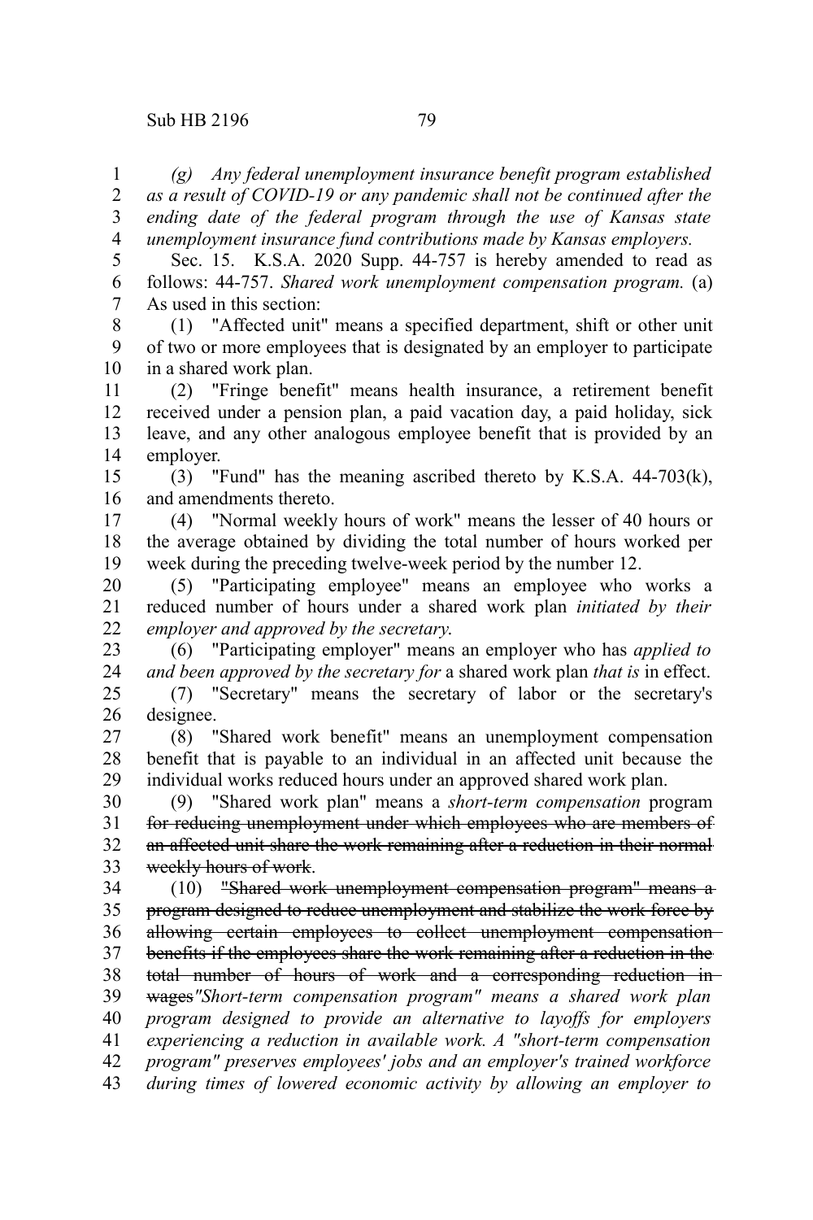*(g) Any federal unemployment insurance benefit program established as a result of COVID-19 or any pandemic shall not be continued after the ending date of the federal program through the use of Kansas state unemployment insurance fund contributions made by Kansas employers.*

Sec. 15. K.S.A. 2020 Supp. 44-757 is hereby amended to read as follows: 44-757. *Shared work unemployment compensation program.* (a) As used in this section:

(1) "Affected unit" means a specified department, shift or other unit of two or more employees that is designated by an employer to participate in a shared work plan.

(2) "Fringe benefit" means health insurance, a retirement benefit received under a pension plan, a paid vacation day, a paid holiday, sick leave, and any other analogous employee benefit that is provided by an employer.

(3) "Fund" has the meaning ascribed thereto by K.S.A. 44-703(k), and amendments thereto.

(4) "Normal weekly hours of work" means the lesser of 40 hours or the average obtained by dividing the total number of hours worked per week during the preceding twelve-week period by the number 12.

(5) "Participating employee" means an employee who works a reduced number of hours under a shared work plan *initiated by their employer and approved by the secretary*.

(6) "Participating employer" means an employer who has *applied to and been approved by the secretary for* a shared work plan *that is* in effect.

(7) "Secretary" means the secretary of labor or the secretary's designee.

(8) "Shared work benefit" means an unemployment compensation benefit that is payable to an individual in an affected unit because the individual works reduced hours under an approved shared work plan.

(9) "Shared work plan" means a *short-term compensation* program ~~for reducing unemployment under which employees who are members of an affected unit share the work remaining after a reduction in their normal weekly hours of work~~.

(10) ~~"Shared work unemployment compensation program" means a program designed to reduce unemployment and stabilize the work force by allowing certain employees to collect unemployment compensation benefits if the employees share the work remaining after a reduction in the total number of hours of work and a corresponding reduction in wages~~*"Short-term compensation program" means a shared work plan program designed to provide an alternative to layoffs for employers experiencing a reduction in available work. A "short-term compensation program" preserves employees' jobs and an employer's trained workforce during times of lowered economic activity by allowing an employer to*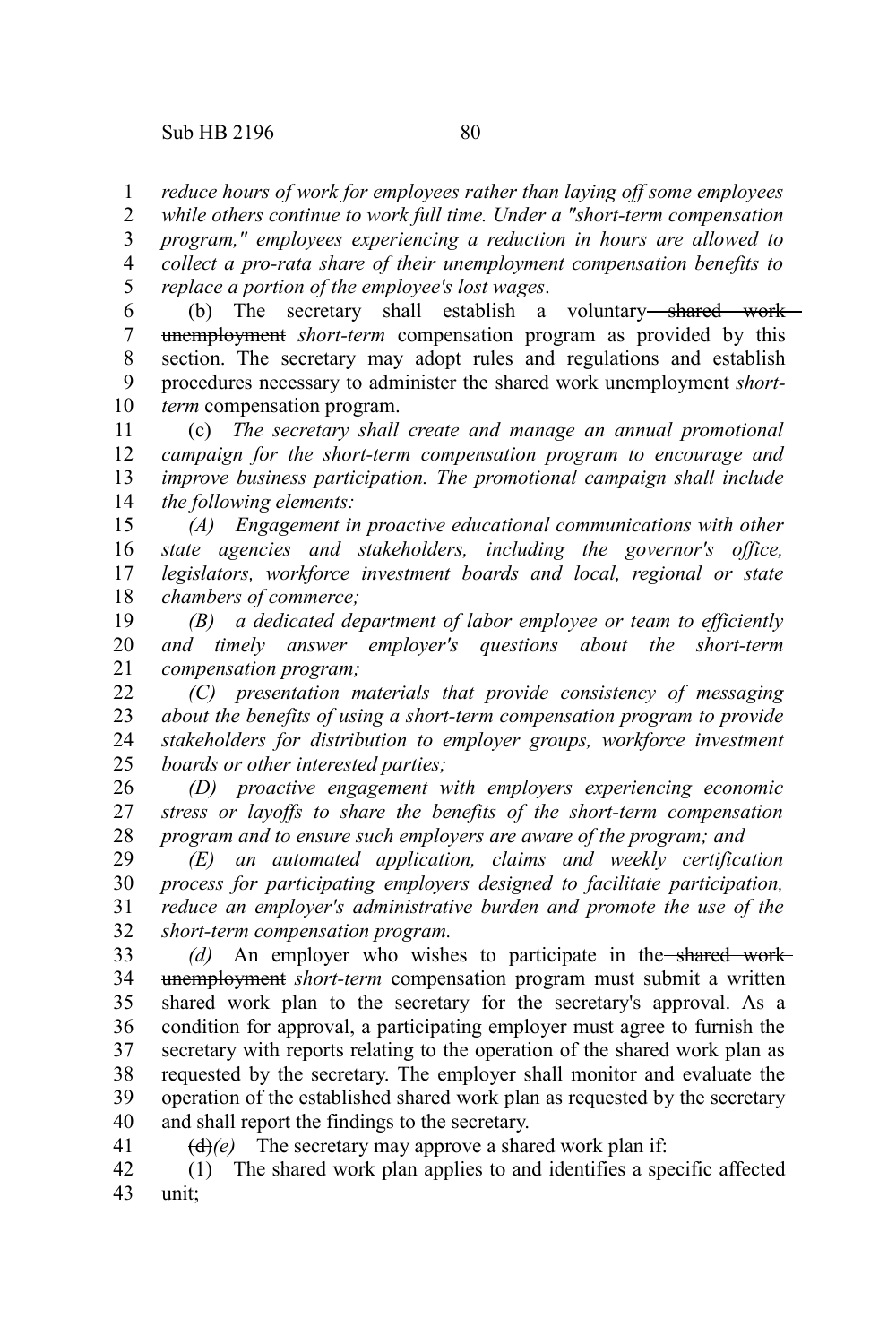*reduce hours of work for employees rather than laying off some employees while others continue to work full time. Under a "short-term compensation program," employees experiencing a reduction in hours are allowed to collect a pro-rata share of their unemployment compensation benefits to replace a portion of the employee's lost wages*.

(b) The secretary shall establish a voluntary ~~shared work unemployment~~ *short-term* compensation program as provided by this section. The secretary may adopt rules and regulations and establish procedures necessary to administer the ~~shared work unemployment~~ *short-term* compensation program.

(c) *The secretary shall create and manage an annual promotional campaign for the short-term compensation program to encourage and improve business participation. The promotional campaign shall include the following elements:*

*(A) Engagement in proactive educational communications with other state agencies and stakeholders, including the governor's office, legislators, workforce investment boards and local, regional or state chambers of commerce;*

*(B) a dedicated department of labor employee or team to efficiently and timely answer employer's questions about the short-term compensation program;*

*(C) presentation materials that provide consistency of messaging about the benefits of using a short-term compensation program to provide stakeholders for distribution to employer groups, workforce investment boards or other interested parties;*

*(D) proactive engagement with employers experiencing economic stress or layoffs to share the benefits of the short-term compensation program and to ensure such employers are aware of the program; and*

*(E) an automated application, claims and weekly certification process for participating employers designed to facilitate participation, reduce an employer's administrative burden and promote the use of the short-term compensation program.*

*(d)* An employer who wishes to participate in the ~~shared work unemployment~~ *short-term* compensation program must submit a written shared work plan to the secretary for the secretary's approval. As a condition for approval, a participating employer must agree to furnish the secretary with reports relating to the operation of the shared work plan as requested by the secretary. The employer shall monitor and evaluate the operation of the established shared work plan as requested by the secretary and shall report the findings to the secretary.

~~(d)~~*(e)* The secretary may approve a shared work plan if:

(1) The shared work plan applies to and identifies a specific affected unit;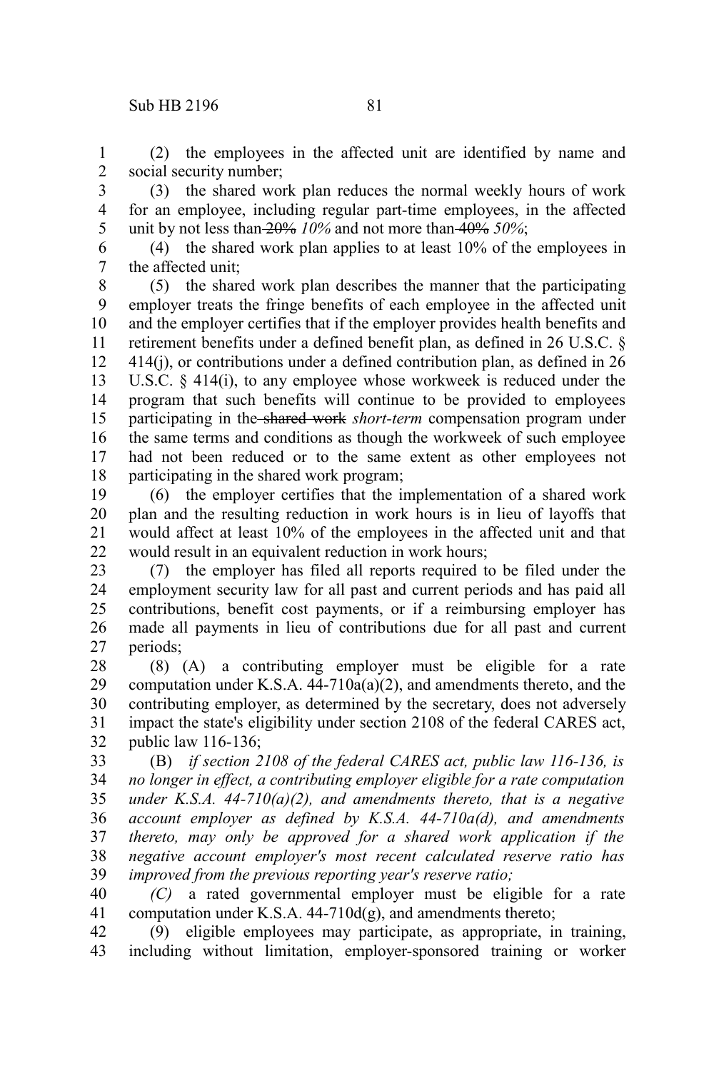(2) the employees in the affected unit are identified by name and social security number;

(3) the shared work plan reduces the normal weekly hours of work for an employee, including regular part-time employees, in the affected unit by not less than ~~20%~~ *10%* and not more than ~~40%~~ *50%*;

(4) the shared work plan applies to at least 10% of the employees in the affected unit;

(5) the shared work plan describes the manner that the participating employer treats the fringe benefits of each employee in the affected unit and the employer certifies that if the employer provides health benefits and retirement benefits under a defined benefit plan, as defined in 26 U.S.C. § 414(j), or contributions under a defined contribution plan, as defined in 26 U.S.C. § 414(i), to any employee whose workweek is reduced under the program that such benefits will continue to be provided to employees participating in the ~~shared work~~ *short-term* compensation program under the same terms and conditions as though the workweek of such employee had not been reduced or to the same extent as other employees not participating in the shared work program;

(6) the employer certifies that the implementation of a shared work plan and the resulting reduction in work hours is in lieu of layoffs that would affect at least 10% of the employees in the affected unit and that would result in an equivalent reduction in work hours;

(7) the employer has filed all reports required to be filed under the employment security law for all past and current periods and has paid all contributions, benefit cost payments, or if a reimbursing employer has made all payments in lieu of contributions due for all past and current periods;

(8) (A) a contributing employer must be eligible for a rate computation under K.S.A. 44-710a(a)(2), and amendments thereto, and the contributing employer, as determined by the secretary, does not adversely impact the state's eligibility under section 2108 of the federal CARES act, public law 116-136;

(B) *if section 2108 of the federal CARES act, public law 116-136, is no longer in effect, a contributing employer eligible for a rate computation under K.S.A. 44-710(a)(2), and amendments thereto, that is a negative account employer as defined by K.S.A. 44-710a(d), and amendments thereto, may only be approved for a shared work application if the negative account employer's most recent calculated reserve ratio has improved from the previous reporting year's reserve ratio;*

*(C)* a rated governmental employer must be eligible for a rate computation under K.S.A. 44-710d(g), and amendments thereto;

(9) eligible employees may participate, as appropriate, in training, including without limitation, employer-sponsored training or worker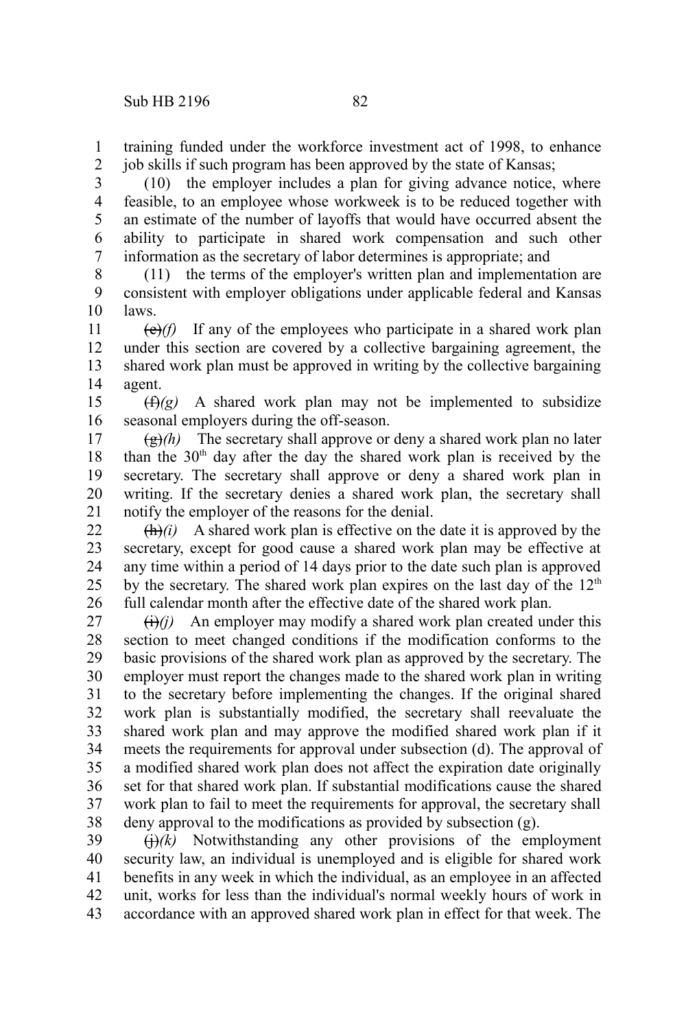training funded under the workforce investment act of 1998, to enhance job skills if such program has been approved by the state of Kansas;

(10) the employer includes a plan for giving advance notice, where feasible, to an employee whose workweek is to be reduced together with an estimate of the number of layoffs that would have occurred absent the ability to participate in shared work compensation and such other information as the secretary of labor determines is appropriate; and

(11) the terms of the employer's written plan and implementation are consistent with employer obligations under applicable federal and Kansas laws.

~~(e)~~*(f)* If any of the employees who participate in a shared work plan under this section are covered by a collective bargaining agreement, the shared work plan must be approved in writing by the collective bargaining agent.

~~(f)~~*(g)* A shared work plan may not be implemented to subsidize seasonal employers during the off-season.

~~(g)~~*(h)* The secretary shall approve or deny a shared work plan no later than the 30th day after the day the shared work plan is received by the secretary. The secretary shall approve or deny a shared work plan in writing. If the secretary denies a shared work plan, the secretary shall notify the employer of the reasons for the denial.

~~(h)~~*(i)* A shared work plan is effective on the date it is approved by the secretary, except for good cause a shared work plan may be effective at any time within a period of 14 days prior to the date such plan is approved by the secretary. The shared work plan expires on the last day of the 12th full calendar month after the effective date of the shared work plan.

~~(i)~~*(j)* An employer may modify a shared work plan created under this section to meet changed conditions if the modification conforms to the basic provisions of the shared work plan as approved by the secretary. The employer must report the changes made to the shared work plan in writing to the secretary before implementing the changes. If the original shared work plan is substantially modified, the secretary shall reevaluate the shared work plan and may approve the modified shared work plan if it meets the requirements for approval under subsection (d). The approval of a modified shared work plan does not affect the expiration date originally set for that shared work plan. If substantial modifications cause the shared work plan to fail to meet the requirements for approval, the secretary shall deny approval to the modifications as provided by subsection (g).

~~(j)~~*(k)* Notwithstanding any other provisions of the employment security law, an individual is unemployed and is eligible for shared work benefits in any week in which the individual, as an employee in an affected unit, works for less than the individual's normal weekly hours of work in accordance with an approved shared work plan in effect for that week. The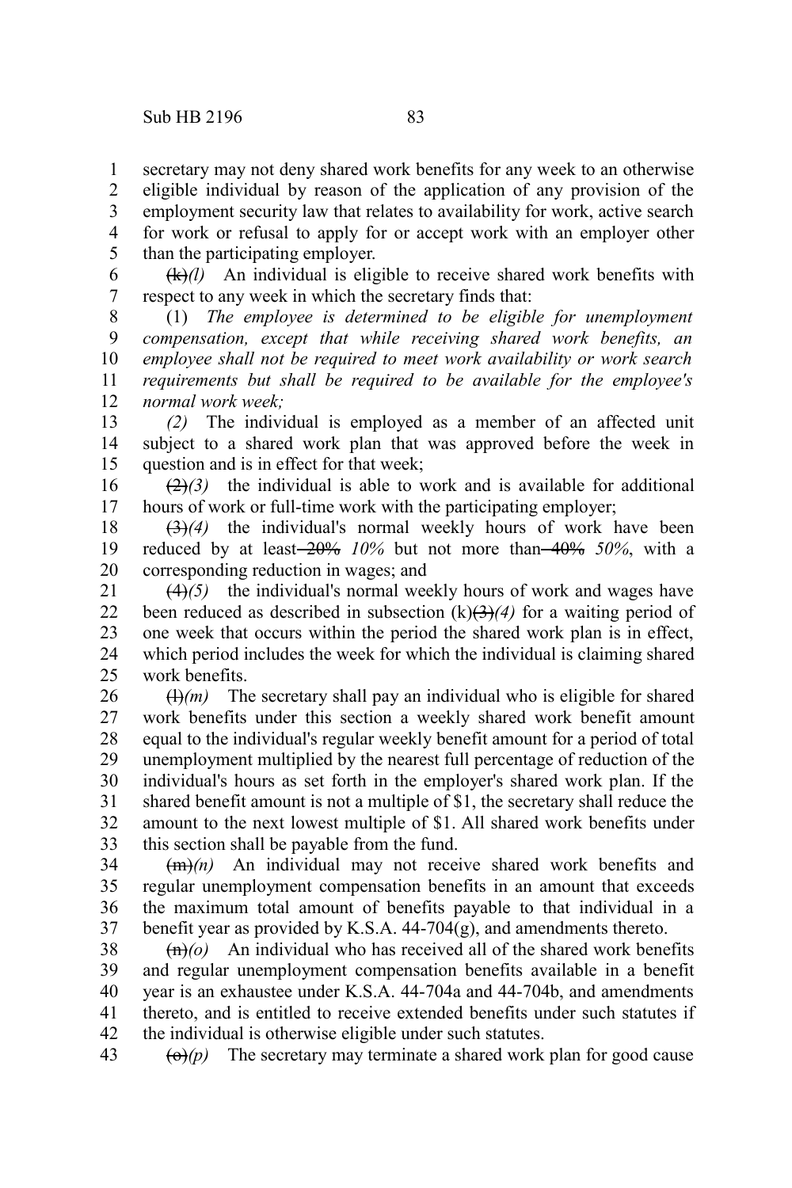secretary may not deny shared work benefits for any week to an otherwise eligible individual by reason of the application of any provision of the employment security law that relates to availability for work, active search for work or refusal to apply for or accept work with an employer other than the participating employer.

~~(k)~~*(l)* An individual is eligible to receive shared work benefits with respect to any week in which the secretary finds that:

(1) *The employee is determined to be eligible for unemployment compensation, except that while receiving shared work benefits, an employee shall not be required to meet work availability or work search requirements but shall be required to be available for the employee's normal work week;*

*(2)* The individual is employed as a member of an affected unit subject to a shared work plan that was approved before the week in question and is in effect for that week;

~~(2)~~*(3)* the individual is able to work and is available for additional hours of work or full-time work with the participating employer;

~~(3)~~*(4)* the individual's normal weekly hours of work have been reduced by at least ~~20%~~ *10%* but not more than ~~40%~~ *50%*, with a corresponding reduction in wages; and

~~(4)~~*(5)* the individual's normal weekly hours of work and wages have been reduced as described in subsection (k)~~(3)~~*(4)* for a waiting period of one week that occurs within the period the shared work plan is in effect, which period includes the week for which the individual is claiming shared work benefits.

~~(l)~~*(m)* The secretary shall pay an individual who is eligible for shared work benefits under this section a weekly shared work benefit amount equal to the individual's regular weekly benefit amount for a period of total unemployment multiplied by the nearest full percentage of reduction of the individual's hours as set forth in the employer's shared work plan. If the shared benefit amount is not a multiple of $1, the secretary shall reduce the amount to the next lowest multiple of $1. All shared work benefits under this section shall be payable from the fund.

~~(m)~~*(n)* An individual may not receive shared work benefits and regular unemployment compensation benefits in an amount that exceeds the maximum total amount of benefits payable to that individual in a benefit year as provided by K.S.A. 44-704(g), and amendments thereto.

~~(n)~~*(o)* An individual who has received all of the shared work benefits and regular unemployment compensation benefits available in a benefit year is an exhaustee under K.S.A. 44-704a and 44-704b, and amendments thereto, and is entitled to receive extended benefits under such statutes if the individual is otherwise eligible under such statutes.

~~(o)~~*(p)* The secretary may terminate a shared work plan for good cause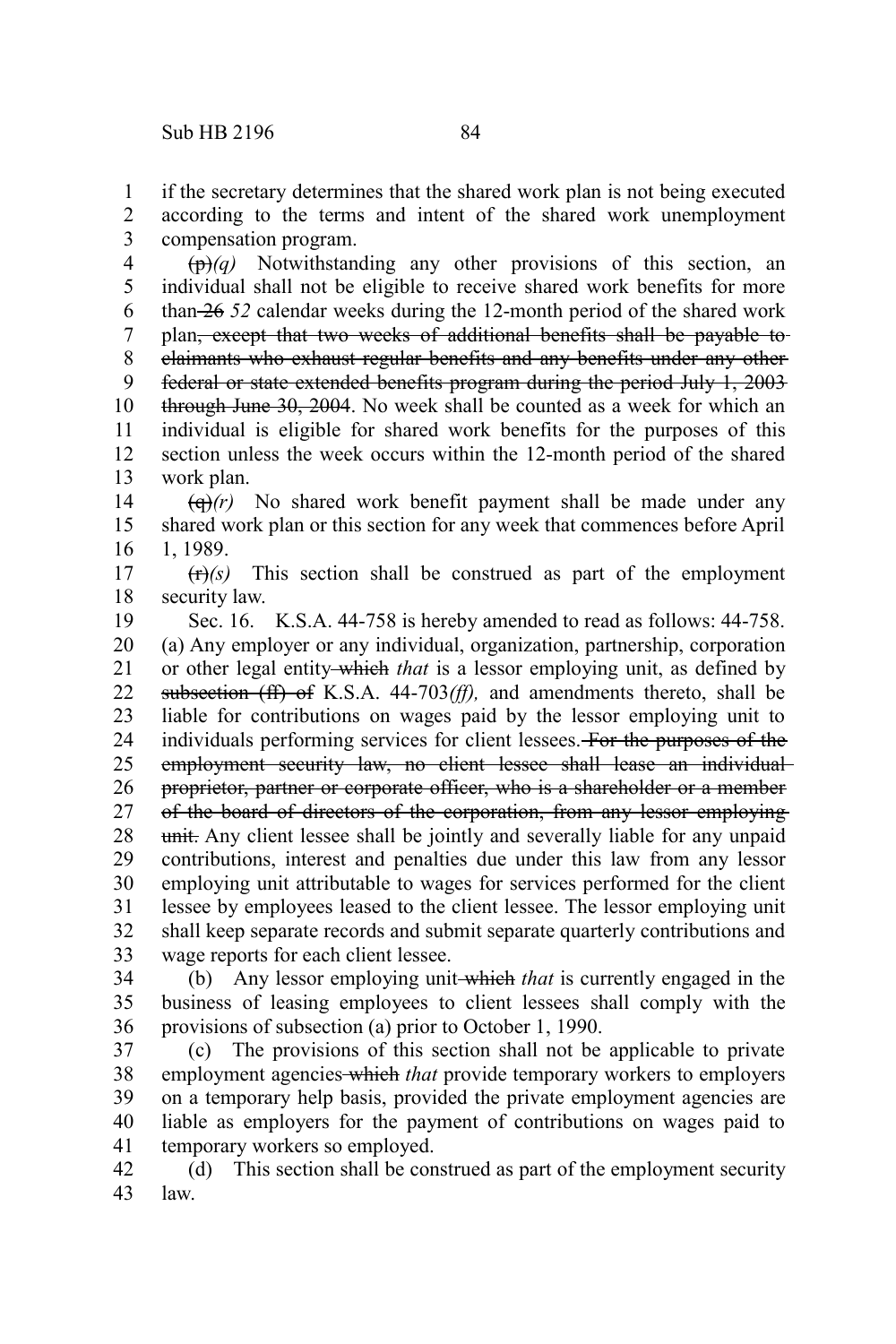if the secretary determines that the shared work plan is not being executed according to the terms and intent of the shared work unemployment compensation program.

~~(p)~~*(q)* Notwithstanding any other provisions of this section, an individual shall not be eligible to receive shared work benefits for more than ~~26~~ *52* calendar weeks during the 12-month period of the shared work plan~~, except that two weeks of additional benefits shall be payable to claimants who exhaust regular benefits and any benefits under any other federal or state extended benefits program during the period July 1, 2003 through June 30, 2004~~. No week shall be counted as a week for which an individual is eligible for shared work benefits for the purposes of this section unless the week occurs within the 12-month period of the shared work plan.

~~(q)~~*(r)* No shared work benefit payment shall be made under any shared work plan or this section for any week that commences before April 1, 1989.

~~(r)~~*(s)* This section shall be construed as part of the employment security law.

Sec. 16. K.S.A. 44-758 is hereby amended to read as follows: 44-758. (a) Any employer or any individual, organization, partnership, corporation or other legal entity ~~which~~ *that* is a lessor employing unit, as defined by ~~subsection (ff) of~~ K.S.A. 44-703*(ff),* and amendments thereto, shall be liable for contributions on wages paid by the lessor employing unit to individuals performing services for client lessees. ~~For the purposes of the employment security law, no client lessee shall lease an individual proprietor, partner or corporate officer, who is a shareholder or a member of the board of directors of the corporation, from any lessor employing unit.~~ Any client lessee shall be jointly and severally liable for any unpaid contributions, interest and penalties due under this law from any lessor employing unit attributable to wages for services performed for the client lessee by employees leased to the client lessee. The lessor employing unit shall keep separate records and submit separate quarterly contributions and wage reports for each client lessee.

(b) Any lessor employing unit ~~which~~ *that* is currently engaged in the business of leasing employees to client lessees shall comply with the provisions of subsection (a) prior to October 1, 1990.

(c) The provisions of this section shall not be applicable to private employment agencies ~~which~~ *that* provide temporary workers to employers on a temporary help basis, provided the private employment agencies are liable as employers for the payment of contributions on wages paid to temporary workers so employed.

(d) This section shall be construed as part of the employment security law.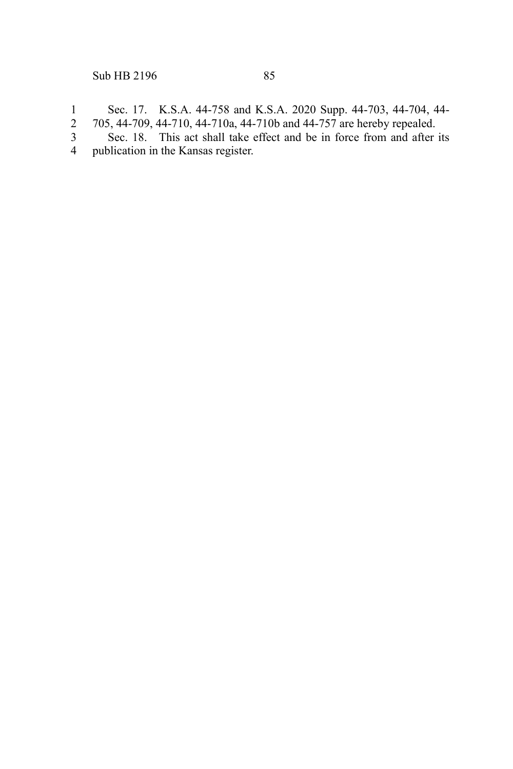Sec. 17. K.S.A. 44-758 and K.S.A. 2020 Supp. 44-703, 44-704, 44-705, 44-709, 44-710, 44-710a, 44-710b and 44-757 are hereby repealed.

Sec. 18. This act shall take effect and be in force from and after its publication in the Kansas register.